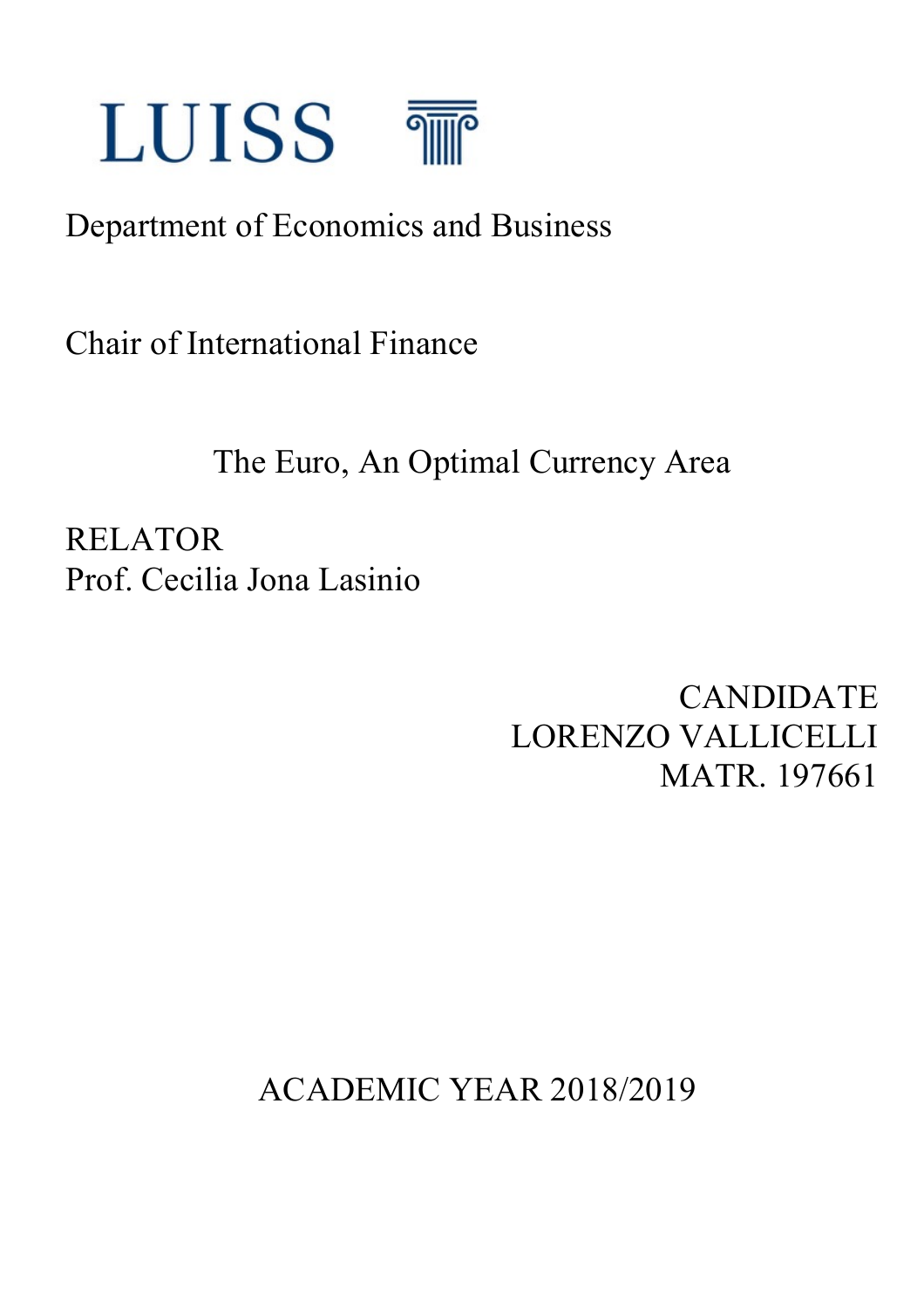LUISS

Department of Economics and Business

Chair of International Finance

# The Euro, An Optimal Currency Area

RELATOR
Prof. Cecilia Jona Lasinio

CANDIDATE
LORENZO VALLICELLI
MATR. 197661

ACADEMIC YEAR 2018/2019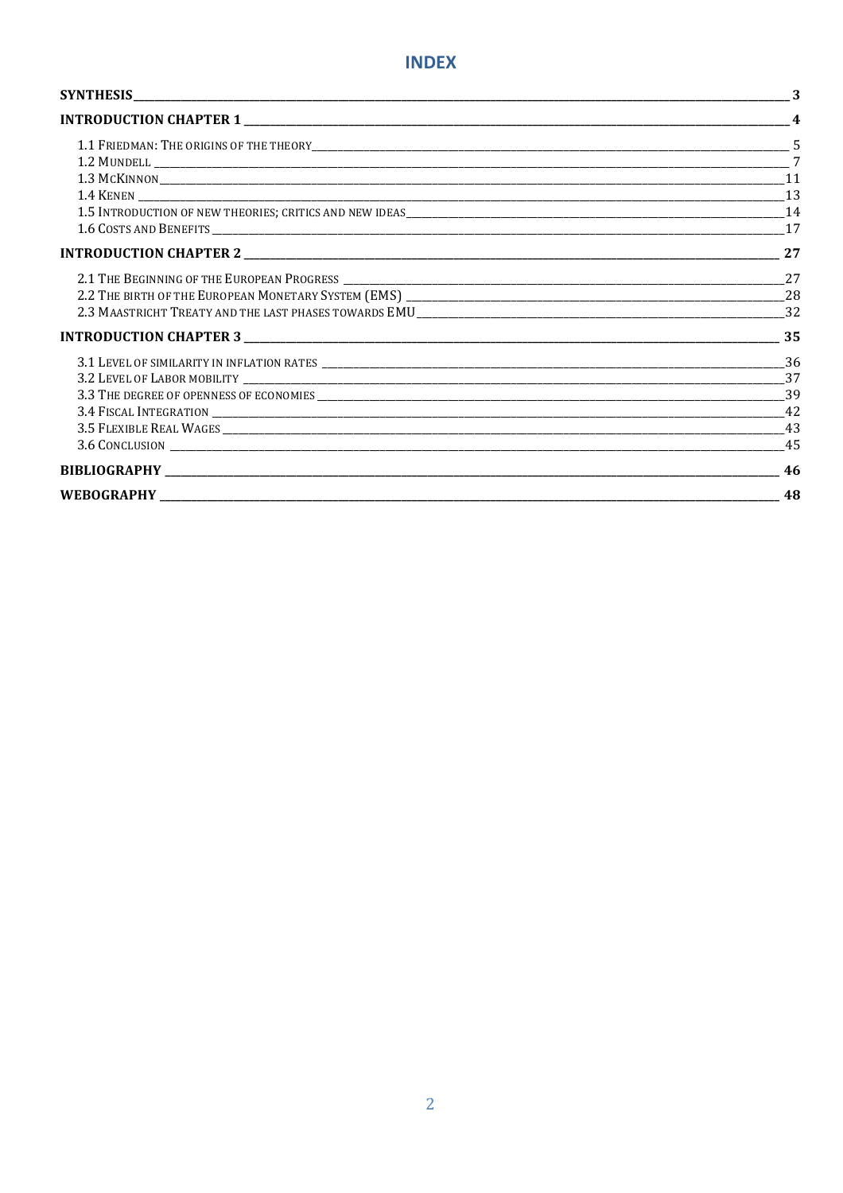# INDEX

**SYNTHESIS** 3

**INTRODUCTION CHAPTER 1** 4

- 1.1 Friedman: The origins of the theory 5
- 1.2 Mundell 7
- 1.3 McKinnon 11
- 1.4 Kenen 13
- 1.5 Introduction of new theories; critics and new ideas 14
- 1.6 Costs and Benefits 17

**INTRODUCTION CHAPTER 2** 27

- 2.1 The Beginning of the European Progress 27
- 2.2 The birth of the European Monetary System (EMS) 28
- 2.3 Maastricht Treaty and the last phases towards EMU 32

**INTRODUCTION CHAPTER 3** 35

- 3.1 Level of similarity in inflation rates 36
- 3.2 Level of Labor mobility 37
- 3.3 The degree of openness of economies 39
- 3.4 Fiscal Integration 42
- 3.5 Flexible Real Wages 43
- 3.6 Conclusion 45

**BIBLIOGRAPHY** 46

**WEBOGRAPHY** 48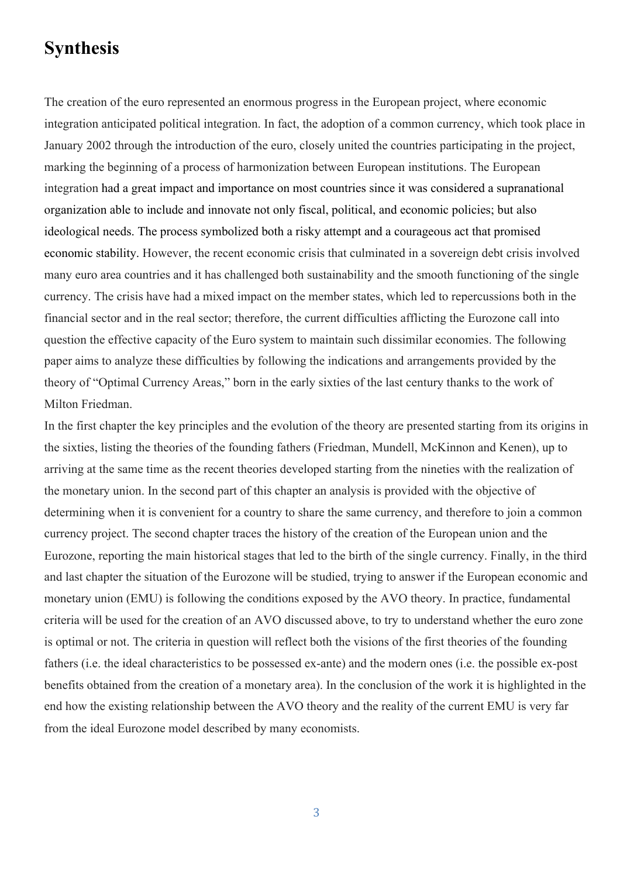# Synthesis

The creation of the euro represented an enormous progress in the European project, where economic integration anticipated political integration. In fact, the adoption of a common currency, which took place in January 2002 through the introduction of the euro, closely united the countries participating in the project, marking the beginning of a process of harmonization between European institutions. The European integration had a great impact and importance on most countries since it was considered a supranational organization able to include and innovate not only fiscal, political, and economic policies; but also ideological needs. The process symbolized both a risky attempt and a courageous act that promised economic stability. However, the recent economic crisis that culminated in a sovereign debt crisis involved many euro area countries and it has challenged both sustainability and the smooth functioning of the single currency. The crisis have had a mixed impact on the member states, which led to repercussions both in the financial sector and in the real sector; therefore, the current difficulties afflicting the Eurozone call into question the effective capacity of the Euro system to maintain such dissimilar economies. The following paper aims to analyze these difficulties by following the indications and arrangements provided by the theory of "Optimal Currency Areas," born in the early sixties of the last century thanks to the work of Milton Friedman.

In the first chapter the key principles and the evolution of the theory are presented starting from its origins in the sixties, listing the theories of the founding fathers (Friedman, Mundell, McKinnon and Kenen), up to arriving at the same time as the recent theories developed starting from the nineties with the realization of the monetary union. In the second part of this chapter an analysis is provided with the objective of determining when it is convenient for a country to share the same currency, and therefore to join a common currency project. The second chapter traces the history of the creation of the European union and the Eurozone, reporting the main historical stages that led to the birth of the single currency. Finally, in the third and last chapter the situation of the Eurozone will be studied, trying to answer if the European economic and monetary union (EMU) is following the conditions exposed by the AVO theory. In practice, fundamental criteria will be used for the creation of an AVO discussed above, to try to understand whether the euro zone is optimal or not. The criteria in question will reflect both the visions of the first theories of the founding fathers (i.e. the ideal characteristics to be possessed ex-ante) and the modern ones (i.e. the possible ex-post benefits obtained from the creation of a monetary area). In the conclusion of the work it is highlighted in the end how the existing relationship between the AVO theory and the reality of the current EMU is very far from the ideal Eurozone model described by many economists.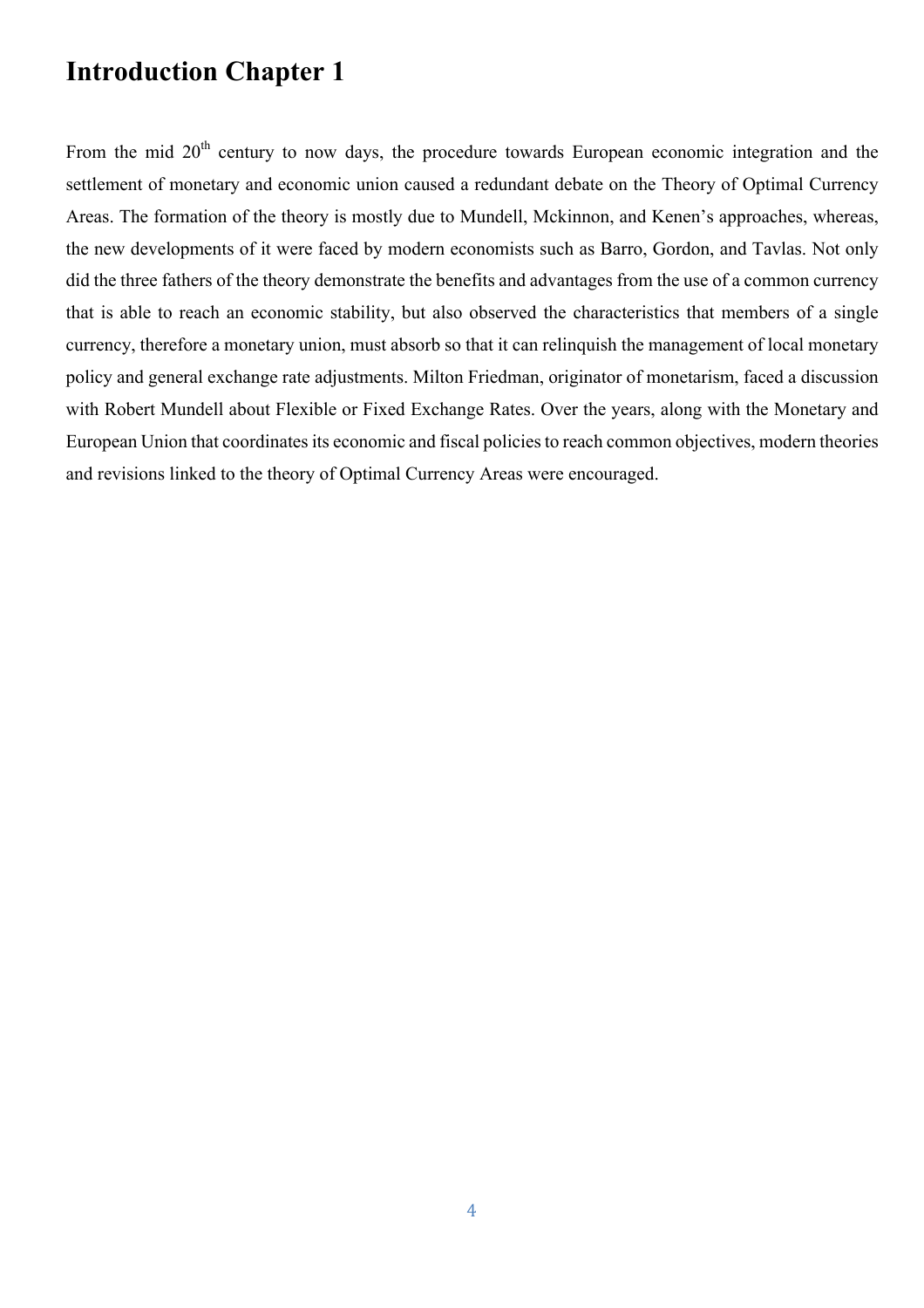# Introduction Chapter 1

From the mid 20th century to now days, the procedure towards European economic integration and the settlement of monetary and economic union caused a redundant debate on the Theory of Optimal Currency Areas. The formation of the theory is mostly due to Mundell, Mckinnon, and Kenen's approaches, whereas, the new developments of it were faced by modern economists such as Barro, Gordon, and Tavlas. Not only did the three fathers of the theory demonstrate the benefits and advantages from the use of a common currency that is able to reach an economic stability, but also observed the characteristics that members of a single currency, therefore a monetary union, must absorb so that it can relinquish the management of local monetary policy and general exchange rate adjustments. Milton Friedman, originator of monetarism, faced a discussion with Robert Mundell about Flexible or Fixed Exchange Rates. Over the years, along with the Monetary and European Union that coordinates its economic and fiscal policies to reach common objectives, modern theories and revisions linked to the theory of Optimal Currency Areas were encouraged.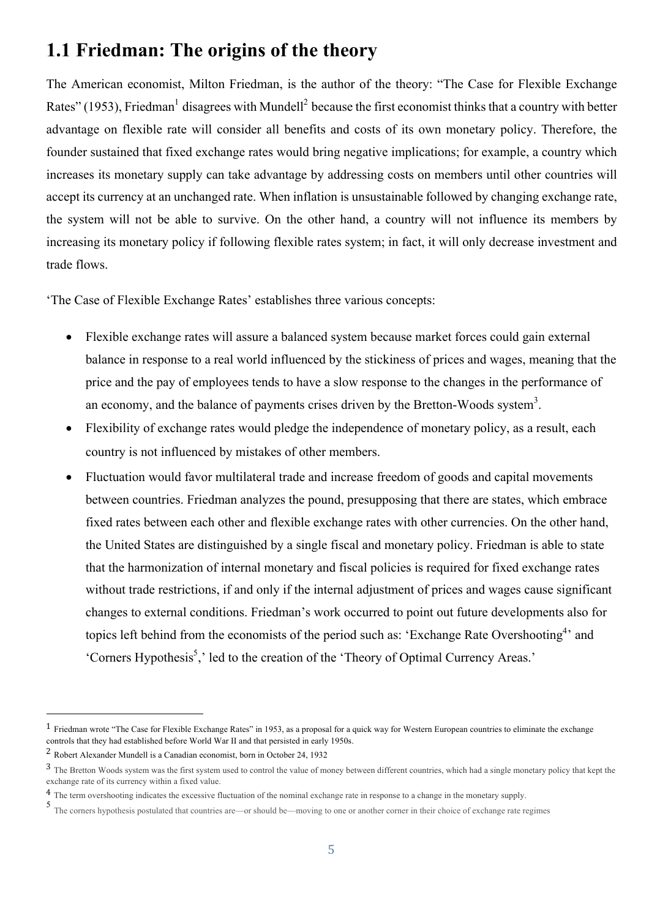## 1.1 Friedman: The origins of the theory

The American economist, Milton Friedman, is the author of the theory: "The Case for Flexible Exchange Rates" (1953), Friedman[1] disagrees with Mundell[2] because the first economist thinks that a country with better advantage on flexible rate will consider all benefits and costs of its own monetary policy. Therefore, the founder sustained that fixed exchange rates would bring negative implications; for example, a country which increases its monetary supply can take advantage by addressing costs on members until other countries will accept its currency at an unchanged rate. When inflation is unsustainable followed by changing exchange rate, the system will not be able to survive. On the other hand, a country will not influence its members by increasing its monetary policy if following flexible rates system; in fact, it will only decrease investment and trade flows.

'The Case of Flexible Exchange Rates' establishes three various concepts:

- Flexible exchange rates will assure a balanced system because market forces could gain external balance in response to a real world influenced by the stickiness of prices and wages, meaning that the price and the pay of employees tends to have a slow response to the changes in the performance of an economy, and the balance of payments crises driven by the Bretton-Woods system[3].
- Flexibility of exchange rates would pledge the independence of monetary policy, as a result, each country is not influenced by mistakes of other members.
- Fluctuation would favor multilateral trade and increase freedom of goods and capital movements between countries. Friedman analyzes the pound, presupposing that there are states, which embrace fixed rates between each other and flexible exchange rates with other currencies. On the other hand, the United States are distinguished by a single fiscal and monetary policy. Friedman is able to state that the harmonization of internal monetary and fiscal policies is required for fixed exchange rates without trade restrictions, if and only if the internal adjustment of prices and wages cause significant changes to external conditions. Friedman's work occurred to point out future developments also for topics left behind from the economists of the period such as: 'Exchange Rate Overshooting[4]' and 'Corners Hypothesis[5],' led to the creation of the 'Theory of Optimal Currency Areas.'

---

[1] Friedman wrote "The Case for Flexible Exchange Rates" in 1953, as a proposal for a quick way for Western European countries to eliminate the exchange controls that they had established before World War II and that persisted in early 1950s.

[2] Robert Alexander Mundell is a Canadian economist, born in October 24, 1932

[3] The Bretton Woods system was the first system used to control the value of money between different countries, which had a single monetary policy that kept the exchange rate of its currency within a fixed value.

[4] The term overshooting indicates the excessive fluctuation of the nominal exchange rate in response to a change in the monetary supply.

[5] The corners hypothesis postulated that countries are—or should be—moving to one or another corner in their choice of exchange rate regimes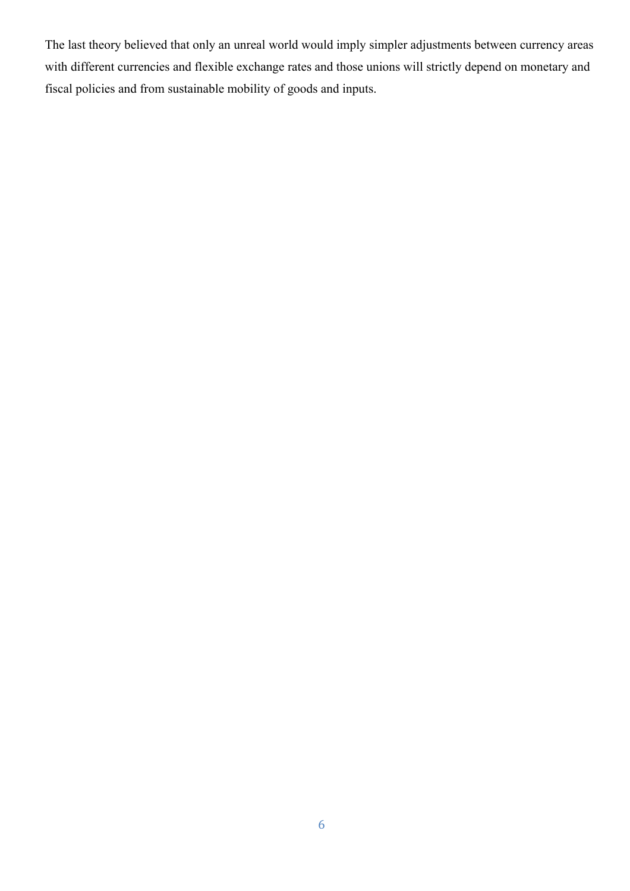The last theory believed that only an unreal world would imply simpler adjustments between currency areas with different currencies and flexible exchange rates and those unions will strictly depend on monetary and fiscal policies and from sustainable mobility of goods and inputs.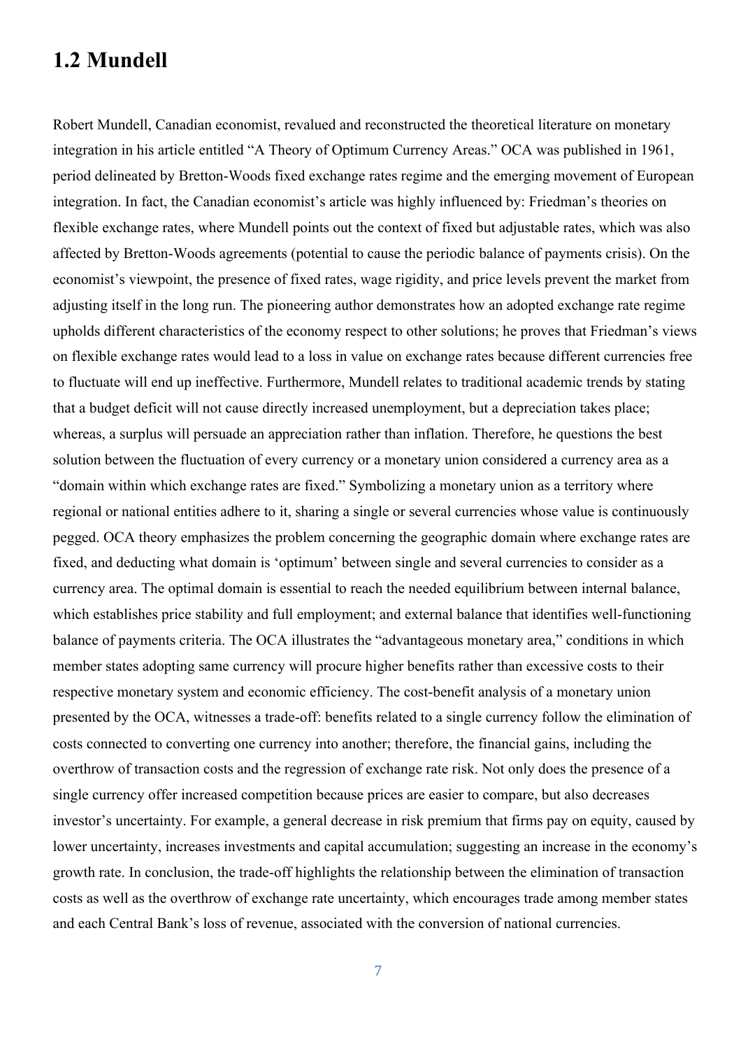## 1.2 Mundell

Robert Mundell, Canadian economist, revalued and reconstructed the theoretical literature on monetary integration in his article entitled "A Theory of Optimum Currency Areas." OCA was published in 1961, period delineated by Bretton-Woods fixed exchange rates regime and the emerging movement of European integration. In fact, the Canadian economist's article was highly influenced by: Friedman's theories on flexible exchange rates, where Mundell points out the context of fixed but adjustable rates, which was also affected by Bretton-Woods agreements (potential to cause the periodic balance of payments crisis). On the economist's viewpoint, the presence of fixed rates, wage rigidity, and price levels prevent the market from adjusting itself in the long run. The pioneering author demonstrates how an adopted exchange rate regime upholds different characteristics of the economy respect to other solutions; he proves that Friedman's views on flexible exchange rates would lead to a loss in value on exchange rates because different currencies free to fluctuate will end up ineffective. Furthermore, Mundell relates to traditional academic trends by stating that a budget deficit will not cause directly increased unemployment, but a depreciation takes place; whereas, a surplus will persuade an appreciation rather than inflation. Therefore, he questions the best solution between the fluctuation of every currency or a monetary union considered a currency area as a "domain within which exchange rates are fixed." Symbolizing a monetary union as a territory where regional or national entities adhere to it, sharing a single or several currencies whose value is continuously pegged. OCA theory emphasizes the problem concerning the geographic domain where exchange rates are fixed, and deducting what domain is 'optimum' between single and several currencies to consider as a currency area. The optimal domain is essential to reach the needed equilibrium between internal balance, which establishes price stability and full employment; and external balance that identifies well-functioning balance of payments criteria. The OCA illustrates the "advantageous monetary area," conditions in which member states adopting same currency will procure higher benefits rather than excessive costs to their respective monetary system and economic efficiency. The cost-benefit analysis of a monetary union presented by the OCA, witnesses a trade-off: benefits related to a single currency follow the elimination of costs connected to converting one currency into another; therefore, the financial gains, including the overthrow of transaction costs and the regression of exchange rate risk. Not only does the presence of a single currency offer increased competition because prices are easier to compare, but also decreases investor's uncertainty. For example, a general decrease in risk premium that firms pay on equity, caused by lower uncertainty, increases investments and capital accumulation; suggesting an increase in the economy's growth rate. In conclusion, the trade-off highlights the relationship between the elimination of transaction costs as well as the overthrow of exchange rate uncertainty, which encourages trade among member states and each Central Bank's loss of revenue, associated with the conversion of national currencies.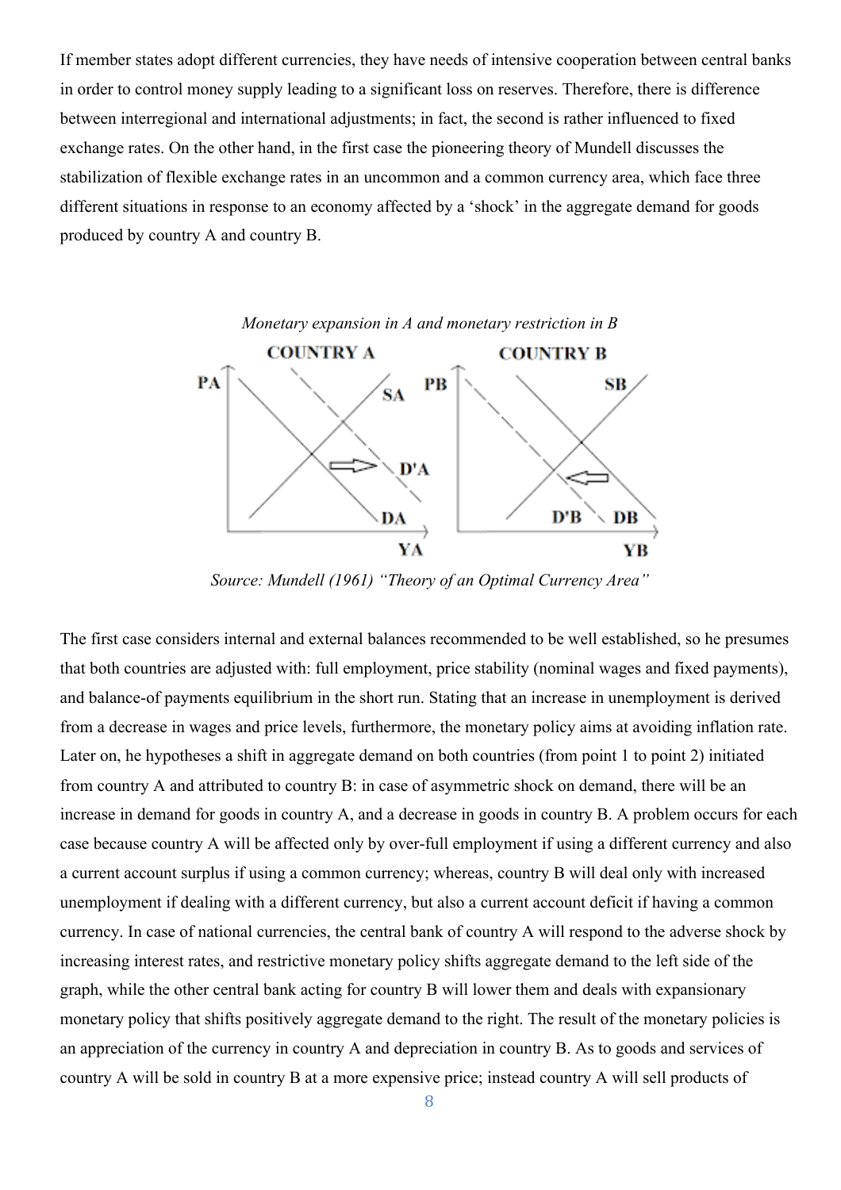If member states adopt different currencies, they have needs of intensive cooperation between central banks in order to control money supply leading to a significant loss on reserves. Therefore, there is difference between interregional and international adjustments; in fact, the second is rather influenced to fixed exchange rates. On the other hand, in the first case the pioneering theory of Mundell discusses the stabilization of flexible exchange rates in an uncommon and a common currency area, which face three different situations in response to an economy affected by a 'shock' in the aggregate demand for goods produced by country A and country B.

*Monetary expansion in A and monetary restriction in B*

*Source: Mundell (1961) "Theory of an Optimal Currency Area"*

The first case considers internal and external balances recommended to be well established, so he presumes that both countries are adjusted with: full employment, price stability (nominal wages and fixed payments), and balance-of payments equilibrium in the short run. Stating that an increase in unemployment is derived from a decrease in wages and price levels, furthermore, the monetary policy aims at avoiding inflation rate. Later on, he hypotheses a shift in aggregate demand on both countries (from point 1 to point 2) initiated from country A and attributed to country B: in case of asymmetric shock on demand, there will be an increase in demand for goods in country A, and a decrease in goods in country B. A problem occurs for each case because country A will be affected only by over-full employment if using a different currency and also a current account surplus if using a common currency; whereas, country B will deal only with increased unemployment if dealing with a different currency, but also a current account deficit if having a common currency. In case of national currencies, the central bank of country A will respond to the adverse shock by increasing interest rates, and restrictive monetary policy shifts aggregate demand to the left side of the graph, while the other central bank acting for country B will lower them and deals with expansionary monetary policy that shifts positively aggregate demand to the right. The result of the monetary policies is an appreciation of the currency in country A and depreciation in country B. As to goods and services of country A will be sold in country B at a more expensive price; instead country A will sell products of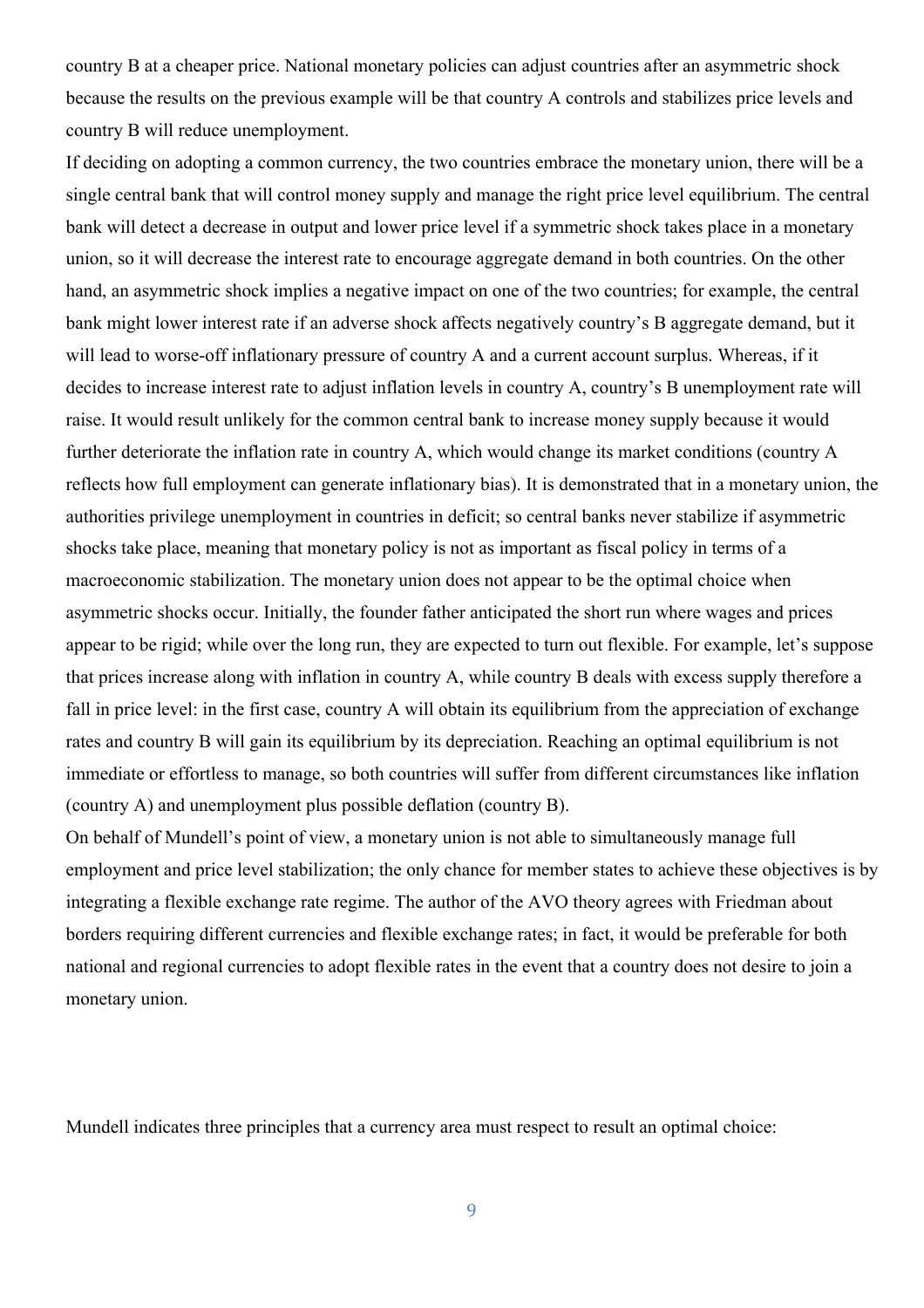country B at a cheaper price. National monetary policies can adjust countries after an asymmetric shock because the results on the previous example will be that country A controls and stabilizes price levels and country B will reduce unemployment.

If deciding on adopting a common currency, the two countries embrace the monetary union, there will be a single central bank that will control money supply and manage the right price level equilibrium. The central bank will detect a decrease in output and lower price level if a symmetric shock takes place in a monetary union, so it will decrease the interest rate to encourage aggregate demand in both countries. On the other hand, an asymmetric shock implies a negative impact on one of the two countries; for example, the central bank might lower interest rate if an adverse shock affects negatively country's B aggregate demand, but it will lead to worse-off inflationary pressure of country A and a current account surplus. Whereas, if it decides to increase interest rate to adjust inflation levels in country A, country's B unemployment rate will raise. It would result unlikely for the common central bank to increase money supply because it would further deteriorate the inflation rate in country A, which would change its market conditions (country A reflects how full employment can generate inflationary bias). It is demonstrated that in a monetary union, the authorities privilege unemployment in countries in deficit; so central banks never stabilize if asymmetric shocks take place, meaning that monetary policy is not as important as fiscal policy in terms of a macroeconomic stabilization. The monetary union does not appear to be the optimal choice when asymmetric shocks occur. Initially, the founder father anticipated the short run where wages and prices appear to be rigid; while over the long run, they are expected to turn out flexible. For example, let's suppose that prices increase along with inflation in country A, while country B deals with excess supply therefore a fall in price level: in the first case, country A will obtain its equilibrium from the appreciation of exchange rates and country B will gain its equilibrium by its depreciation. Reaching an optimal equilibrium is not immediate or effortless to manage, so both countries will suffer from different circumstances like inflation (country A) and unemployment plus possible deflation (country B).

On behalf of Mundell's point of view, a monetary union is not able to simultaneously manage full employment and price level stabilization; the only chance for member states to achieve these objectives is by integrating a flexible exchange rate regime. The author of the AVO theory agrees with Friedman about borders requiring different currencies and flexible exchange rates; in fact, it would be preferable for both national and regional currencies to adopt flexible rates in the event that a country does not desire to join a monetary union.

Mundell indicates three principles that a currency area must respect to result an optimal choice: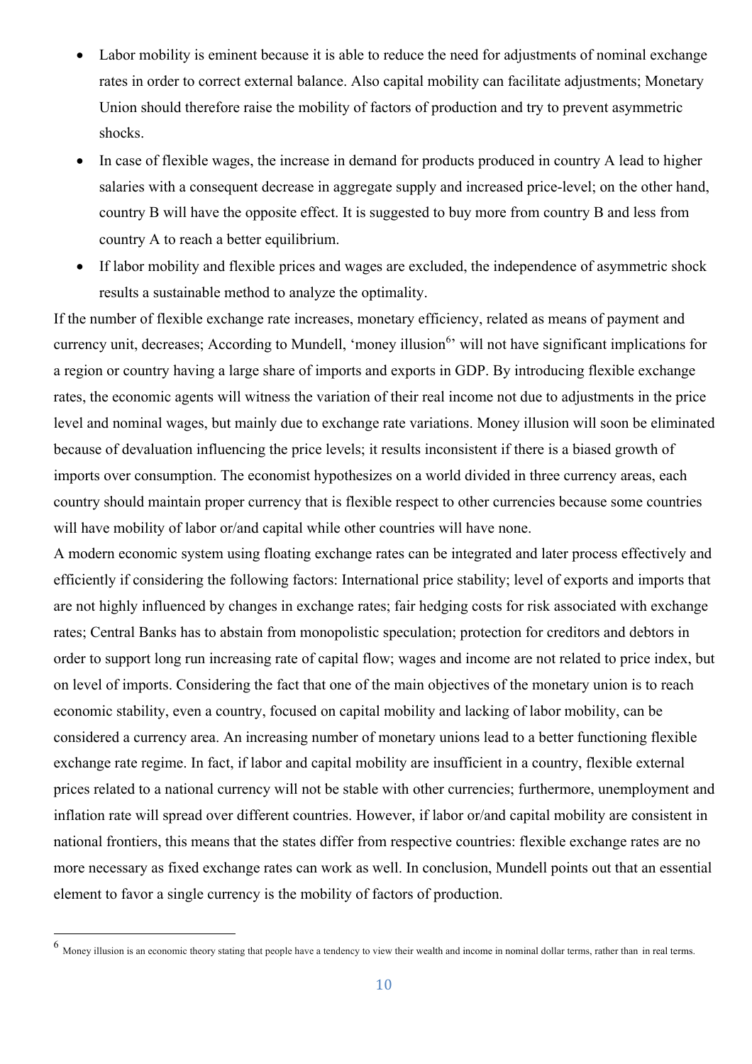- Labor mobility is eminent because it is able to reduce the need for adjustments of nominal exchange rates in order to correct external balance. Also capital mobility can facilitate adjustments; Monetary Union should therefore raise the mobility of factors of production and try to prevent asymmetric shocks.
- In case of flexible wages, the increase in demand for products produced in country A lead to higher salaries with a consequent decrease in aggregate supply and increased price-level; on the other hand, country B will have the opposite effect. It is suggested to buy more from country B and less from country A to reach a better equilibrium.
- If labor mobility and flexible prices and wages are excluded, the independence of asymmetric shock results a sustainable method to analyze the optimality.

If the number of flexible exchange rate increases, monetary efficiency, related as means of payment and currency unit, decreases; According to Mundell, 'money illusion[6]' will not have significant implications for a region or country having a large share of imports and exports in GDP. By introducing flexible exchange rates, the economic agents will witness the variation of their real income not due to adjustments in the price level and nominal wages, but mainly due to exchange rate variations. Money illusion will soon be eliminated because of devaluation influencing the price levels; it results inconsistent if there is a biased growth of imports over consumption. The economist hypothesizes on a world divided in three currency areas, each country should maintain proper currency that is flexible respect to other currencies because some countries will have mobility of labor or/and capital while other countries will have none.

A modern economic system using floating exchange rates can be integrated and later process effectively and efficiently if considering the following factors: International price stability; level of exports and imports that are not highly influenced by changes in exchange rates; fair hedging costs for risk associated with exchange rates; Central Banks has to abstain from monopolistic speculation; protection for creditors and debtors in order to support long run increasing rate of capital flow; wages and income are not related to price index, but on level of imports. Considering the fact that one of the main objectives of the monetary union is to reach economic stability, even a country, focused on capital mobility and lacking of labor mobility, can be considered a currency area. An increasing number of monetary unions lead to a better functioning flexible exchange rate regime. In fact, if labor and capital mobility are insufficient in a country, flexible external prices related to a national currency will not be stable with other currencies; furthermore, unemployment and inflation rate will spread over different countries. However, if labor or/and capital mobility are consistent in national frontiers, this means that the states differ from respective countries: flexible exchange rates are no more necessary as fixed exchange rates can work as well. In conclusion, Mundell points out that an essential element to favor a single currency is the mobility of factors of production.

[6] Money illusion is an economic theory stating that people have a tendency to view their wealth and income in nominal dollar terms, rather than in real terms.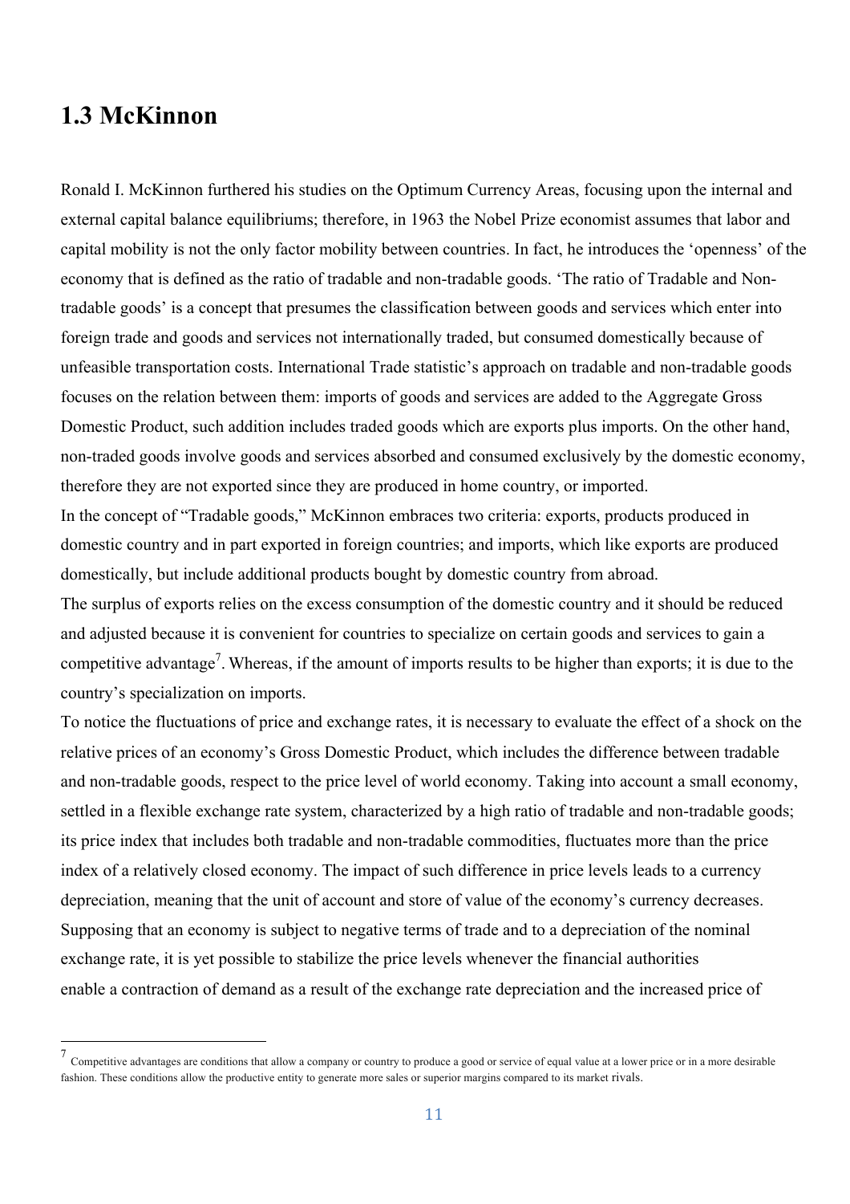## 1.3 McKinnon

Ronald I. McKinnon furthered his studies on the Optimum Currency Areas, focusing upon the internal and external capital balance equilibriums; therefore, in 1963 the Nobel Prize economist assumes that labor and capital mobility is not the only factor mobility between countries. In fact, he introduces the 'openness' of the economy that is defined as the ratio of tradable and non-tradable goods. 'The ratio of Tradable and Non-tradable goods' is a concept that presumes the classification between goods and services which enter into foreign trade and goods and services not internationally traded, but consumed domestically because of unfeasible transportation costs. International Trade statistic's approach on tradable and non-tradable goods focuses on the relation between them: imports of goods and services are added to the Aggregate Gross Domestic Product, such addition includes traded goods which are exports plus imports. On the other hand, non-traded goods involve goods and services absorbed and consumed exclusively by the domestic economy, therefore they are not exported since they are produced in home country, or imported.

In the concept of "Tradable goods," McKinnon embraces two criteria: exports, products produced in domestic country and in part exported in foreign countries; and imports, which like exports are produced domestically, but include additional products bought by domestic country from abroad.

The surplus of exports relies on the excess consumption of the domestic country and it should be reduced and adjusted because it is convenient for countries to specialize on certain goods and services to gain a competitive advantage[7]. Whereas, if the amount of imports results to be higher than exports; it is due to the country's specialization on imports.

To notice the fluctuations of price and exchange rates, it is necessary to evaluate the effect of a shock on the relative prices of an economy's Gross Domestic Product, which includes the difference between tradable and non-tradable goods, respect to the price level of world economy. Taking into account a small economy, settled in a flexible exchange rate system, characterized by a high ratio of tradable and non-tradable goods; its price index that includes both tradable and non-tradable commodities, fluctuates more than the price index of a relatively closed economy. The impact of such difference in price levels leads to a currency depreciation, meaning that the unit of account and store of value of the economy's currency decreases. Supposing that an economy is subject to negative terms of trade and to a depreciation of the nominal exchange rate, it is yet possible to stabilize the price levels whenever the financial authorities enable a contraction of demand as a result of the exchange rate depreciation and the increased price of

[7] Competitive advantages are conditions that allow a company or country to produce a good or service of equal value at a lower price or in a more desirable fashion. These conditions allow the productive entity to generate more sales or superior margins compared to its market rivals.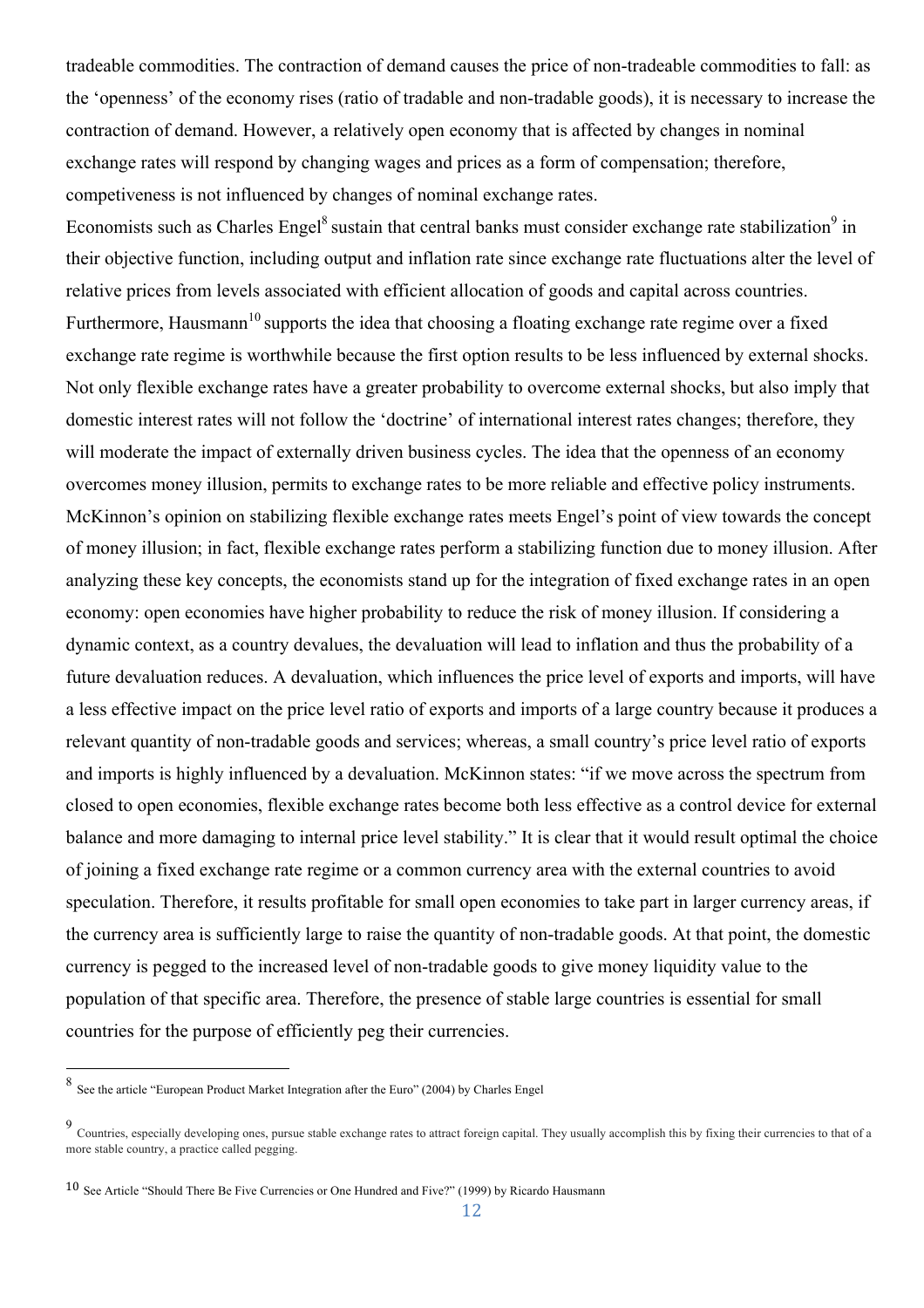tradeable commodities. The contraction of demand causes the price of non-tradeable commodities to fall: as the 'openness' of the economy rises (ratio of tradable and non-tradable goods), it is necessary to increase the contraction of demand. However, a relatively open economy that is affected by changes in nominal exchange rates will respond by changing wages and prices as a form of compensation; therefore, competiveness is not influenced by changes of nominal exchange rates.

Economists such as Charles Engel[8] sustain that central banks must consider exchange rate stabilization[9] in their objective function, including output and inflation rate since exchange rate fluctuations alter the level of relative prices from levels associated with efficient allocation of goods and capital across countries. Furthermore, Hausmann[10] supports the idea that choosing a floating exchange rate regime over a fixed exchange rate regime is worthwhile because the first option results to be less influenced by external shocks. Not only flexible exchange rates have a greater probability to overcome external shocks, but also imply that domestic interest rates will not follow the 'doctrine' of international interest rates changes; therefore, they will moderate the impact of externally driven business cycles. The idea that the openness of an economy overcomes money illusion, permits to exchange rates to be more reliable and effective policy instruments. McKinnon's opinion on stabilizing flexible exchange rates meets Engel's point of view towards the concept of money illusion; in fact, flexible exchange rates perform a stabilizing function due to money illusion. After analyzing these key concepts, the economists stand up for the integration of fixed exchange rates in an open economy: open economies have higher probability to reduce the risk of money illusion. If considering a dynamic context, as a country devalues, the devaluation will lead to inflation and thus the probability of a future devaluation reduces. A devaluation, which influences the price level of exports and imports, will have a less effective impact on the price level ratio of exports and imports of a large country because it produces a relevant quantity of non-tradable goods and services; whereas, a small country's price level ratio of exports and imports is highly influenced by a devaluation. McKinnon states: "if we move across the spectrum from closed to open economies, flexible exchange rates become both less effective as a control device for external balance and more damaging to internal price level stability." It is clear that it would result optimal the choice of joining a fixed exchange rate regime or a common currency area with the external countries to avoid speculation. Therefore, it results profitable for small open economies to take part in larger currency areas, if the currency area is sufficiently large to raise the quantity of non-tradable goods. At that point, the domestic currency is pegged to the increased level of non-tradable goods to give money liquidity value to the population of that specific area. Therefore, the presence of stable large countries is essential for small countries for the purpose of efficiently peg their currencies.

---

[8] See the article "European Product Market Integration after the Euro" (2004) by Charles Engel

[9] Countries, especially developing ones, pursue stable exchange rates to attract foreign capital. They usually accomplish this by fixing their currencies to that of a more stable country, a practice called pegging.

[10] See Article "Should There Be Five Currencies or One Hundred and Five?" (1999) by Ricardo Hausmann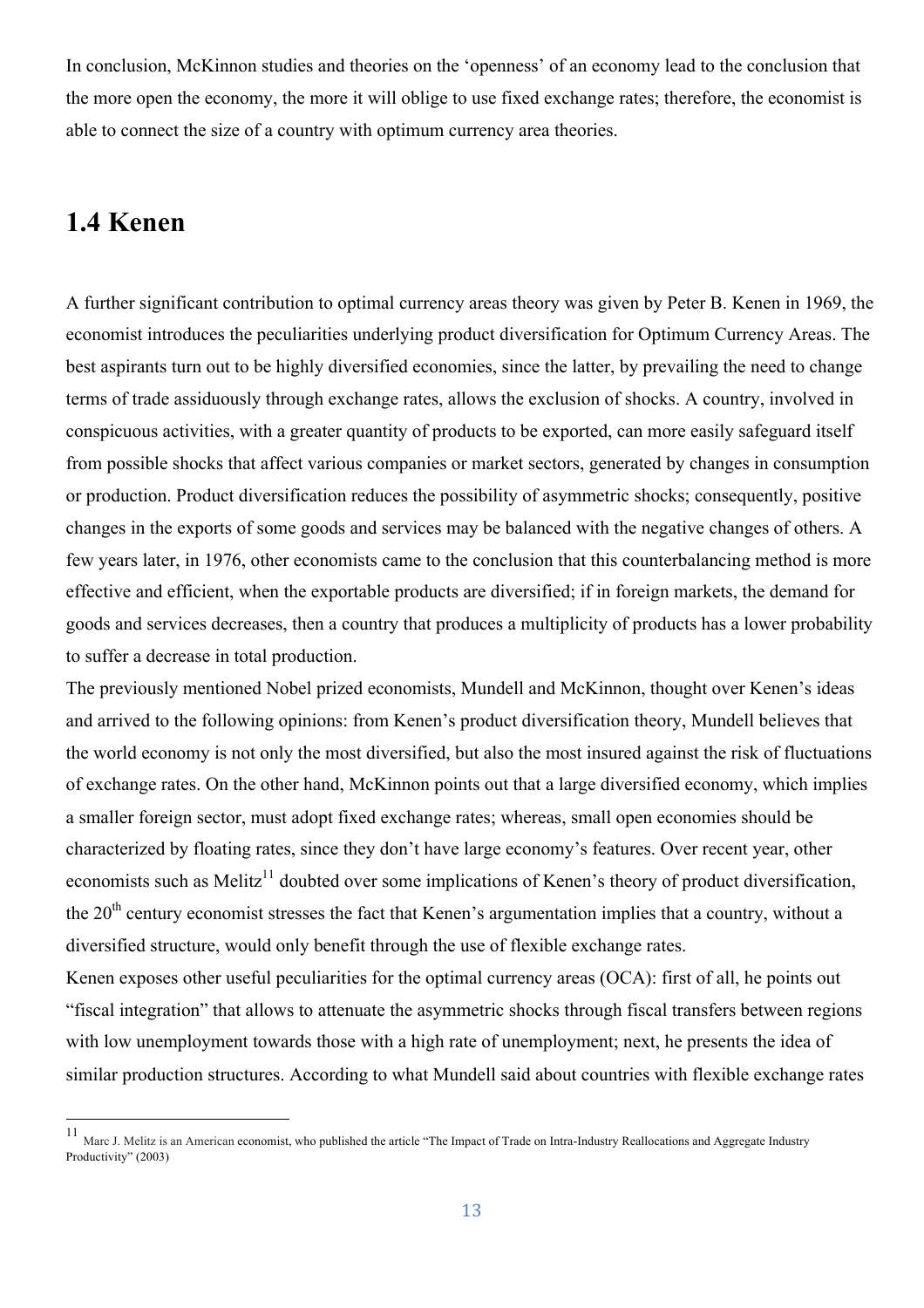In conclusion, McKinnon studies and theories on the 'openness' of an economy lead to the conclusion that the more open the economy, the more it will oblige to use fixed exchange rates; therefore, the economist is able to connect the size of a country with optimum currency area theories.

## 1.4 Kenen

A further significant contribution to optimal currency areas theory was given by Peter B. Kenen in 1969, the economist introduces the peculiarities underlying product diversification for Optimum Currency Areas. The best aspirants turn out to be highly diversified economies, since the latter, by prevailing the need to change terms of trade assiduously through exchange rates, allows the exclusion of shocks. A country, involved in conspicuous activities, with a greater quantity of products to be exported, can more easily safeguard itself from possible shocks that affect various companies or market sectors, generated by changes in consumption or production. Product diversification reduces the possibility of asymmetric shocks; consequently, positive changes in the exports of some goods and services may be balanced with the negative changes of others. A few years later, in 1976, other economists came to the conclusion that this counterbalancing method is more effective and efficient, when the exportable products are diversified; if in foreign markets, the demand for goods and services decreases, then a country that produces a multiplicity of products has a lower probability to suffer a decrease in total production.

The previously mentioned Nobel prized economists, Mundell and McKinnon, thought over Kenen's ideas and arrived to the following opinions: from Kenen's product diversification theory, Mundell believes that the world economy is not only the most diversified, but also the most insured against the risk of fluctuations of exchange rates. On the other hand, McKinnon points out that a large diversified economy, which implies a smaller foreign sector, must adopt fixed exchange rates; whereas, small open economies should be characterized by floating rates, since they don't have large economy's features. Over recent year, other economists such as Melitz[11] doubted over some implications of Kenen's theory of product diversification, the 20th century economist stresses the fact that Kenen's argumentation implies that a country, without a diversified structure, would only benefit through the use of flexible exchange rates.

Kenen exposes other useful peculiarities for the optimal currency areas (OCA): first of all, he points out "fiscal integration" that allows to attenuate the asymmetric shocks through fiscal transfers between regions with low unemployment towards those with a high rate of unemployment; next, he presents the idea of similar production structures. According to what Mundell said about countries with flexible exchange rates

[11] Marc J. Melitz is an American economist, who published the article "The Impact of Trade on Intra-Industry Reallocations and Aggregate Industry Productivity" (2003)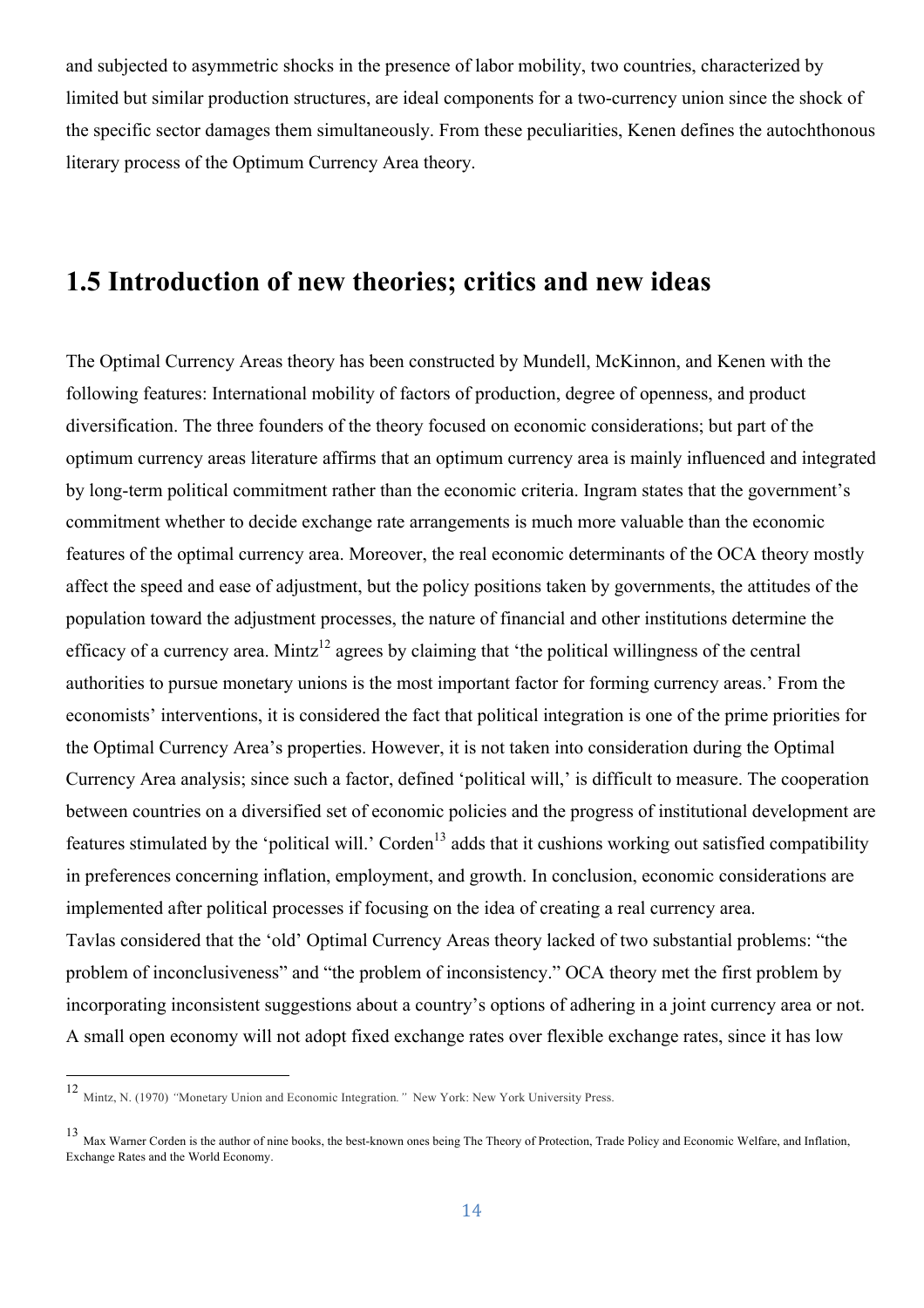and subjected to asymmetric shocks in the presence of labor mobility, two countries, characterized by limited but similar production structures, are ideal components for a two-currency union since the shock of the specific sector damages them simultaneously. From these peculiarities, Kenen defines the autochthonous literary process of the Optimum Currency Area theory.

## 1.5 Introduction of new theories; critics and new ideas

The Optimal Currency Areas theory has been constructed by Mundell, McKinnon, and Kenen with the following features: International mobility of factors of production, degree of openness, and product diversification. The three founders of the theory focused on economic considerations; but part of the optimum currency areas literature affirms that an optimum currency area is mainly influenced and integrated by long-term political commitment rather than the economic criteria. Ingram states that the government's commitment whether to decide exchange rate arrangements is much more valuable than the economic features of the optimal currency area. Moreover, the real economic determinants of the OCA theory mostly affect the speed and ease of adjustment, but the policy positions taken by governments, the attitudes of the population toward the adjustment processes, the nature of financial and other institutions determine the efficacy of a currency area. Mintz[12] agrees by claiming that 'the political willingness of the central authorities to pursue monetary unions is the most important factor for forming currency areas.' From the economists' interventions, it is considered the fact that political integration is one of the prime priorities for the Optimal Currency Area's properties. However, it is not taken into consideration during the Optimal Currency Area analysis; since such a factor, defined 'political will,' is difficult to measure. The cooperation between countries on a diversified set of economic policies and the progress of institutional development are features stimulated by the 'political will.' Corden[13] adds that it cushions working out satisfied compatibility in preferences concerning inflation, employment, and growth. In conclusion, economic considerations are implemented after political processes if focusing on the idea of creating a real currency area.
Tavlas considered that the 'old' Optimal Currency Areas theory lacked of two substantial problems: "the problem of inconclusiveness" and "the problem of inconsistency." OCA theory met the first problem by incorporating inconsistent suggestions about a country's options of adhering in a joint currency area or not. A small open economy will not adopt fixed exchange rates over flexible exchange rates, since it has low

---

[12] Mintz, N. (1970) *"Monetary Union and Economic Integration."* New York: New York University Press.

[13] Max Warner Corden is the author of nine books, the best-known ones being The Theory of Protection, Trade Policy and Economic Welfare, and Inflation, Exchange Rates and the World Economy.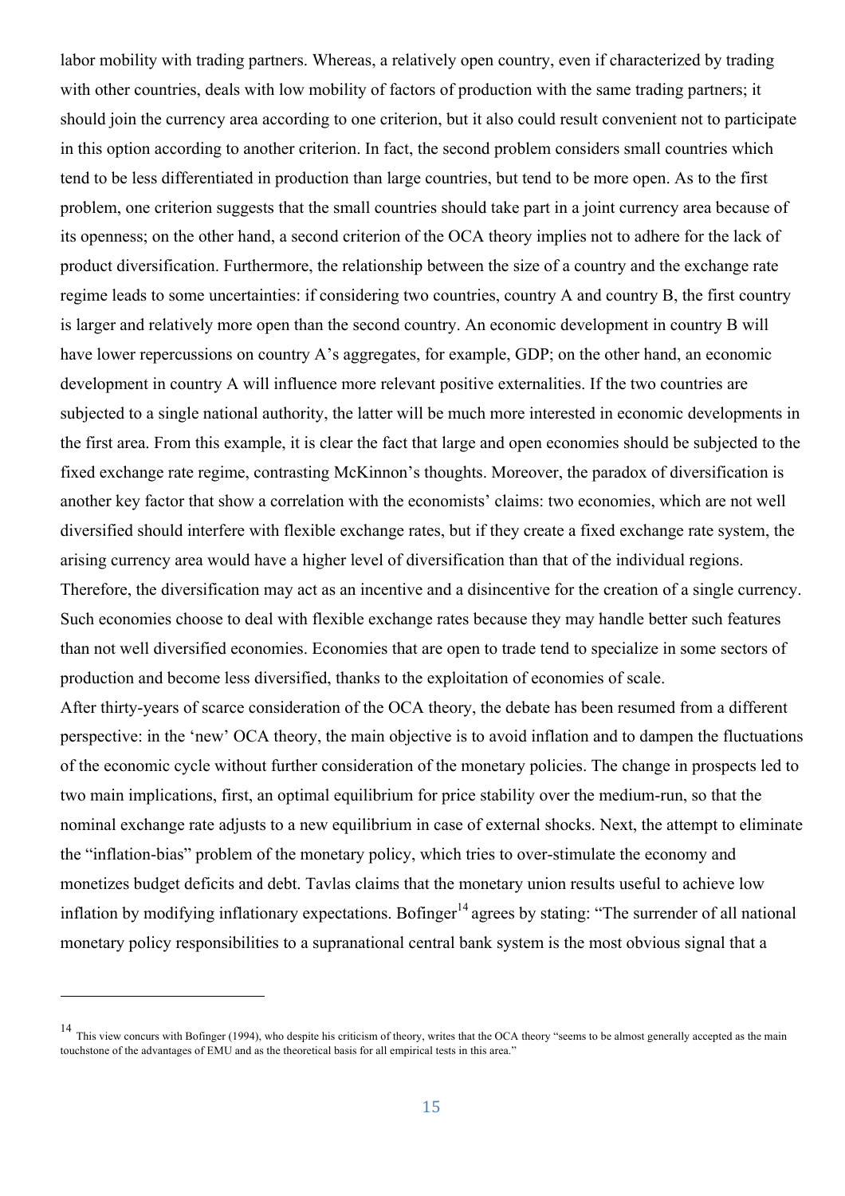labor mobility with trading partners. Whereas, a relatively open country, even if characterized by trading with other countries, deals with low mobility of factors of production with the same trading partners; it should join the currency area according to one criterion, but it also could result convenient not to participate in this option according to another criterion. In fact, the second problem considers small countries which tend to be less differentiated in production than large countries, but tend to be more open. As to the first problem, one criterion suggests that the small countries should take part in a joint currency area because of its openness; on the other hand, a second criterion of the OCA theory implies not to adhere for the lack of product diversification. Furthermore, the relationship between the size of a country and the exchange rate regime leads to some uncertainties: if considering two countries, country A and country B, the first country is larger and relatively more open than the second country. An economic development in country B will have lower repercussions on country A's aggregates, for example, GDP; on the other hand, an economic development in country A will influence more relevant positive externalities. If the two countries are subjected to a single national authority, the latter will be much more interested in economic developments in the first area. From this example, it is clear the fact that large and open economies should be subjected to the fixed exchange rate regime, contrasting McKinnon's thoughts. Moreover, the paradox of diversification is another key factor that show a correlation with the economists' claims: two economies, which are not well diversified should interfere with flexible exchange rates, but if they create a fixed exchange rate system, the arising currency area would have a higher level of diversification than that of the individual regions. Therefore, the diversification may act as an incentive and a disincentive for the creation of a single currency. Such economies choose to deal with flexible exchange rates because they may handle better such features than not well diversified economies. Economies that are open to trade tend to specialize in some sectors of production and become less diversified, thanks to the exploitation of economies of scale.

After thirty-years of scarce consideration of the OCA theory, the debate has been resumed from a different perspective: in the 'new' OCA theory, the main objective is to avoid inflation and to dampen the fluctuations of the economic cycle without further consideration of the monetary policies. The change in prospects led to two main implications, first, an optimal equilibrium for price stability over the medium-run, so that the nominal exchange rate adjusts to a new equilibrium in case of external shocks. Next, the attempt to eliminate the "inflation-bias" problem of the monetary policy, which tries to over-stimulate the economy and monetizes budget deficits and debt. Tavlas claims that the monetary union results useful to achieve low inflation by modifying inflationary expectations. Bofinger[14] agrees by stating: "The surrender of all national monetary policy responsibilities to a supranational central bank system is the most obvious signal that a

---

[14] This view concurs with Bofinger (1994), who despite his criticism of theory, writes that the OCA theory "seems to be almost generally accepted as the main touchstone of the advantages of EMU and as the theoretical basis for all empirical tests in this area."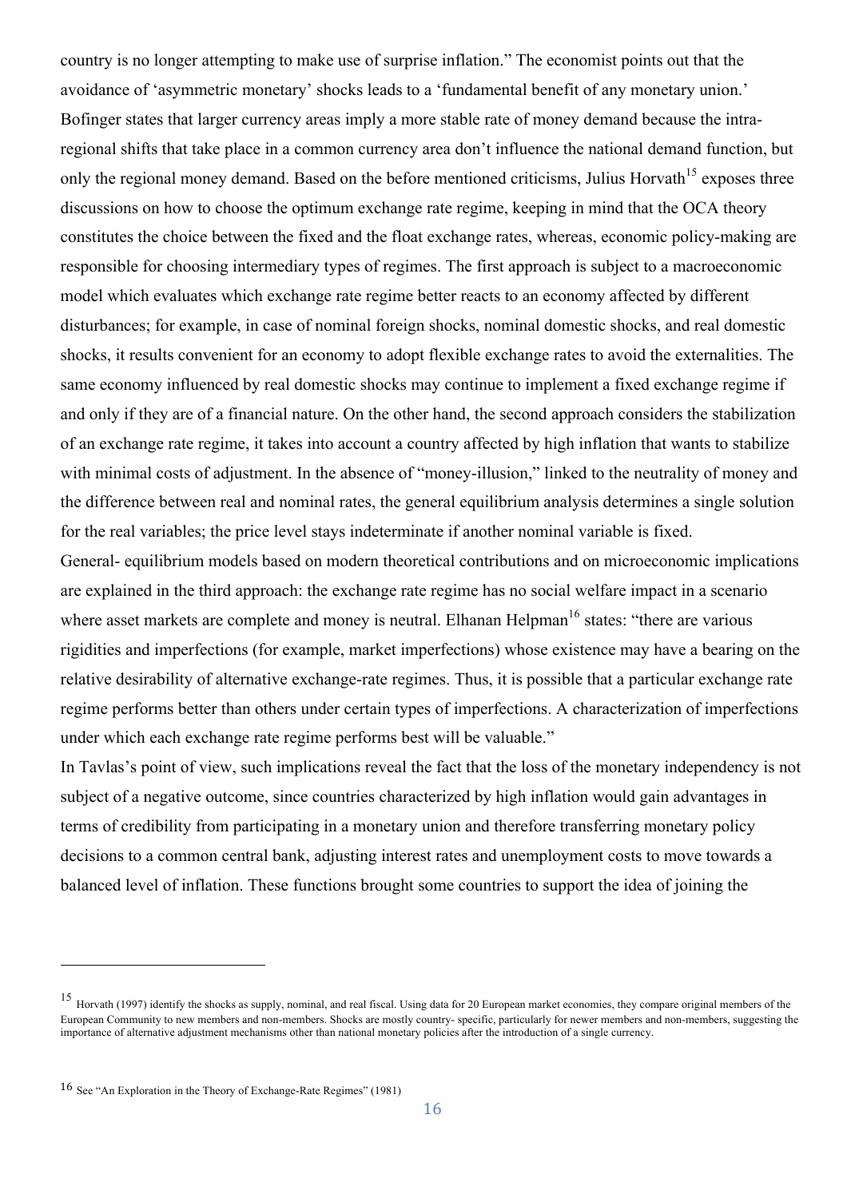country is no longer attempting to make use of surprise inflation." The economist points out that the avoidance of 'asymmetric monetary' shocks leads to a 'fundamental benefit of any monetary union.' Bofinger states that larger currency areas imply a more stable rate of money demand because the intra-regional shifts that take place in a common currency area don't influence the national demand function, but only the regional money demand. Based on the before mentioned criticisms, Julius Horvath[15] exposes three discussions on how to choose the optimum exchange rate regime, keeping in mind that the OCA theory constitutes the choice between the fixed and the float exchange rates, whereas, economic policy-making are responsible for choosing intermediary types of regimes. The first approach is subject to a macroeconomic model which evaluates which exchange rate regime better reacts to an economy affected by different disturbances; for example, in case of nominal foreign shocks, nominal domestic shocks, and real domestic shocks, it results convenient for an economy to adopt flexible exchange rates to avoid the externalities. The same economy influenced by real domestic shocks may continue to implement a fixed exchange regime if and only if they are of a financial nature. On the other hand, the second approach considers the stabilization of an exchange rate regime, it takes into account a country affected by high inflation that wants to stabilize with minimal costs of adjustment. In the absence of "money-illusion," linked to the neutrality of money and the difference between real and nominal rates, the general equilibrium analysis determines a single solution for the real variables; the price level stays indeterminate if another nominal variable is fixed.

General- equilibrium models based on modern theoretical contributions and on microeconomic implications are explained in the third approach: the exchange rate regime has no social welfare impact in a scenario where asset markets are complete and money is neutral. Elhanan Helpman[16] states: "there are various rigidities and imperfections (for example, market imperfections) whose existence may have a bearing on the relative desirability of alternative exchange-rate regimes. Thus, it is possible that a particular exchange rate regime performs better than others under certain types of imperfections. A characterization of imperfections under which each exchange rate regime performs best will be valuable."

In Tavlas's point of view, such implications reveal the fact that the loss of the monetary independency is not subject of a negative outcome, since countries characterized by high inflation would gain advantages in terms of credibility from participating in a monetary union and therefore transferring monetary policy decisions to a common central bank, adjusting interest rates and unemployment costs to move towards a balanced level of inflation. These functions brought some countries to support the idea of joining the

---

[15] Horvath (1997) identify the shocks as supply, nominal, and real fiscal. Using data for 20 European market economies, they compare original members of the European Community to new members and non-members. Shocks are mostly country- specific, particularly for newer members and non-members, suggesting the importance of alternative adjustment mechanisms other than national monetary policies after the introduction of a single currency.

[16] See "An Exploration in the Theory of Exchange-Rate Regimes" (1981)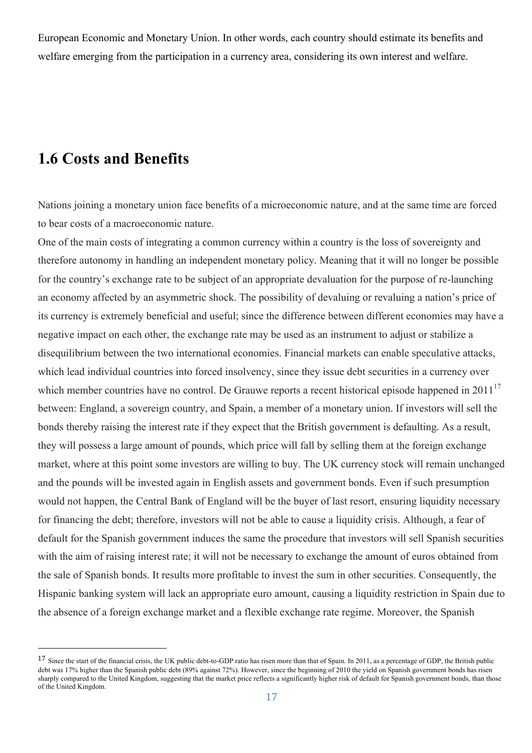European Economic and Monetary Union. In other words, each country should estimate its benefits and welfare emerging from the participation in a currency area, considering its own interest and welfare.

## 1.6 Costs and Benefits

Nations joining a monetary union face benefits of a microeconomic nature, and at the same time are forced to bear costs of a macroeconomic nature.

One of the main costs of integrating a common currency within a country is the loss of sovereignty and therefore autonomy in handling an independent monetary policy. Meaning that it will no longer be possible for the country's exchange rate to be subject of an appropriate devaluation for the purpose of re-launching an economy affected by an asymmetric shock. The possibility of devaluing or revaluing a nation's price of its currency is extremely beneficial and useful; since the difference between different economies may have a negative impact on each other, the exchange rate may be used as an instrument to adjust or stabilize a disequilibrium between the two international economies. Financial markets can enable speculative attacks, which lead individual countries into forced insolvency, since they issue debt securities in a currency over which member countries have no control. De Grauwe reports a recent historical episode happened in 2011[17] between: England, a sovereign country, and Spain, a member of a monetary union. If investors will sell the bonds thereby raising the interest rate if they expect that the British government is defaulting. As a result, they will possess a large amount of pounds, which price will fall by selling them at the foreign exchange market, where at this point some investors are willing to buy. The UK currency stock will remain unchanged and the pounds will be invested again in English assets and government bonds. Even if such presumption would not happen, the Central Bank of England will be the buyer of last resort, ensuring liquidity necessary for financing the debt; therefore, investors will not be able to cause a liquidity crisis. Although, a fear of default for the Spanish government induces the same the procedure that investors will sell Spanish securities with the aim of raising interest rate; it will not be necessary to exchange the amount of euros obtained from the sale of Spanish bonds. It results more profitable to invest the sum in other securities. Consequently, the Hispanic banking system will lack an appropriate euro amount, causing a liquidity restriction in Spain due to the absence of a foreign exchange market and a flexible exchange rate regime. Moreover, the Spanish

---

[17] Since the start of the financial crisis, the UK public debt-to-GDP ratio has risen more than that of Spain. In 2011, as a percentage of GDP, the British public debt was 17% higher than the Spanish public debt (89% against 72%). However, since the beginning of 2010 the yield on Spanish government bonds has risen sharply compared to the United Kingdom, suggesting that the market price reflects a significantly higher risk of default for Spanish government bonds, than those of the United Kingdom.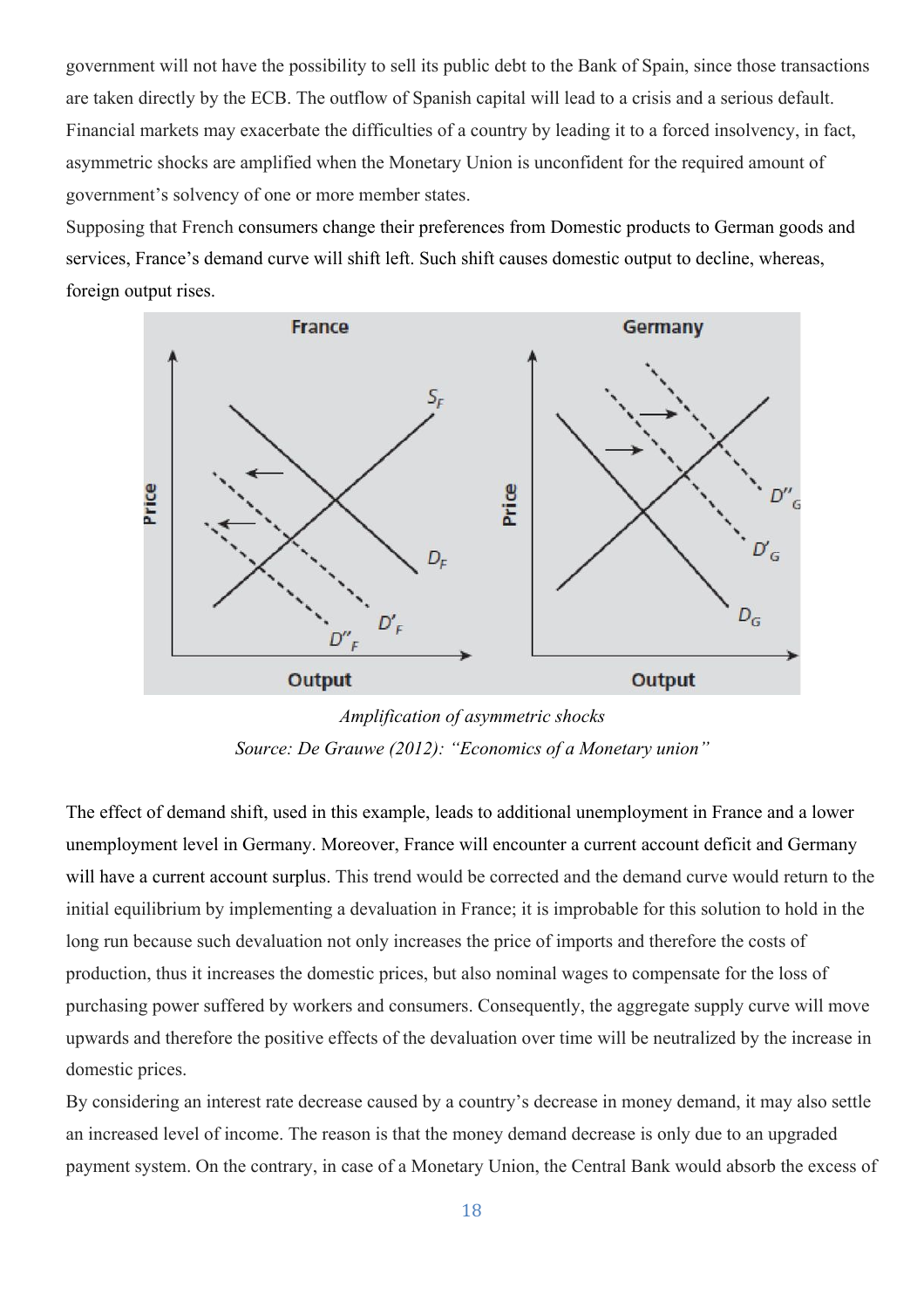government will not have the possibility to sell its public debt to the Bank of Spain, since those transactions are taken directly by the ECB. The outflow of Spanish capital will lead to a crisis and a serious default. Financial markets may exacerbate the difficulties of a country by leading it to a forced insolvency, in fact, asymmetric shocks are amplified when the Monetary Union is unconfident for the required amount of government's solvency of one or more member states.
Supposing that French consumers change their preferences from Domestic products to German goods and services, France's demand curve will shift left. Such shift causes domestic output to decline, whereas, foreign output rises.

*Amplification of asymmetric shocks*
*Source: De Grauwe (2012): "Economics of a Monetary union"*

The effect of demand shift, used in this example, leads to additional unemployment in France and a lower unemployment level in Germany. Moreover, France will encounter a current account deficit and Germany will have a current account surplus. This trend would be corrected and the demand curve would return to the initial equilibrium by implementing a devaluation in France; it is improbable for this solution to hold in the long run because such devaluation not only increases the price of imports and therefore the costs of production, thus it increases the domestic prices, but also nominal wages to compensate for the loss of purchasing power suffered by workers and consumers. Consequently, the aggregate supply curve will move upwards and therefore the positive effects of the devaluation over time will be neutralized by the increase in domestic prices.
By considering an interest rate decrease caused by a country's decrease in money demand, it may also settle an increased level of income. The reason is that the money demand decrease is only due to an upgraded payment system. On the contrary, in case of a Monetary Union, the Central Bank would absorb the excess of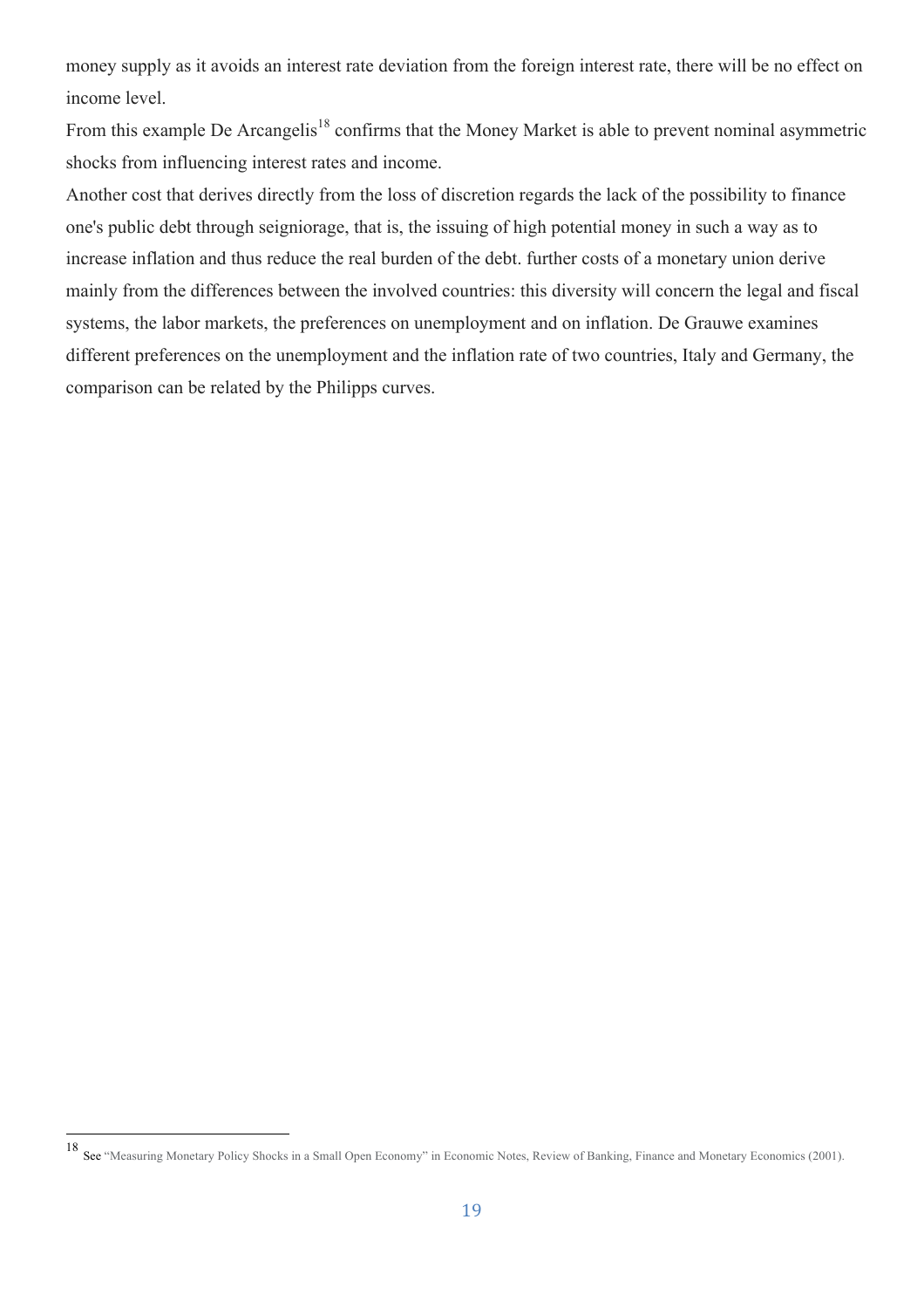money supply as it avoids an interest rate deviation from the foreign interest rate, there will be no effect on income level.

From this example De Arcangelis[18] confirms that the Money Market is able to prevent nominal asymmetric shocks from influencing interest rates and income.

Another cost that derives directly from the loss of discretion regards the lack of the possibility to finance one's public debt through seigniorage, that is, the issuing of high potential money in such a way as to increase inflation and thus reduce the real burden of the debt. further costs of a monetary union derive mainly from the differences between the involved countries: this diversity will concern the legal and fiscal systems, the labor markets, the preferences on unemployment and on inflation. De Grauwe examines different preferences on the unemployment and the inflation rate of two countries, Italy and Germany, the comparison can be related by the Philipps curves.

[18] See "Measuring Monetary Policy Shocks in a Small Open Economy" in Economic Notes, Review of Banking, Finance and Monetary Economics (2001).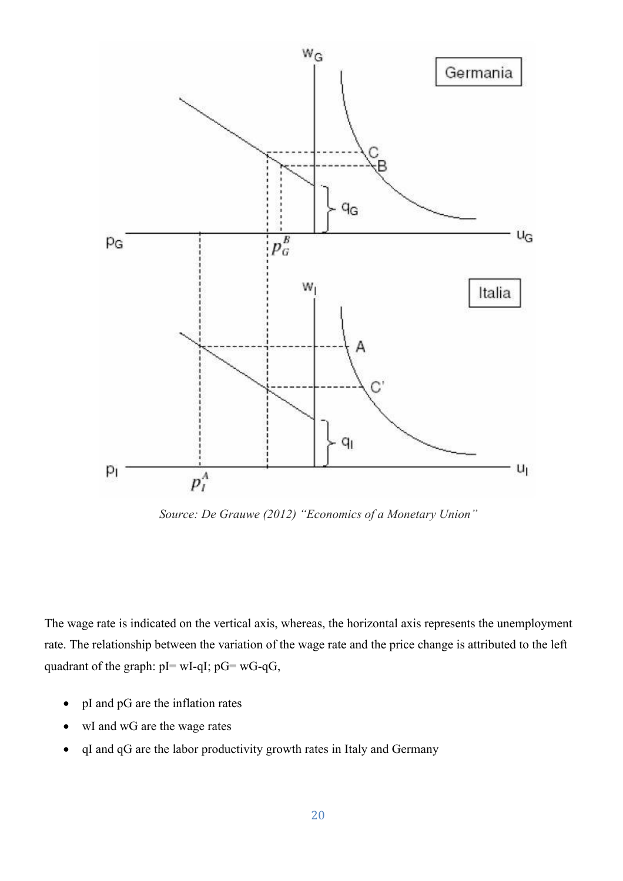Source: De Grauwe (2012) "Economics of a Monetary Union"

The wage rate is indicated on the vertical axis, whereas, the horizontal axis represents the unemployment rate. The relationship between the variation of the wage rate and the price change is attributed to the left quadrant of the graph: pI= wI-qI; pG= wG-qG,

- pI and pG are the inflation rates
- wI and wG are the wage rates
- qI and qG are the labor productivity growth rates in Italy and Germany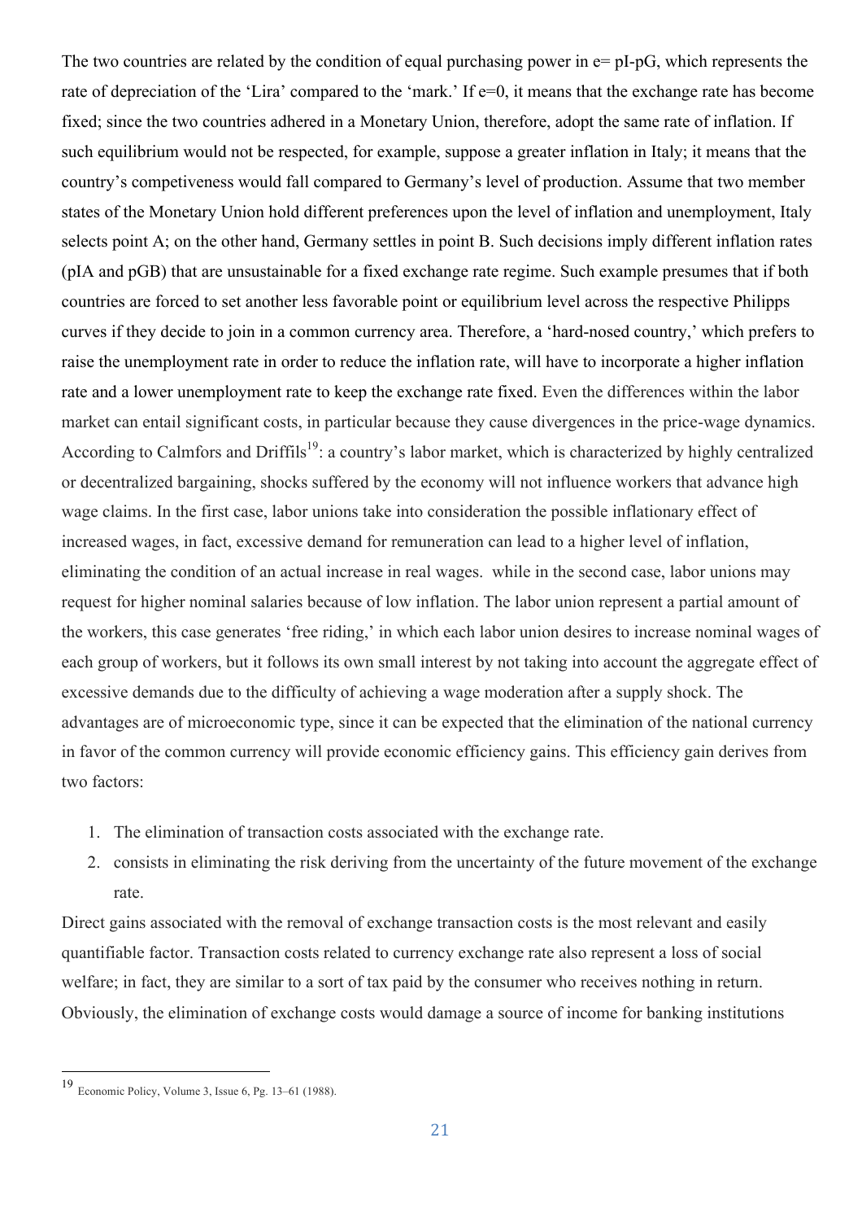The two countries are related by the condition of equal purchasing power in $e = pI - pG$, which represents the rate of depreciation of the 'Lira' compared to the 'mark.' If $e=0$, it means that the exchange rate has become fixed; since the two countries adhered in a Monetary Union, therefore, adopt the same rate of inflation. If such equilibrium would not be respected, for example, suppose a greater inflation in Italy; it means that the country's competiveness would fall compared to Germany's level of production. Assume that two member states of the Monetary Union hold different preferences upon the level of inflation and unemployment, Italy selects point A; on the other hand, Germany settles in point B. Such decisions imply different inflation rates (pIA and pGB) that are unsustainable for a fixed exchange rate regime. Such example presumes that if both countries are forced to set another less favorable point or equilibrium level across the respective Philipps curves if they decide to join in a common currency area. Therefore, a 'hard-nosed country,' which prefers to raise the unemployment rate in order to reduce the inflation rate, will have to incorporate a higher inflation rate and a lower unemployment rate to keep the exchange rate fixed. Even the differences within the labor market can entail significant costs, in particular because they cause divergences in the price-wage dynamics. According to Calmfors and Driffils[19]: a country's labor market, which is characterized by highly centralized or decentralized bargaining, shocks suffered by the economy will not influence workers that advance high wage claims. In the first case, labor unions take into consideration the possible inflationary effect of increased wages, in fact, excessive demand for remuneration can lead to a higher level of inflation, eliminating the condition of an actual increase in real wages. while in the second case, labor unions may request for higher nominal salaries because of low inflation. The labor union represent a partial amount of the workers, this case generates 'free riding,' in which each labor union desires to increase nominal wages of each group of workers, but it follows its own small interest by not taking into account the aggregate effect of excessive demands due to the difficulty of achieving a wage moderation after a supply shock. The advantages are of microeconomic type, since it can be expected that the elimination of the national currency in favor of the common currency will provide economic efficiency gains. This efficiency gain derives from two factors:

1. The elimination of transaction costs associated with the exchange rate.
2. consists in eliminating the risk deriving from the uncertainty of the future movement of the exchange rate.

Direct gains associated with the removal of exchange transaction costs is the most relevant and easily quantifiable factor. Transaction costs related to currency exchange rate also represent a loss of social welfare; in fact, they are similar to a sort of tax paid by the consumer who receives nothing in return. Obviously, the elimination of exchange costs would damage a source of income for banking institutions

[19] Economic Policy, Volume 3, Issue 6, Pg. 13–61 (1988).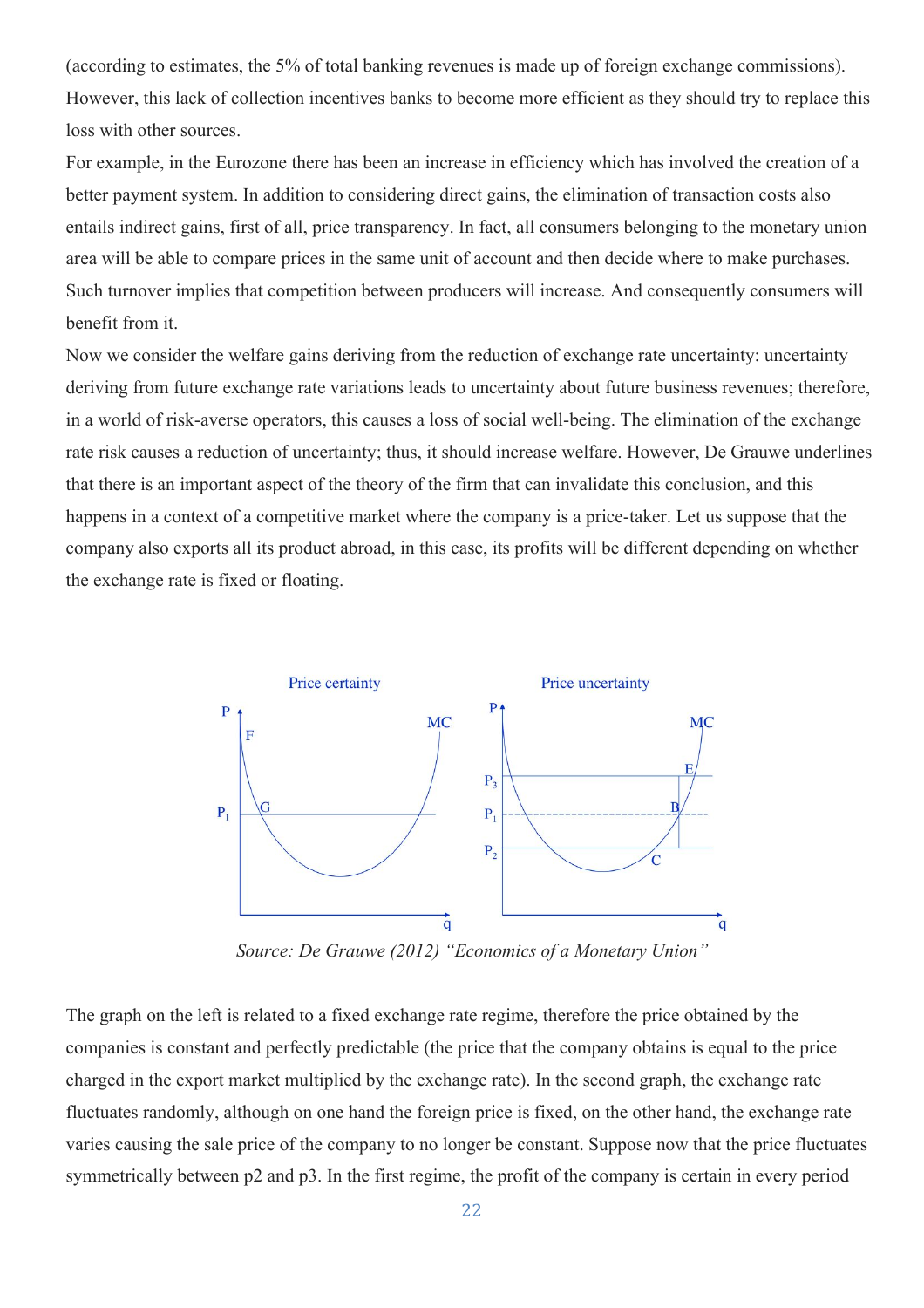(according to estimates, the 5% of total banking revenues is made up of foreign exchange commissions). However, this lack of collection incentives banks to become more efficient as they should try to replace this loss with other sources.

For example, in the Eurozone there has been an increase in efficiency which has involved the creation of a better payment system. In addition to considering direct gains, the elimination of transaction costs also entails indirect gains, first of all, price transparency. In fact, all consumers belonging to the monetary union area will be able to compare prices in the same unit of account and then decide where to make purchases. Such turnover implies that competition between producers will increase. And consequently consumers will benefit from it.

Now we consider the welfare gains deriving from the reduction of exchange rate uncertainty: uncertainty deriving from future exchange rate variations leads to uncertainty about future business revenues; therefore, in a world of risk-averse operators, this causes a loss of social well-being. The elimination of the exchange rate risk causes a reduction of uncertainty; thus, it should increase welfare. However, De Grauwe underlines that there is an important aspect of the theory of the firm that can invalidate this conclusion, and this happens in a context of a competitive market where the company is a price-taker. Let us suppose that the company also exports all its product abroad, in this case, its profits will be different depending on whether the exchange rate is fixed or floating.

*Source: De Grauwe (2012) "Economics of a Monetary Union"*

The graph on the left is related to a fixed exchange rate regime, therefore the price obtained by the companies is constant and perfectly predictable (the price that the company obtains is equal to the price charged in the export market multiplied by the exchange rate). In the second graph, the exchange rate fluctuates randomly, although on one hand the foreign price is fixed, on the other hand, the exchange rate varies causing the sale price of the company to no longer be constant. Suppose now that the price fluctuates symmetrically between p2 and p3. In the first regime, the profit of the company is certain in every period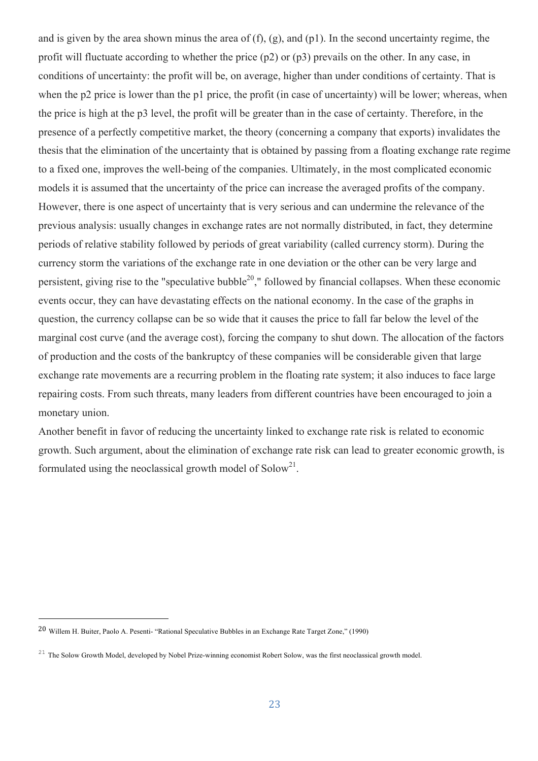and is given by the area shown minus the area of (f), (g), and (p1). In the second uncertainty regime, the profit will fluctuate according to whether the price (p2) or (p3) prevails on the other. In any case, in conditions of uncertainty: the profit will be, on average, higher than under conditions of certainty. That is when the p2 price is lower than the p1 price, the profit (in case of uncertainty) will be lower; whereas, when the price is high at the p3 level, the profit will be greater than in the case of certainty. Therefore, in the presence of a perfectly competitive market, the theory (concerning a company that exports) invalidates the thesis that the elimination of the uncertainty that is obtained by passing from a floating exchange rate regime to a fixed one, improves the well-being of the companies. Ultimately, in the most complicated economic models it is assumed that the uncertainty of the price can increase the averaged profits of the company. However, there is one aspect of uncertainty that is very serious and can undermine the relevance of the previous analysis: usually changes in exchange rates are not normally distributed, in fact, they determine periods of relative stability followed by periods of great variability (called currency storm). During the currency storm the variations of the exchange rate in one deviation or the other can be very large and persistent, giving rise to the "speculative bubble[20]," followed by financial collapses. When these economic events occur, they can have devastating effects on the national economy. In the case of the graphs in question, the currency collapse can be so wide that it causes the price to fall far below the level of the marginal cost curve (and the average cost), forcing the company to shut down. The allocation of the factors of production and the costs of the bankruptcy of these companies will be considerable given that large exchange rate movements are a recurring problem in the floating rate system; it also induces to face large repairing costs. From such threats, many leaders from different countries have been encouraged to join a monetary union.

Another benefit in favor of reducing the uncertainty linked to exchange rate risk is related to economic growth. Such argument, about the elimination of exchange rate risk can lead to greater economic growth, is formulated using the neoclassical growth model of Solow[21].

---

[20] Willem H. Buiter, Paolo A. Pesenti- "Rational Speculative Bubbles in an Exchange Rate Target Zone," (1990)

[21] The Solow Growth Model, developed by Nobel Prize-winning economist Robert Solow, was the first neoclassical growth model.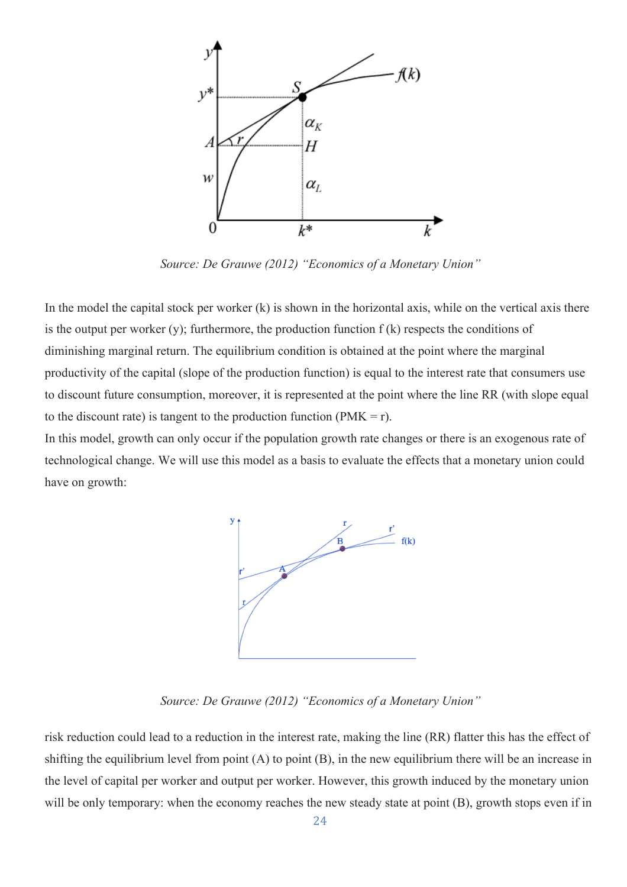*Source: De Grauwe (2012) "Economics of a Monetary Union"*

In the model the capital stock per worker (k) is shown in the horizontal axis, while on the vertical axis there is the output per worker (y); furthermore, the production function f (k) respects the conditions of diminishing marginal return. The equilibrium condition is obtained at the point where the marginal productivity of the capital (slope of the production function) is equal to the interest rate that consumers use to discount future consumption, moreover, it is represented at the point where the line RR (with slope equal to the discount rate) is tangent to the production function (PMK = r).

In this model, growth can only occur if the population growth rate changes or there is an exogenous rate of technological change. We will use this model as a basis to evaluate the effects that a monetary union could have on growth:

*Source: De Grauwe (2012) "Economics of a Monetary Union"*

risk reduction could lead to a reduction in the interest rate, making the line (RR) flatter this has the effect of shifting the equilibrium level from point (A) to point (B), in the new equilibrium there will be an increase in the level of capital per worker and output per worker. However, this growth induced by the monetary union will be only temporary: when the economy reaches the new steady state at point (B), growth stops even if in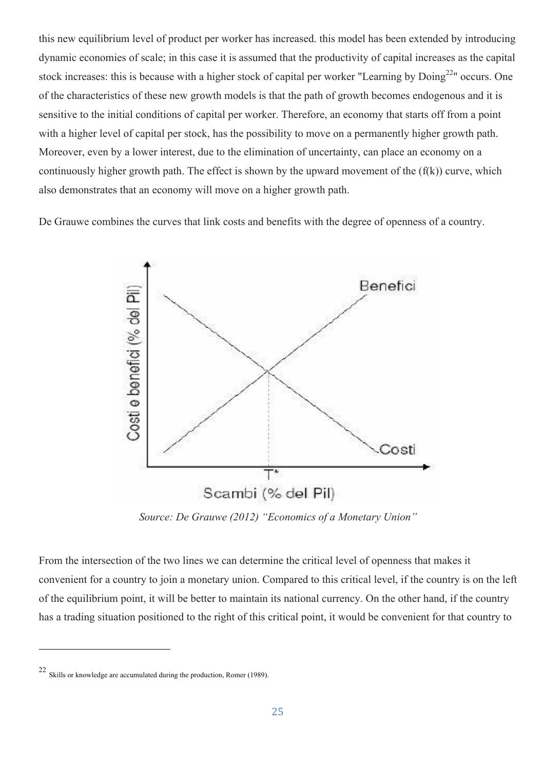this new equilibrium level of product per worker has increased. this model has been extended by introducing dynamic economies of scale; in this case it is assumed that the productivity of capital increases as the capital stock increases: this is because with a higher stock of capital per worker "Learning by Doing[22]" occurs. One of the characteristics of these new growth models is that the path of growth becomes endogenous and it is sensitive to the initial conditions of capital per worker. Therefore, an economy that starts off from a point with a higher level of capital per stock, has the possibility to move on a permanently higher growth path. Moreover, even by a lower interest, due to the elimination of uncertainty, can place an economy on a continuously higher growth path. The effect is shown by the upward movement of the (f(k)) curve, which also demonstrates that an economy will move on a higher growth path.

De Grauwe combines the curves that link costs and benefits with the degree of openness of a country.

*Source: De Grauwe (2012) "Economics of a Monetary Union"*

From the intersection of the two lines we can determine the critical level of openness that makes it convenient for a country to join a monetary union. Compared to this critical level, if the country is on the left of the equilibrium point, it will be better to maintain its national currency. On the other hand, if the country has a trading situation positioned to the right of this critical point, it would be convenient for that country to

---

[22] Skills or knowledge are accumulated during the production, Romer (1989).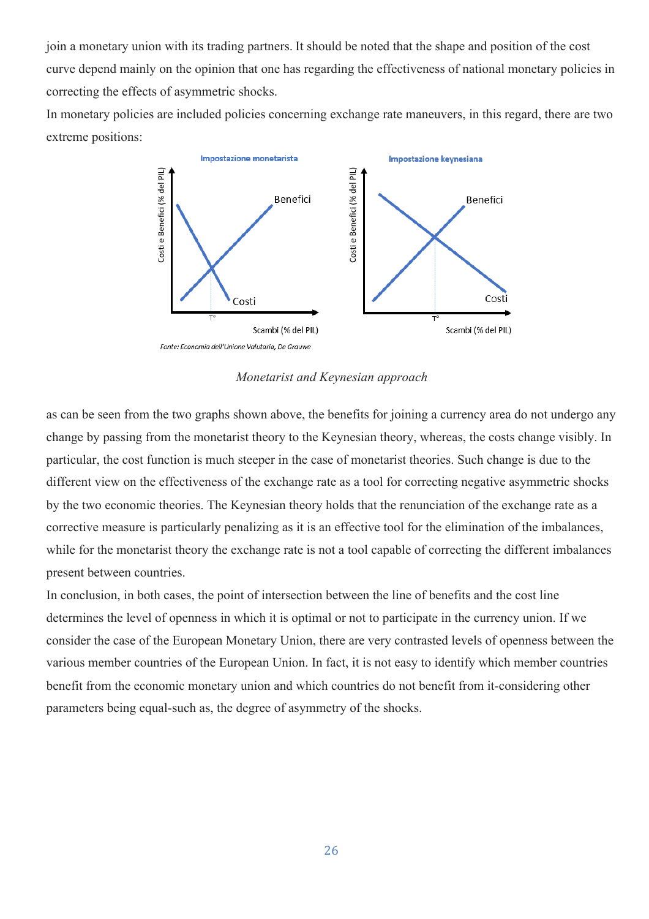join a monetary union with its trading partners. It should be noted that the shape and position of the cost curve depend mainly on the opinion that one has regarding the effectiveness of national monetary policies in correcting the effects of asymmetric shocks.

In monetary policies are included policies concerning exchange rate maneuvers, in this regard, there are two extreme positions:

Fonte: Economia dell'Unione Valutaria, De Grauwe

*Monetarist and Keynesian approach*

as can be seen from the two graphs shown above, the benefits for joining a currency area do not undergo any change by passing from the monetarist theory to the Keynesian theory, whereas, the costs change visibly. In particular, the cost function is much steeper in the case of monetarist theories. Such change is due to the different view on the effectiveness of the exchange rate as a tool for correcting negative asymmetric shocks by the two economic theories. The Keynesian theory holds that the renunciation of the exchange rate as a corrective measure is particularly penalizing as it is an effective tool for the elimination of the imbalances, while for the monetarist theory the exchange rate is not a tool capable of correcting the different imbalances present between countries.

In conclusion, in both cases, the point of intersection between the line of benefits and the cost line determines the level of openness in which it is optimal or not to participate in the currency union. If we consider the case of the European Monetary Union, there are very contrasted levels of openness between the various member countries of the European Union. In fact, it is not easy to identify which member countries benefit from the economic monetary union and which countries do not benefit from it-considering other parameters being equal-such as, the degree of asymmetry of the shocks.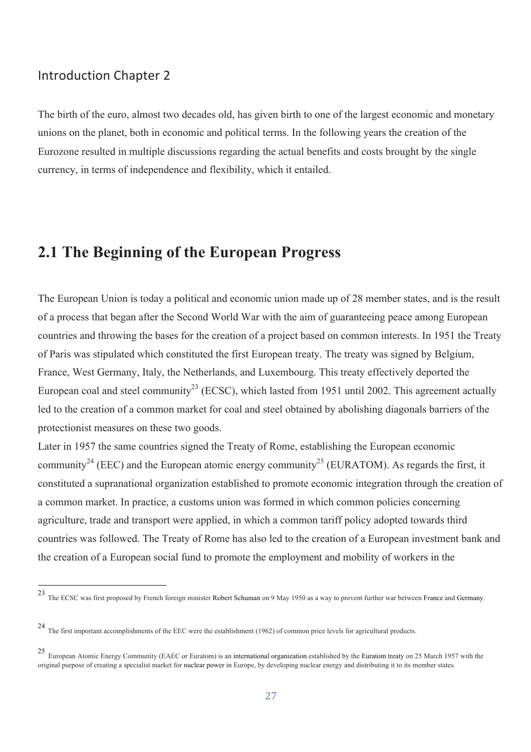## Introduction Chapter 2

The birth of the euro, almost two decades old, has given birth to one of the largest economic and monetary unions on the planet, both in economic and political terms. In the following years the creation of the Eurozone resulted in multiple discussions regarding the actual benefits and costs brought by the single currency, in terms of independence and flexibility, which it entailed.

# 2.1 The Beginning of the European Progress

The European Union is today a political and economic union made up of 28 member states, and is the result of a process that began after the Second World War with the aim of guaranteeing peace among European countries and throwing the bases for the creation of a project based on common interests. In 1951 the Treaty of Paris was stipulated which constituted the first European treaty. The treaty was signed by Belgium, France, West Germany, Italy, the Netherlands, and Luxembourg. This treaty effectively deported the European coal and steel community[23] (ECSC), which lasted from 1951 until 2002. This agreement actually led to the creation of a common market for coal and steel obtained by abolishing diagonals barriers of the protectionist measures on these two goods.

Later in 1957 the same countries signed the Treaty of Rome, establishing the European economic community[24] (EEC) and the European atomic energy community[25] (EURATOM). As regards the first, it constituted a supranational organization established to promote economic integration through the creation of a common market. In practice, a customs union was formed in which common policies concerning agriculture, trade and transport were applied, in which a common tariff policy adopted towards third countries was followed. The Treaty of Rome has also led to the creation of a European investment bank and the creation of a European social fund to promote the employment and mobility of workers in the

[23] The ECSC was first proposed by French foreign minister Robert Schuman on 9 May 1950 as a way to prevent further war between France and Germany.

[24] The first important accomplishments of the EEC were the establishment (1962) of common price levels for agricultural products.

[25] European Atomic Energy Community (EAEC or Euratom) is an international organization established by the Euratom treaty on 25 March 1957 with the original purpose of creating a specialist market for nuclear power in Europe, by developing nuclear energy and distributing it to its member states.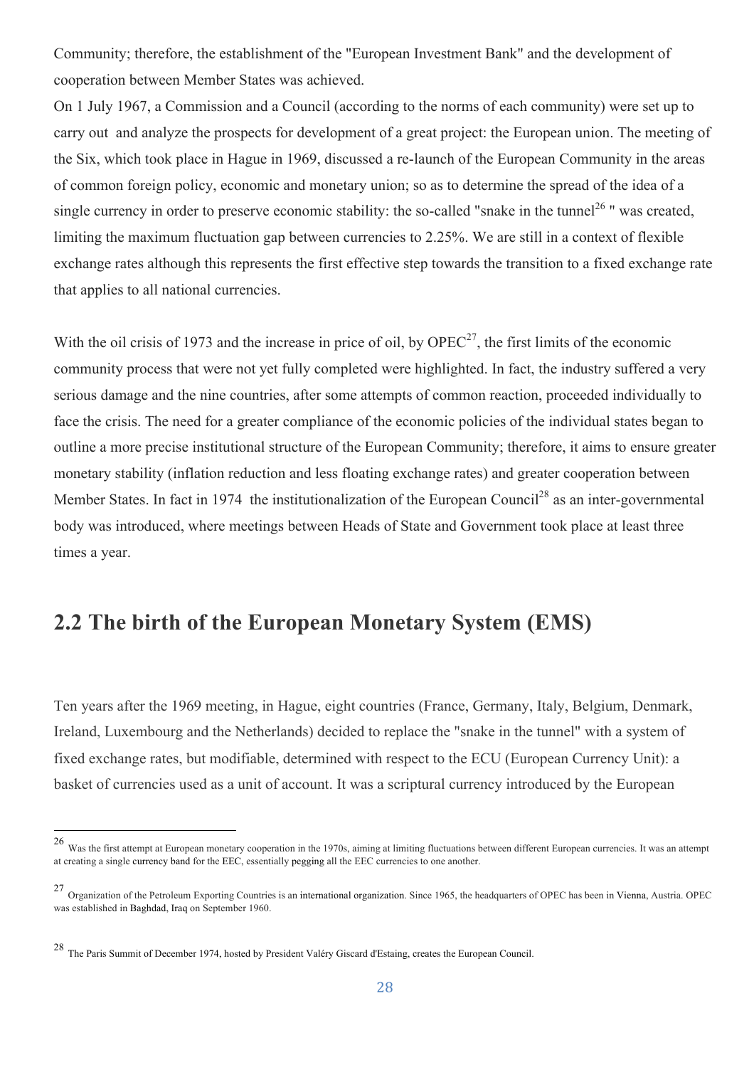Community; therefore, the establishment of the "European Investment Bank" and the development of cooperation between Member States was achieved.
On 1 July 1967, a Commission and a Council (according to the norms of each community) were set up to carry out and analyze the prospects for development of a great project: the European union. The meeting of the Six, which took place in Hague in 1969, discussed a re-launch of the European Community in the areas of common foreign policy, economic and monetary union; so as to determine the spread of the idea of a single currency in order to preserve economic stability: the so-called "snake in the tunnel[26] " was created, limiting the maximum fluctuation gap between currencies to 2.25%. We are still in a context of flexible exchange rates although this represents the first effective step towards the transition to a fixed exchange rate that applies to all national currencies.

With the oil crisis of 1973 and the increase in price of oil, by OPEC[27], the first limits of the economic community process that were not yet fully completed were highlighted. In fact, the industry suffered a very serious damage and the nine countries, after some attempts of common reaction, proceeded individually to face the crisis. The need for a greater compliance of the economic policies of the individual states began to outline a more precise institutional structure of the European Community; therefore, it aims to ensure greater monetary stability (inflation reduction and less floating exchange rates) and greater cooperation between Member States. In fact in 1974 the institutionalization of the European Council[28] as an inter-governmental body was introduced, where meetings between Heads of State and Government took place at least three times a year.

## 2.2 The birth of the European Monetary System (EMS)

Ten years after the 1969 meeting, in Hague, eight countries (France, Germany, Italy, Belgium, Denmark, Ireland, Luxembourg and the Netherlands) decided to replace the "snake in the tunnel" with a system of fixed exchange rates, but modifiable, determined with respect to the ECU (European Currency Unit): a basket of currencies used as a unit of account. It was a scriptural currency introduced by the European

---

[26] Was the first attempt at European monetary cooperation in the 1970s, aiming at limiting fluctuations between different European currencies. It was an attempt at creating a single currency band for the EEC, essentially pegging all the EEC currencies to one another.

[27] Organization of the Petroleum Exporting Countries is an international organization. Since 1965, the headquarters of OPEC has been in Vienna, Austria. OPEC was established in Baghdad, Iraq on September 1960.

[28] The Paris Summit of December 1974, hosted by President Valéry Giscard d'Estaing, creates the European Council.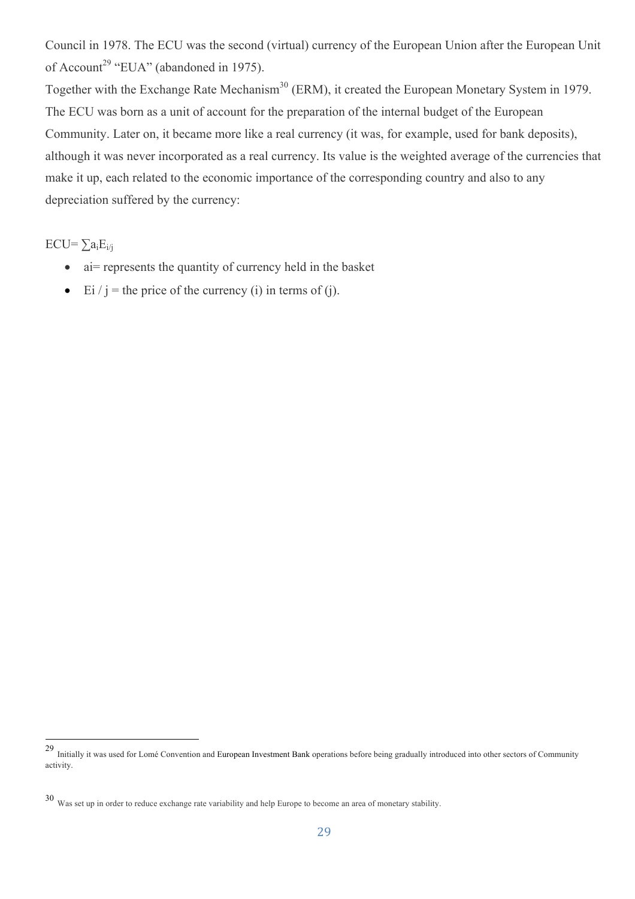Council in 1978. The ECU was the second (virtual) currency of the European Union after the European Unit of Account[29] "EUA" (abandoned in 1975).

Together with the Exchange Rate Mechanism[30] (ERM), it created the European Monetary System in 1979. The ECU was born as a unit of account for the preparation of the internal budget of the European Community. Later on, it became more like a real currency (it was, for example, used for bank deposits), although it was never incorporated as a real currency. Its value is the weighted average of the currencies that make it up, each related to the economic importance of the corresponding country and also to any depreciation suffered by the currency:

$ECU = \sum a_i E_{i/j}$

- $a_i$= represents the quantity of currency held in the basket
- $E_i / j$ = the price of the currency (i) in terms of (j).

---

[29] Initially it was used for Lomé Convention and European Investment Bank operations before being gradually introduced into other sectors of Community activity.

[30] Was set up in order to reduce exchange rate variability and help Europe to become an area of monetary stability.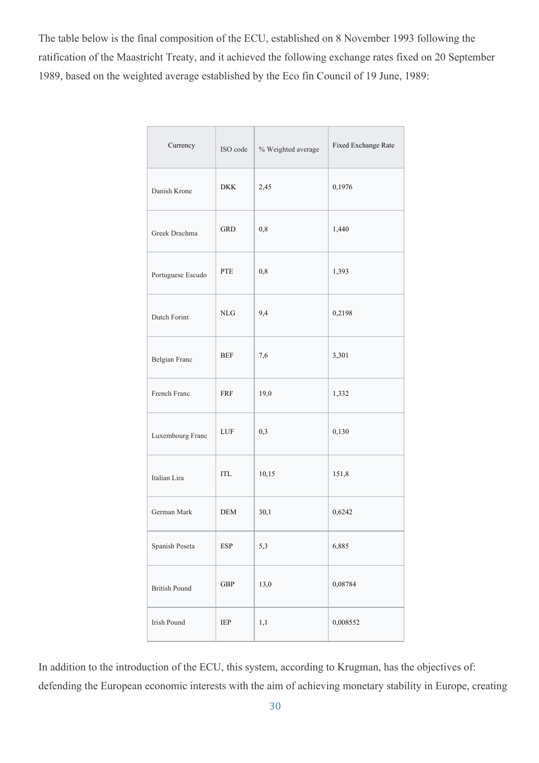The table below is the final composition of the ECU, established on 8 November 1993 following the ratification of the Maastricht Treaty, and it achieved the following exchange rates fixed on 20 September 1989, based on the weighted average established by the Eco fin Council of 19 June, 1989:

| Currency | ISO code | % Weighted average | Fixed Exchange Rate |
|---|---|---|---|
| Danish Krone | DKK | 2,45 | 0,1976 |
| Greek Drachma | GRD | 0,8 | 1,440 |
| Portuguese Escudo | PTE | 0,8 | 1,393 |
| Dutch Forint | NLG | 9,4 | 0,2198 |
| Belgian Franc | BEF | 7,6 | 3,301 |
| French Franc | FRF | 19,0 | 1,332 |
| Luxembourg Franc | LUF | 0,3 | 0,130 |
| Italian Lira | ITL | 10,15 | 151,8 |
| German Mark | DEM | 30,1 | 0,6242 |
| Spanish Peseta | ESP | 5,3 | 6,885 |
| British Pound | GBP | 13,0 | 0,08784 |
| Irish Pound | IEP | 1,1 | 0,008552 |

In addition to the introduction of the ECU, this system, according to Krugman, has the objectives of: defending the European economic interests with the aim of achieving monetary stability in Europe, creating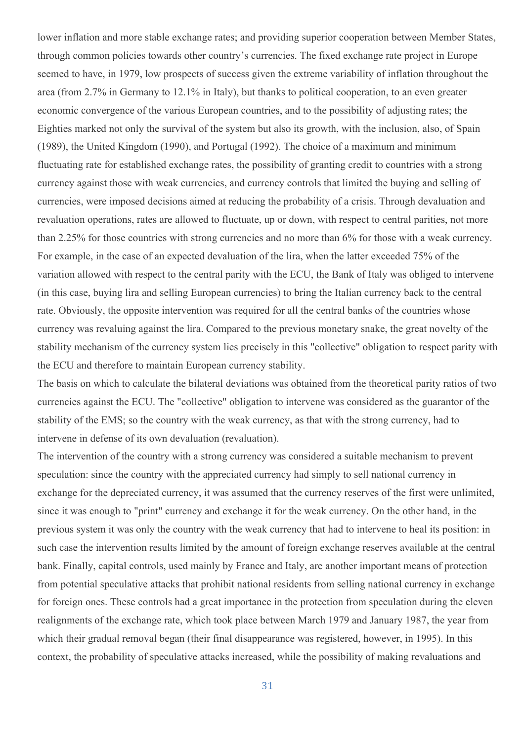lower inflation and more stable exchange rates; and providing superior cooperation between Member States, through common policies towards other country's currencies. The fixed exchange rate project in Europe seemed to have, in 1979, low prospects of success given the extreme variability of inflation throughout the area (from 2.7% in Germany to 12.1% in Italy), but thanks to political cooperation, to an even greater economic convergence of the various European countries, and to the possibility of adjusting rates; the Eighties marked not only the survival of the system but also its growth, with the inclusion, also, of Spain (1989), the United Kingdom (1990), and Portugal (1992). The choice of a maximum and minimum fluctuating rate for established exchange rates, the possibility of granting credit to countries with a strong currency against those with weak currencies, and currency controls that limited the buying and selling of currencies, were imposed decisions aimed at reducing the probability of a crisis. Through devaluation and revaluation operations, rates are allowed to fluctuate, up or down, with respect to central parities, not more than 2.25% for those countries with strong currencies and no more than 6% for those with a weak currency. For example, in the case of an expected devaluation of the lira, when the latter exceeded 75% of the variation allowed with respect to the central parity with the ECU, the Bank of Italy was obliged to intervene (in this case, buying lira and selling European currencies) to bring the Italian currency back to the central rate. Obviously, the opposite intervention was required for all the central banks of the countries whose currency was revaluing against the lira. Compared to the previous monetary snake, the great novelty of the stability mechanism of the currency system lies precisely in this "collective" obligation to respect parity with the ECU and therefore to maintain European currency stability.

The basis on which to calculate the bilateral deviations was obtained from the theoretical parity ratios of two currencies against the ECU. The "collective" obligation to intervene was considered as the guarantor of the stability of the EMS; so the country with the weak currency, as that with the strong currency, had to intervene in defense of its own devaluation (revaluation).

The intervention of the country with a strong currency was considered a suitable mechanism to prevent speculation: since the country with the appreciated currency had simply to sell national currency in exchange for the depreciated currency, it was assumed that the currency reserves of the first were unlimited, since it was enough to "print" currency and exchange it for the weak currency. On the other hand, in the previous system it was only the country with the weak currency that had to intervene to heal its position: in such case the intervention results limited by the amount of foreign exchange reserves available at the central bank. Finally, capital controls, used mainly by France and Italy, are another important means of protection from potential speculative attacks that prohibit national residents from selling national currency in exchange for foreign ones. These controls had a great importance in the protection from speculation during the eleven realignments of the exchange rate, which took place between March 1979 and January 1987, the year from which their gradual removal began (their final disappearance was registered, however, in 1995). In this context, the probability of speculative attacks increased, while the possibility of making revaluations and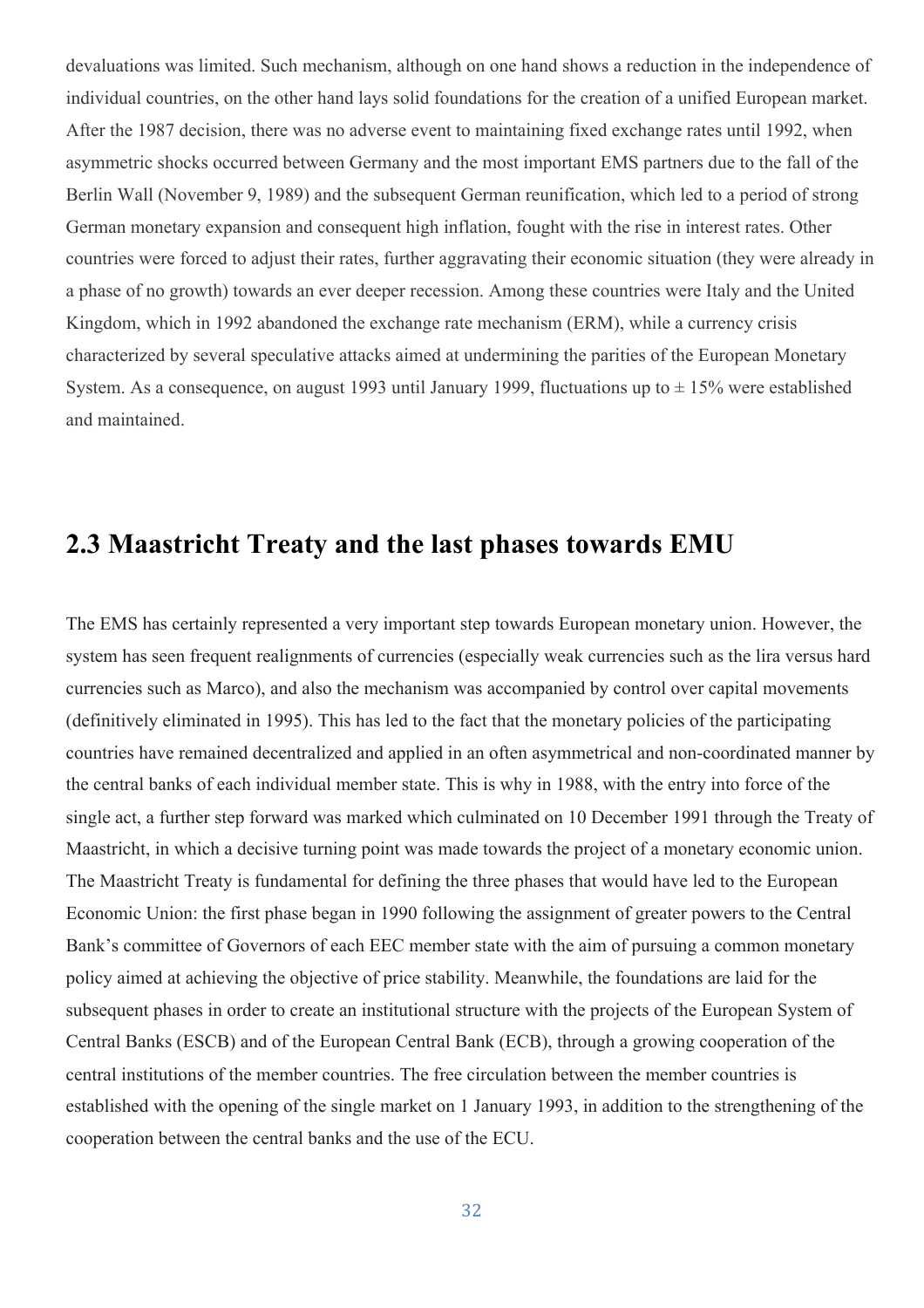devaluations was limited. Such mechanism, although on one hand shows a reduction in the independence of individual countries, on the other hand lays solid foundations for the creation of a unified European market. After the 1987 decision, there was no adverse event to maintaining fixed exchange rates until 1992, when asymmetric shocks occurred between Germany and the most important EMS partners due to the fall of the Berlin Wall (November 9, 1989) and the subsequent German reunification, which led to a period of strong German monetary expansion and consequent high inflation, fought with the rise in interest rates. Other countries were forced to adjust their rates, further aggravating their economic situation (they were already in a phase of no growth) towards an ever deeper recession. Among these countries were Italy and the United Kingdom, which in 1992 abandoned the exchange rate mechanism (ERM), while a currency crisis characterized by several speculative attacks aimed at undermining the parities of the European Monetary System. As a consequence, on august 1993 until January 1999, fluctuations up to ± 15% were established and maintained.

## 2.3 Maastricht Treaty and the last phases towards EMU

The EMS has certainly represented a very important step towards European monetary union. However, the system has seen frequent realignments of currencies (especially weak currencies such as the lira versus hard currencies such as Marco), and also the mechanism was accompanied by control over capital movements (definitively eliminated in 1995). This has led to the fact that the monetary policies of the participating countries have remained decentralized and applied in an often asymmetrical and non-coordinated manner by the central banks of each individual member state. This is why in 1988, with the entry into force of the single act, a further step forward was marked which culminated on 10 December 1991 through the Treaty of Maastricht, in which a decisive turning point was made towards the project of a monetary economic union. The Maastricht Treaty is fundamental for defining the three phases that would have led to the European Economic Union: the first phase began in 1990 following the assignment of greater powers to the Central Bank's committee of Governors of each EEC member state with the aim of pursuing a common monetary policy aimed at achieving the objective of price stability. Meanwhile, the foundations are laid for the subsequent phases in order to create an institutional structure with the projects of the European System of Central Banks (ESCB) and of the European Central Bank (ECB), through a growing cooperation of the central institutions of the member countries. The free circulation between the member countries is established with the opening of the single market on 1 January 1993, in addition to the strengthening of the cooperation between the central banks and the use of the ECU.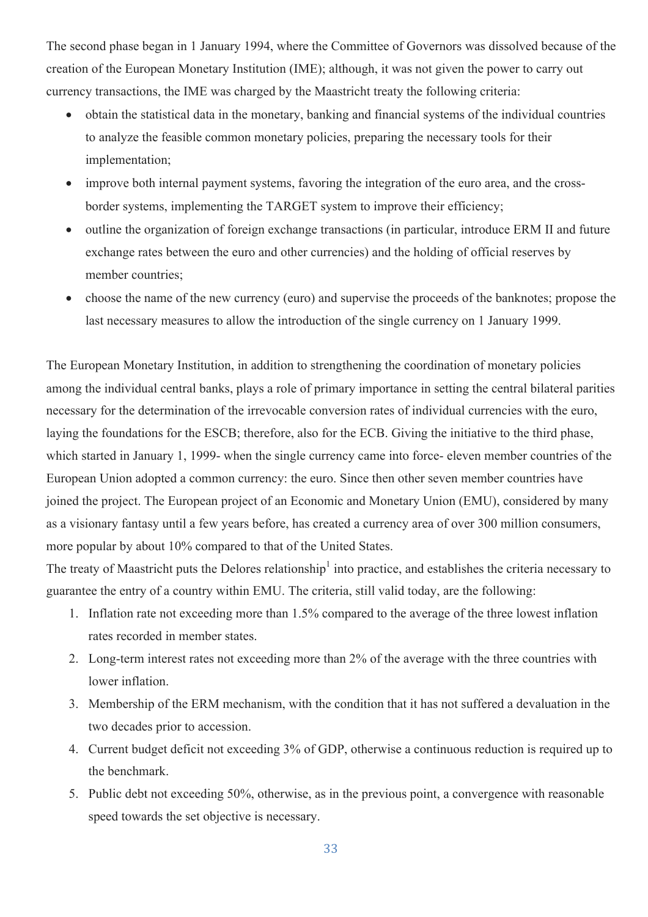The second phase began in 1 January 1994, where the Committee of Governors was dissolved because of the creation of the European Monetary Institution (IME); although, it was not given the power to carry out currency transactions, the IME was charged by the Maastricht treaty the following criteria:

- obtain the statistical data in the monetary, banking and financial systems of the individual countries to analyze the feasible common monetary policies, preparing the necessary tools for their implementation;
- improve both internal payment systems, favoring the integration of the euro area, and the cross-border systems, implementing the TARGET system to improve their efficiency;
- outline the organization of foreign exchange transactions (in particular, introduce ERM II and future exchange rates between the euro and other currencies) and the holding of official reserves by member countries;
- choose the name of the new currency (euro) and supervise the proceeds of the banknotes; propose the last necessary measures to allow the introduction of the single currency on 1 January 1999.

The European Monetary Institution, in addition to strengthening the coordination of monetary policies among the individual central banks, plays a role of primary importance in setting the central bilateral parities necessary for the determination of the irrevocable conversion rates of individual currencies with the euro, laying the foundations for the ESCB; therefore, also for the ECB. Giving the initiative to the third phase, which started in January 1, 1999- when the single currency came into force- eleven member countries of the European Union adopted a common currency: the euro. Since then other seven member countries have joined the project. The European project of an Economic and Monetary Union (EMU), considered by many as a visionary fantasy until a few years before, has created a currency area of over 300 million consumers, more popular by about 10% compared to that of the United States.

The treaty of Maastricht puts the Delores relationship[1] into practice, and establishes the criteria necessary to guarantee the entry of a country within EMU. The criteria, still valid today, are the following:

1. Inflation rate not exceeding more than 1.5% compared to the average of the three lowest inflation rates recorded in member states.
2. Long-term interest rates not exceeding more than 2% of the average with the three countries with lower inflation.
3. Membership of the ERM mechanism, with the condition that it has not suffered a devaluation in the two decades prior to accession.
4. Current budget deficit not exceeding 3% of GDP, otherwise a continuous reduction is required up to the benchmark.
5. Public debt not exceeding 50%, otherwise, as in the previous point, a convergence with reasonable speed towards the set objective is necessary.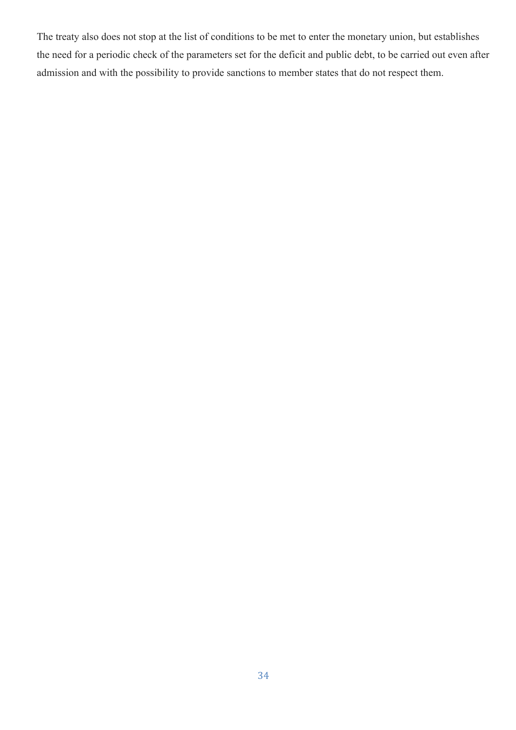The treaty also does not stop at the list of conditions to be met to enter the monetary union, but establishes the need for a periodic check of the parameters set for the deficit and public debt, to be carried out even after admission and with the possibility to provide sanctions to member states that do not respect them.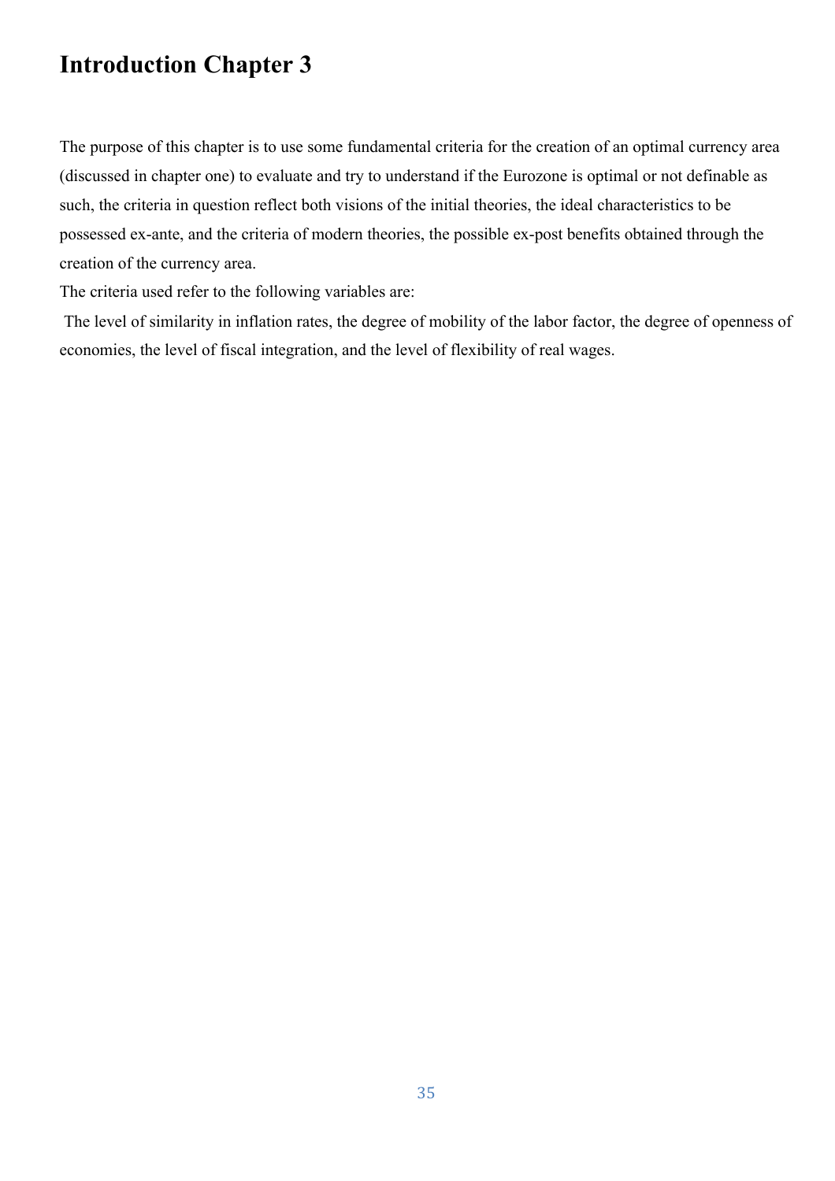# Introduction Chapter 3

The purpose of this chapter is to use some fundamental criteria for the creation of an optimal currency area (discussed in chapter one) to evaluate and try to understand if the Eurozone is optimal or not definable as such, the criteria in question reflect both visions of the initial theories, the ideal characteristics to be possessed ex-ante, and the criteria of modern theories, the possible ex-post benefits obtained through the creation of the currency area.

The criteria used refer to the following variables are:

The level of similarity in inflation rates, the degree of mobility of the labor factor, the degree of openness of economies, the level of fiscal integration, and the level of flexibility of real wages.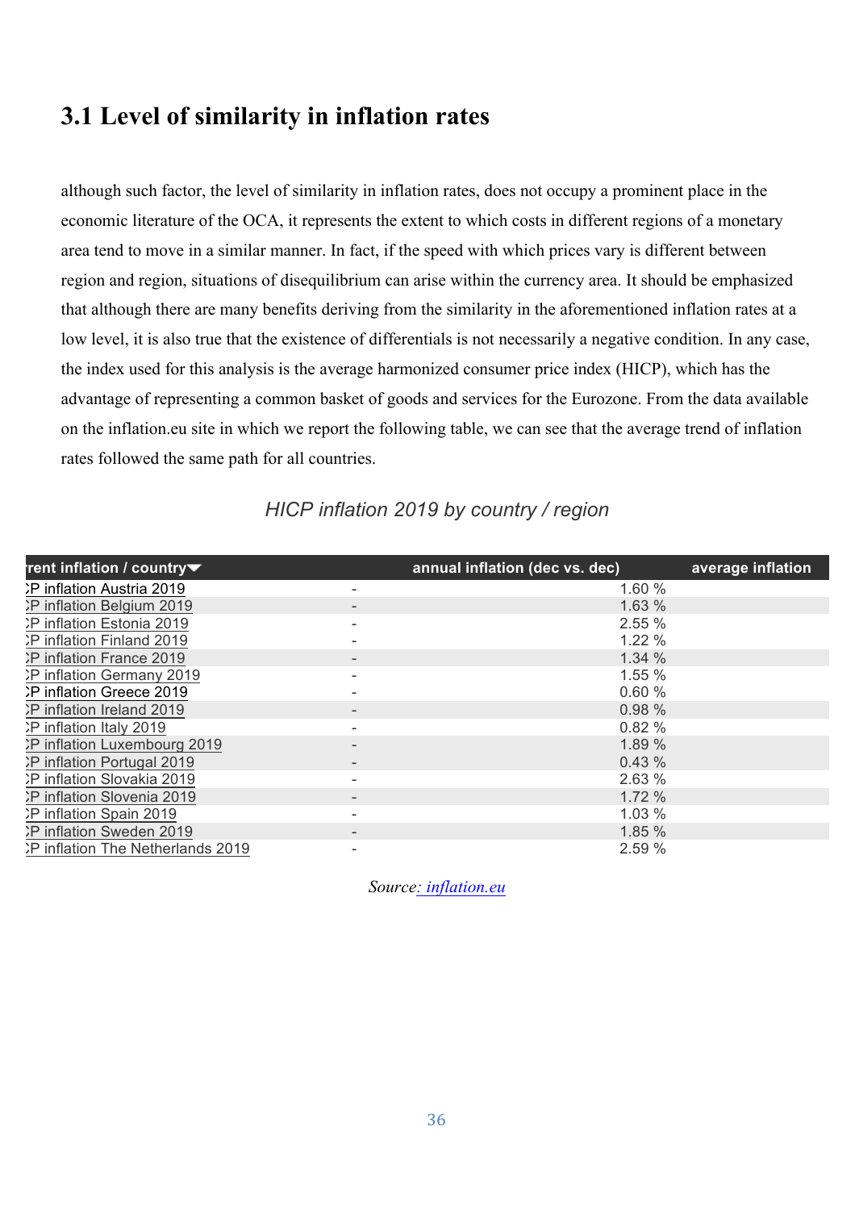## 3.1 Level of similarity in inflation rates

although such factor, the level of similarity in inflation rates, does not occupy a prominent place in the economic literature of the OCA, it represents the extent to which costs in different regions of a monetary area tend to move in a similar manner. In fact, if the speed with which prices vary is different between region and region, situations of disequilibrium can arise within the currency area. It should be emphasized that although there are many benefits deriving from the similarity in the aforementioned inflation rates at a low level, it is also true that the existence of differentials is not necessarily a negative condition. In any case, the index used for this analysis is the average harmonized consumer price index (HICP), which has the advantage of representing a common basket of goods and services for the Eurozone. From the data available on the inflation.eu site in which we report the following table, we can see that the average trend of inflation rates followed the same path for all countries.

*HICP inflation 2019 by country / region*

| rrent inflation / country▼ | annual inflation (dec vs. dec) | average inflation |
|---|---|---|
| ›P inflation Austria 2019 | - | 1.60 % |
| ›P inflation Belgium 2019 | - | 1.63 % |
| ›P inflation Estonia 2019 | - | 2.55 % |
| ›P inflation Finland 2019 | - | 1.22 % |
| ›P inflation France 2019 | - | 1.34 % |
| ›P inflation Germany 2019 | - | 1.55 % |
| ›P inflation Greece 2019 | - | 0.60 % |
| ›P inflation Ireland 2019 | - | 0.98 % |
| ›P inflation Italy 2019 | - | 0.82 % |
| ›P inflation Luxembourg 2019 | - | 1.89 % |
| ›P inflation Portugal 2019 | - | 0.43 % |
| ›P inflation Slovakia 2019 | - | 2.63 % |
| ›P inflation Slovenia 2019 | - | 1.72 % |
| ›P inflation Spain 2019 | - | 1.03 % |
| ›P inflation Sweden 2019 | - | 1.85 % |
| ›P inflation The Netherlands 2019 | - | 2.59 % |

*Source: inflation.eu*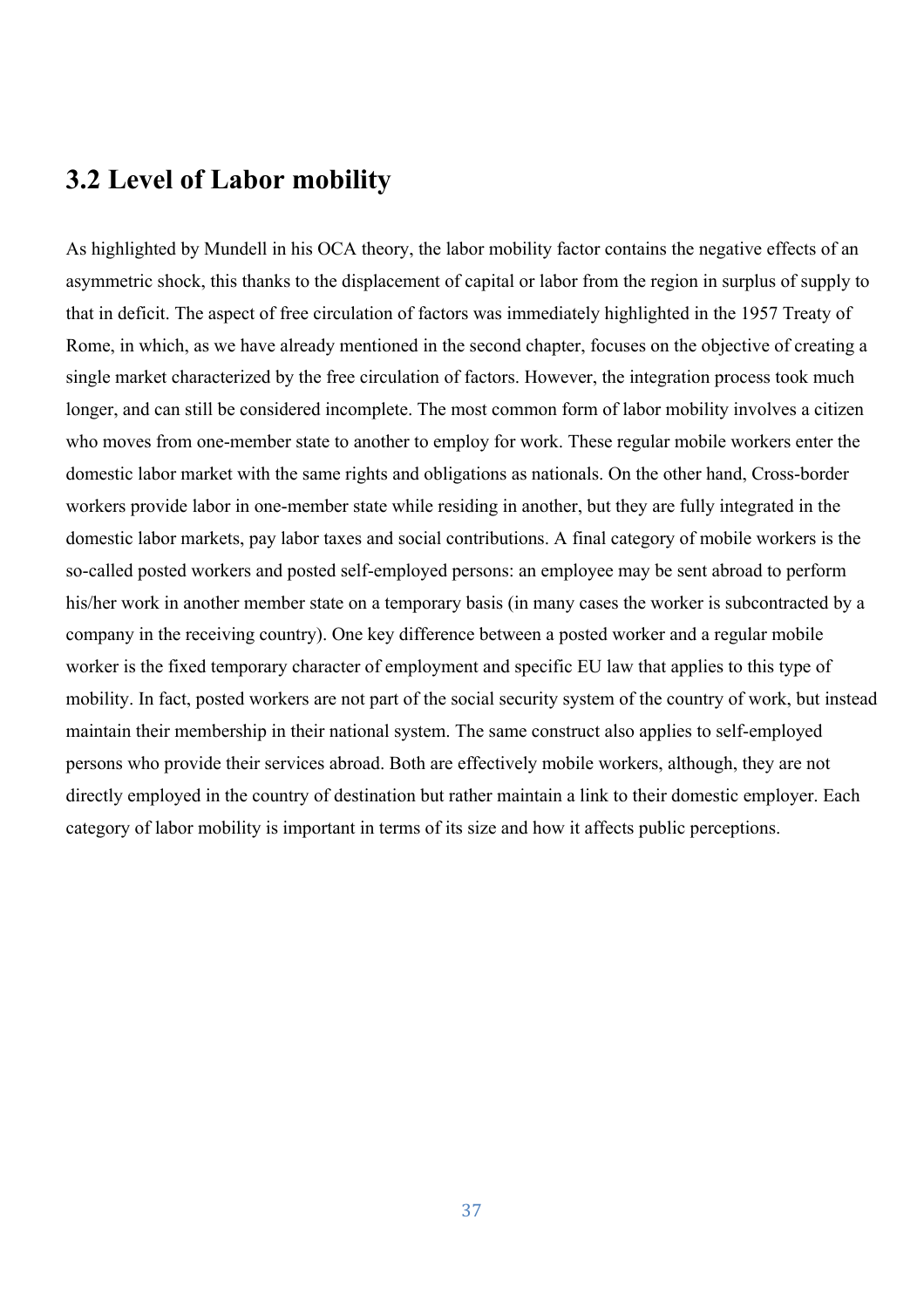## 3.2 Level of Labor mobility

As highlighted by Mundell in his OCA theory, the labor mobility factor contains the negative effects of an asymmetric shock, this thanks to the displacement of capital or labor from the region in surplus of supply to that in deficit. The aspect of free circulation of factors was immediately highlighted in the 1957 Treaty of Rome, in which, as we have already mentioned in the second chapter, focuses on the objective of creating a single market characterized by the free circulation of factors. However, the integration process took much longer, and can still be considered incomplete. The most common form of labor mobility involves a citizen who moves from one-member state to another to employ for work. These regular mobile workers enter the domestic labor market with the same rights and obligations as nationals. On the other hand, Cross-border workers provide labor in one-member state while residing in another, but they are fully integrated in the domestic labor markets, pay labor taxes and social contributions. A final category of mobile workers is the so-called posted workers and posted self-employed persons: an employee may be sent abroad to perform his/her work in another member state on a temporary basis (in many cases the worker is subcontracted by a company in the receiving country). One key difference between a posted worker and a regular mobile worker is the fixed temporary character of employment and specific EU law that applies to this type of mobility. In fact, posted workers are not part of the social security system of the country of work, but instead maintain their membership in their national system. The same construct also applies to self-employed persons who provide their services abroad. Both are effectively mobile workers, although, they are not directly employed in the country of destination but rather maintain a link to their domestic employer. Each category of labor mobility is important in terms of its size and how it affects public perceptions.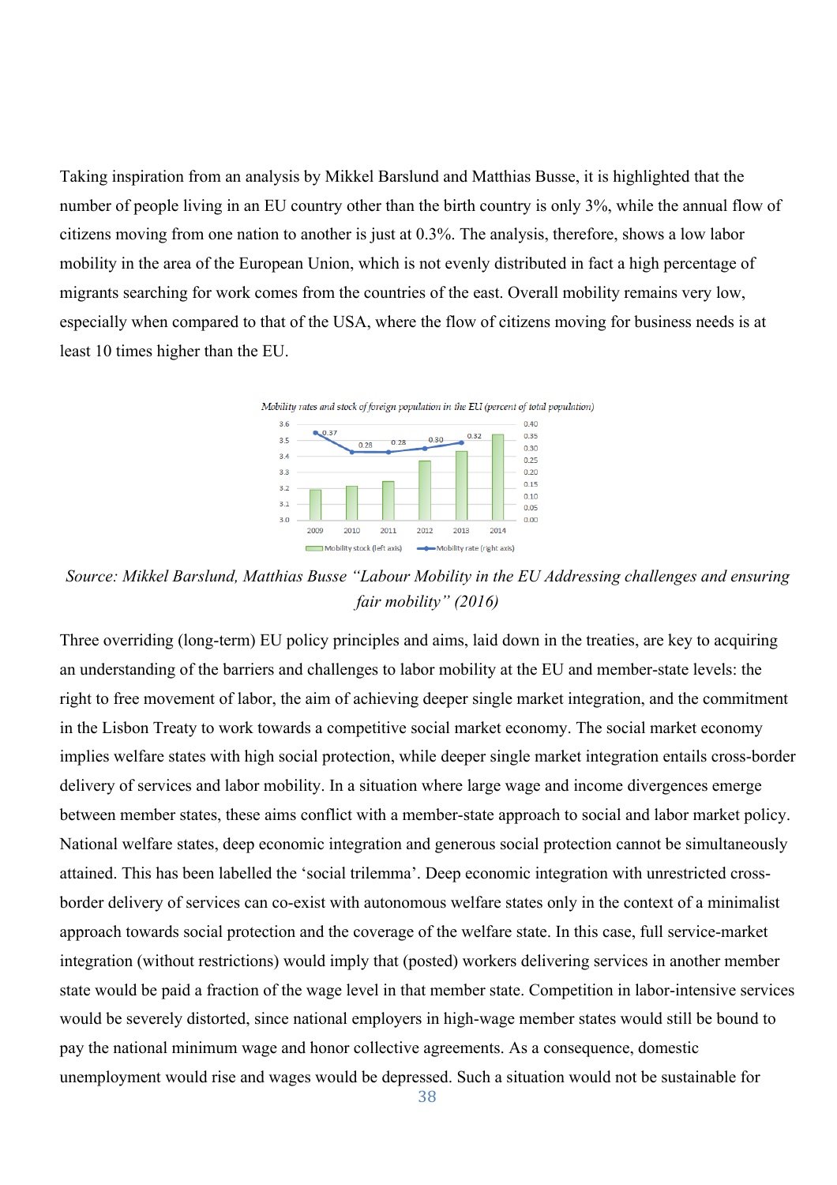Taking inspiration from an analysis by Mikkel Barslund and Matthias Busse, it is highlighted that the number of people living in an EU country other than the birth country is only 3%, while the annual flow of citizens moving from one nation to another is just at 0.3%. The analysis, therefore, shows a low labor mobility in the area of the European Union, which is not evenly distributed in fact a high percentage of migrants searching for work comes from the countries of the east. Overall mobility remains very low, especially when compared to that of the USA, where the flow of citizens moving for business needs is at least 10 times higher than the EU.

*Mobility rates and stock of foreign population in the EU (percent of total population)*

*Source: Mikkel Barslund, Matthias Busse "Labour Mobility in the EU Addressing challenges and ensuring fair mobility" (2016)*

Three overriding (long-term) EU policy principles and aims, laid down in the treaties, are key to acquiring an understanding of the barriers and challenges to labor mobility at the EU and member-state levels: the right to free movement of labor, the aim of achieving deeper single market integration, and the commitment in the Lisbon Treaty to work towards a competitive social market economy. The social market economy implies welfare states with high social protection, while deeper single market integration entails cross-border delivery of services and labor mobility. In a situation where large wage and income divergences emerge between member states, these aims conflict with a member-state approach to social and labor market policy. National welfare states, deep economic integration and generous social protection cannot be simultaneously attained. This has been labelled the 'social trilemma'. Deep economic integration with unrestricted cross-border delivery of services can co-exist with autonomous welfare states only in the context of a minimalist approach towards social protection and the coverage of the welfare state. In this case, full service-market integration (without restrictions) would imply that (posted) workers delivering services in another member state would be paid a fraction of the wage level in that member state. Competition in labor-intensive services would be severely distorted, since national employers in high-wage member states would still be bound to pay the national minimum wage and honor collective agreements. As a consequence, domestic unemployment would rise and wages would be depressed. Such a situation would not be sustainable for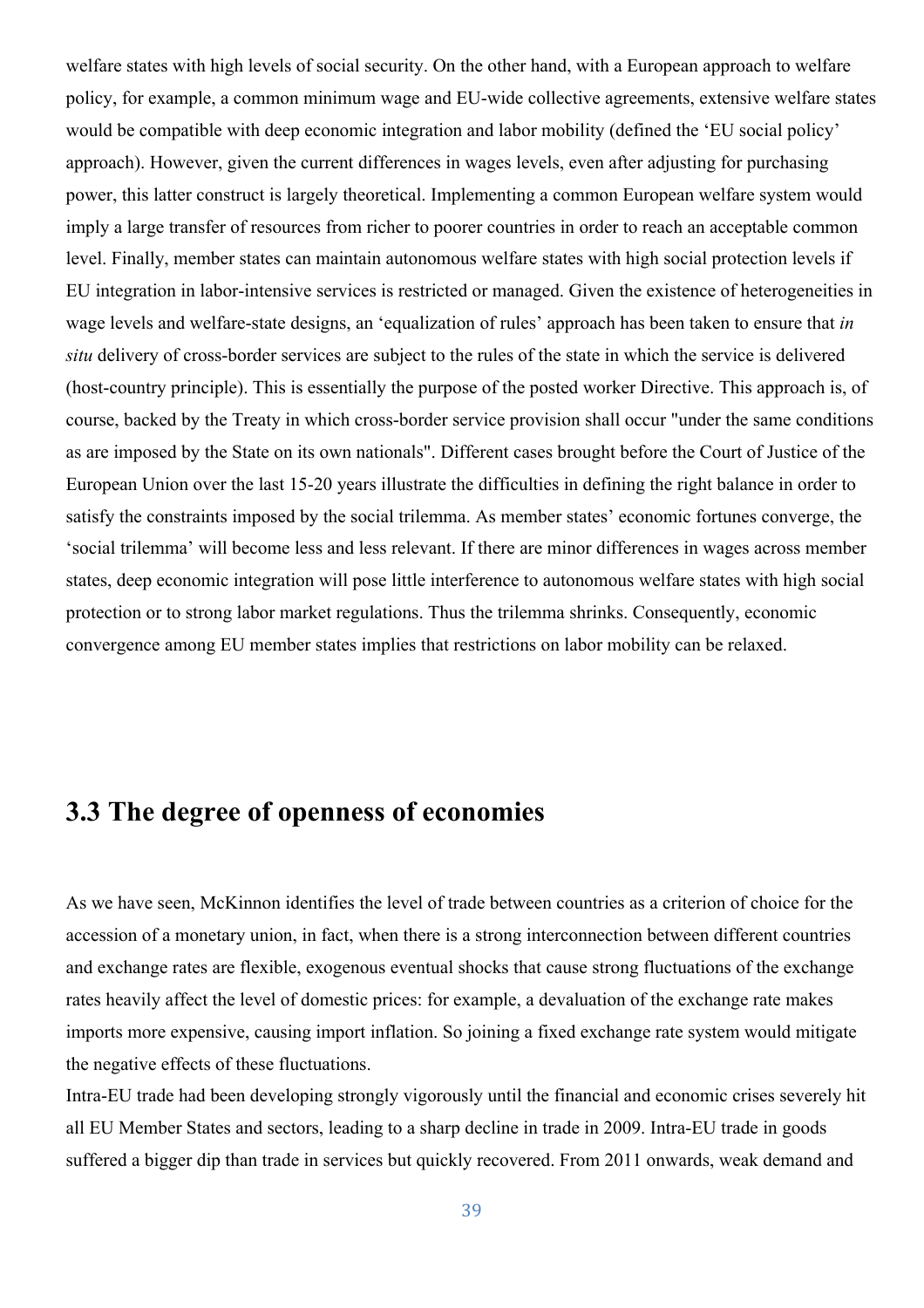welfare states with high levels of social security. On the other hand, with a European approach to welfare policy, for example, a common minimum wage and EU-wide collective agreements, extensive welfare states would be compatible with deep economic integration and labor mobility (defined the 'EU social policy' approach). However, given the current differences in wages levels, even after adjusting for purchasing power, this latter construct is largely theoretical. Implementing a common European welfare system would imply a large transfer of resources from richer to poorer countries in order to reach an acceptable common level. Finally, member states can maintain autonomous welfare states with high social protection levels if EU integration in labor-intensive services is restricted or managed. Given the existence of heterogeneities in wage levels and welfare-state designs, an 'equalization of rules' approach has been taken to ensure that *in situ* delivery of cross-border services are subject to the rules of the state in which the service is delivered (host-country principle). This is essentially the purpose of the posted worker Directive. This approach is, of course, backed by the Treaty in which cross-border service provision shall occur "under the same conditions as are imposed by the State on its own nationals". Different cases brought before the Court of Justice of the European Union over the last 15-20 years illustrate the difficulties in defining the right balance in order to satisfy the constraints imposed by the social trilemma. As member states' economic fortunes converge, the 'social trilemma' will become less and less relevant. If there are minor differences in wages across member states, deep economic integration will pose little interference to autonomous welfare states with high social protection or to strong labor market regulations. Thus the trilemma shrinks. Consequently, economic convergence among EU member states implies that restrictions on labor mobility can be relaxed.

## 3.3 The degree of openness of economies

As we have seen, McKinnon identifies the level of trade between countries as a criterion of choice for the accession of a monetary union, in fact, when there is a strong interconnection between different countries and exchange rates are flexible, exogenous eventual shocks that cause strong fluctuations of the exchange rates heavily affect the level of domestic prices: for example, a devaluation of the exchange rate makes imports more expensive, causing import inflation. So joining a fixed exchange rate system would mitigate the negative effects of these fluctuations.

Intra-EU trade had been developing strongly vigorously until the financial and economic crises severely hit all EU Member States and sectors, leading to a sharp decline in trade in 2009. Intra-EU trade in goods suffered a bigger dip than trade in services but quickly recovered. From 2011 onwards, weak demand and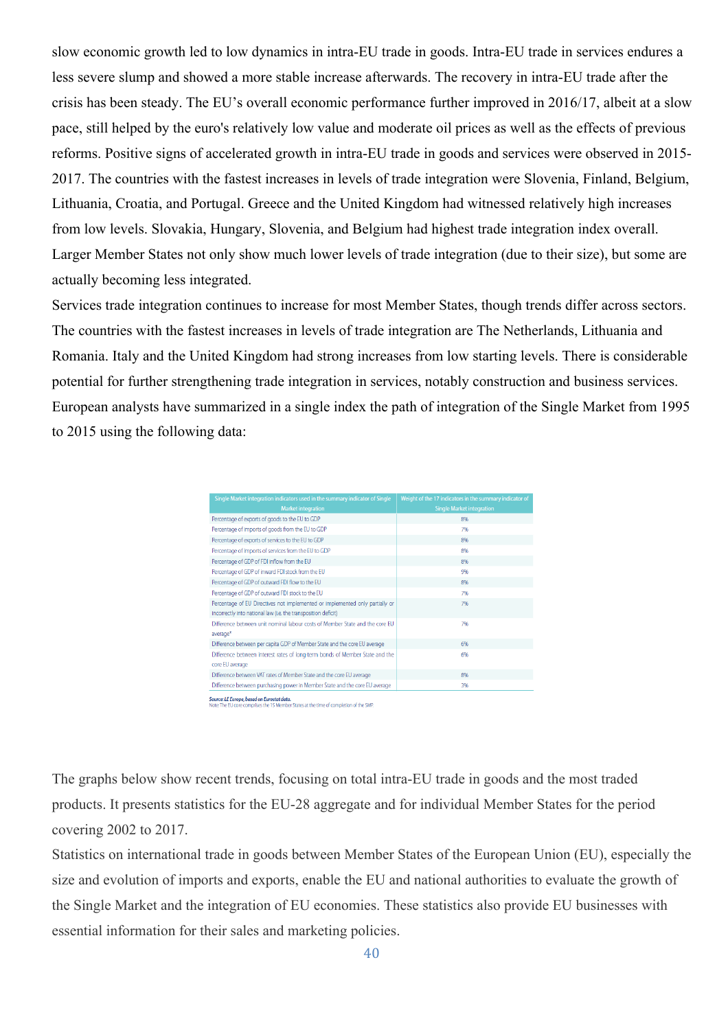slow economic growth led to low dynamics in intra-EU trade in goods. Intra-EU trade in services endures a less severe slump and showed a more stable increase afterwards. The recovery in intra-EU trade after the crisis has been steady. The EU's overall economic performance further improved in 2016/17, albeit at a slow pace, still helped by the euro's relatively low value and moderate oil prices as well as the effects of previous reforms. Positive signs of accelerated growth in intra-EU trade in goods and services were observed in 2015-2017. The countries with the fastest increases in levels of trade integration were Slovenia, Finland, Belgium, Lithuania, Croatia, and Portugal. Greece and the United Kingdom had witnessed relatively high increases from low levels. Slovakia, Hungary, Slovenia, and Belgium had highest trade integration index overall. Larger Member States not only show much lower levels of trade integration (due to their size), but some are actually becoming less integrated.

Services trade integration continues to increase for most Member States, though trends differ across sectors. The countries with the fastest increases in levels of trade integration are The Netherlands, Lithuania and Romania. Italy and the United Kingdom had strong increases from low starting levels. There is considerable potential for further strengthening trade integration in services, notably construction and business services. European analysts have summarized in a single index the path of integration of the Single Market from 1995 to 2015 using the following data:

| Single Market integration indicators used in the summary indicator of Single Market integration | Weight of the 17 indicators in the summary indicator of Single Market integration |
|---|---|
| Percentage of exports of goods to the EU to GDP | 8% |
| Percentage of imports of goods from the EU to GDP | 7% |
| Percentage of exports of services to the EU to GDP | 8% |
| Percentage of imports of services from the EU to GDP | 8% |
| Percentage of GDP of FDI inflow from the EU | 8% |
| Percentage of GDP of inward FDI stock from the EU | 5% |
| Percentage of GDP of outward FDI flow to the EU | 8% |
| Percentage of GDP of outward FDI stock to the EU | 7% |
| Percentage of EU Directives not implemented or implemented only partially or incorrectly into national law (i.e. the transposition deficit) | 7% |
| Difference between unit nominal labour costs of Member State and the core EU average* | 7% |
| Difference between per capita GDP of Member State and the core EU average | 6% |
| Difference between interest rates of long-term bonds of Member State and the core EU average | 6% |
| Difference between VAT rates of Member State and the core EU average | 8% |
| Difference between purchasing power in Member State and the core EU average | 3% |

*Source: LE Europe, based on Eurostat data.*
Note: The EU core comprises the 15 Member States at the time of completion of the SMP.

The graphs below show recent trends, focusing on total intra-EU trade in goods and the most traded products. It presents statistics for the EU-28 aggregate and for individual Member States for the period covering 2002 to 2017.

Statistics on international trade in goods between Member States of the European Union (EU), especially the size and evolution of imports and exports, enable the EU and national authorities to evaluate the growth of the Single Market and the integration of EU economies. These statistics also provide EU businesses with essential information for their sales and marketing policies.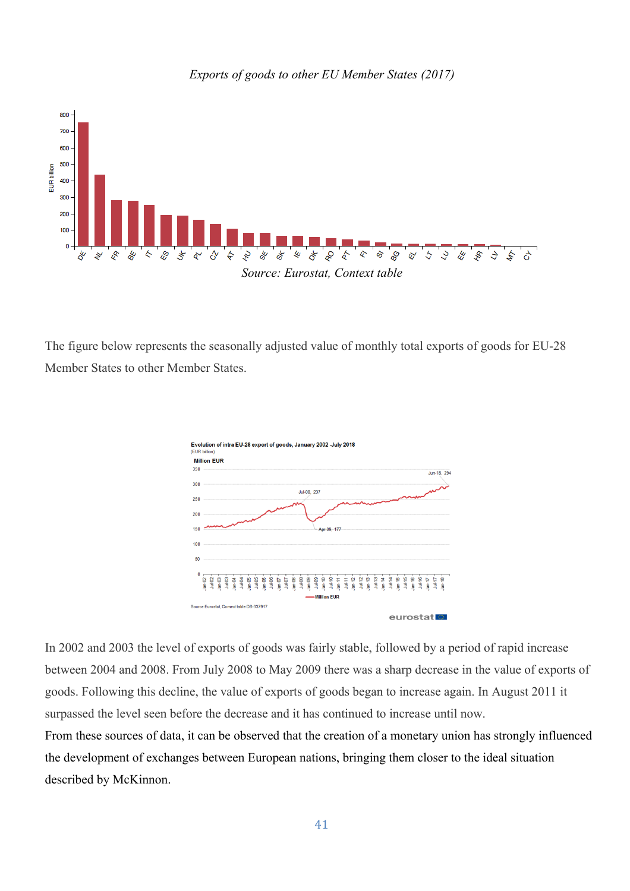*Exports of goods to other EU Member States (2017)*

*Source: Eurostat, Context table*

The figure below represents the seasonally adjusted value of monthly total exports of goods for EU-28 Member States to other Member States.

In 2002 and 2003 the level of exports of goods was fairly stable, followed by a period of rapid increase between 2004 and 2008. From July 2008 to May 2009 there was a sharp decrease in the value of exports of goods. Following this decline, the value of exports of goods began to increase again. In August 2011 it surpassed the level seen before the decrease and it has continued to increase until now.
From these sources of data, it can be observed that the creation of a monetary union has strongly influenced the development of exchanges between European nations, bringing them closer to the ideal situation described by McKinnon.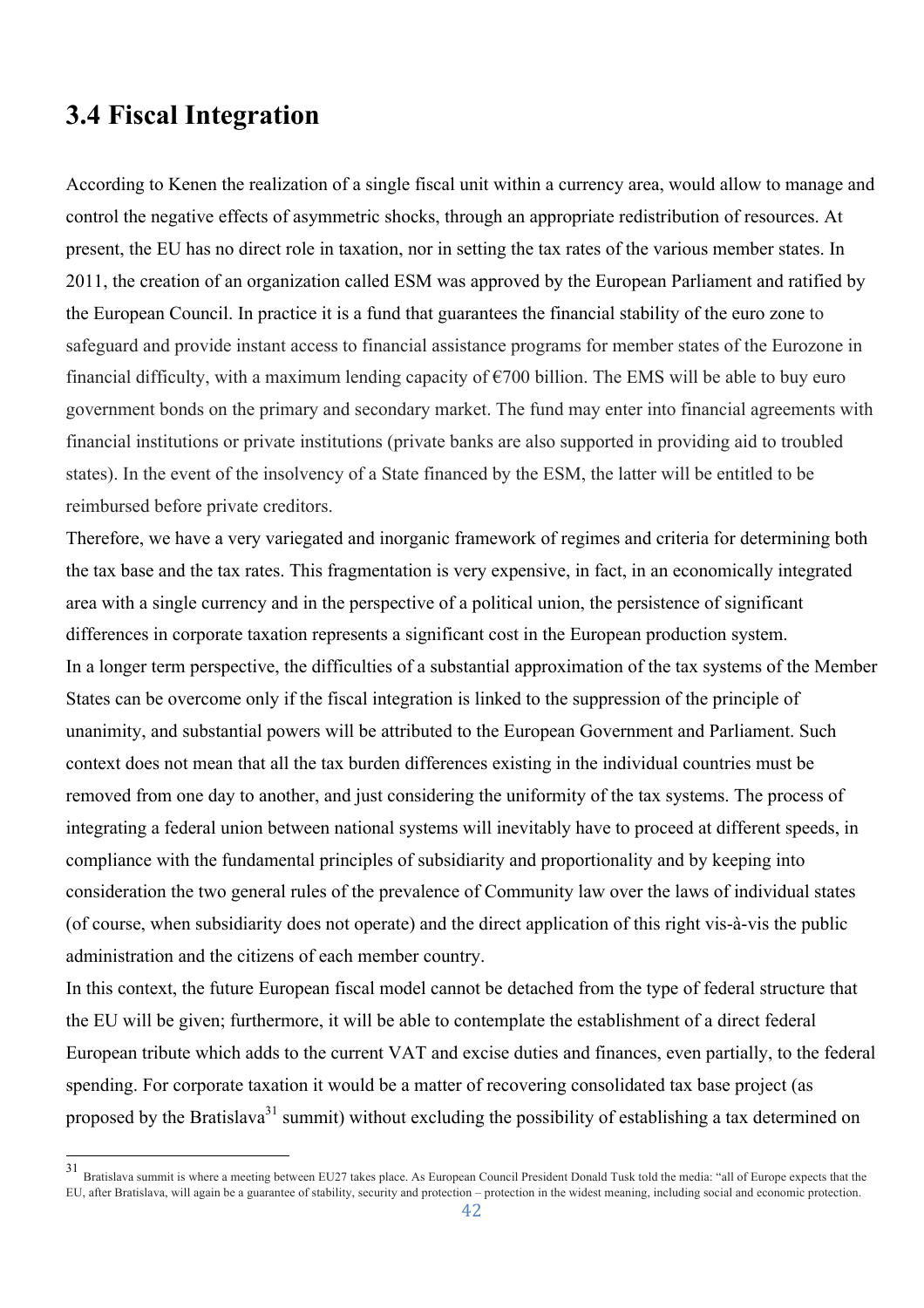## 3.4 Fiscal Integration

According to Kenen the realization of a single fiscal unit within a currency area, would allow to manage and control the negative effects of asymmetric shocks, through an appropriate redistribution of resources. At present, the EU has no direct role in taxation, nor in setting the tax rates of the various member states. In 2011, the creation of an organization called ESM was approved by the European Parliament and ratified by the European Council. In practice it is a fund that guarantees the financial stability of the euro zone to safeguard and provide instant access to financial assistance programs for member states of the Eurozone in financial difficulty, with a maximum lending capacity of €700 billion. The EMS will be able to buy euro government bonds on the primary and secondary market. The fund may enter into financial agreements with financial institutions or private institutions (private banks are also supported in providing aid to troubled states). In the event of the insolvency of a State financed by the ESM, the latter will be entitled to be reimbursed before private creditors.

Therefore, we have a very variegated and inorganic framework of regimes and criteria for determining both the tax base and the tax rates. This fragmentation is very expensive, in fact, in an economically integrated area with a single currency and in the perspective of a political union, the persistence of significant differences in corporate taxation represents a significant cost in the European production system.

In a longer term perspective, the difficulties of a substantial approximation of the tax systems of the Member States can be overcome only if the fiscal integration is linked to the suppression of the principle of unanimity, and substantial powers will be attributed to the European Government and Parliament. Such context does not mean that all the tax burden differences existing in the individual countries must be removed from one day to another, and just considering the uniformity of the tax systems. The process of integrating a federal union between national systems will inevitably have to proceed at different speeds, in compliance with the fundamental principles of subsidiarity and proportionality and by keeping into consideration the two general rules of the prevalence of Community law over the laws of individual states (of course, when subsidiarity does not operate) and the direct application of this right vis-à-vis the public administration and the citizens of each member country.

In this context, the future European fiscal model cannot be detached from the type of federal structure that the EU will be given; furthermore, it will be able to contemplate the establishment of a direct federal European tribute which adds to the current VAT and excise duties and finances, even partially, to the federal spending. For corporate taxation it would be a matter of recovering consolidated tax base project (as proposed by the Bratislava[31] summit) without excluding the possibility of establishing a tax determined on

[31] Bratislava summit is where a meeting between EU27 takes place. As European Council President Donald Tusk told the media: "all of Europe expects that the EU, after Bratislava, will again be a guarantee of stability, security and protection – protection in the widest meaning, including social and economic protection.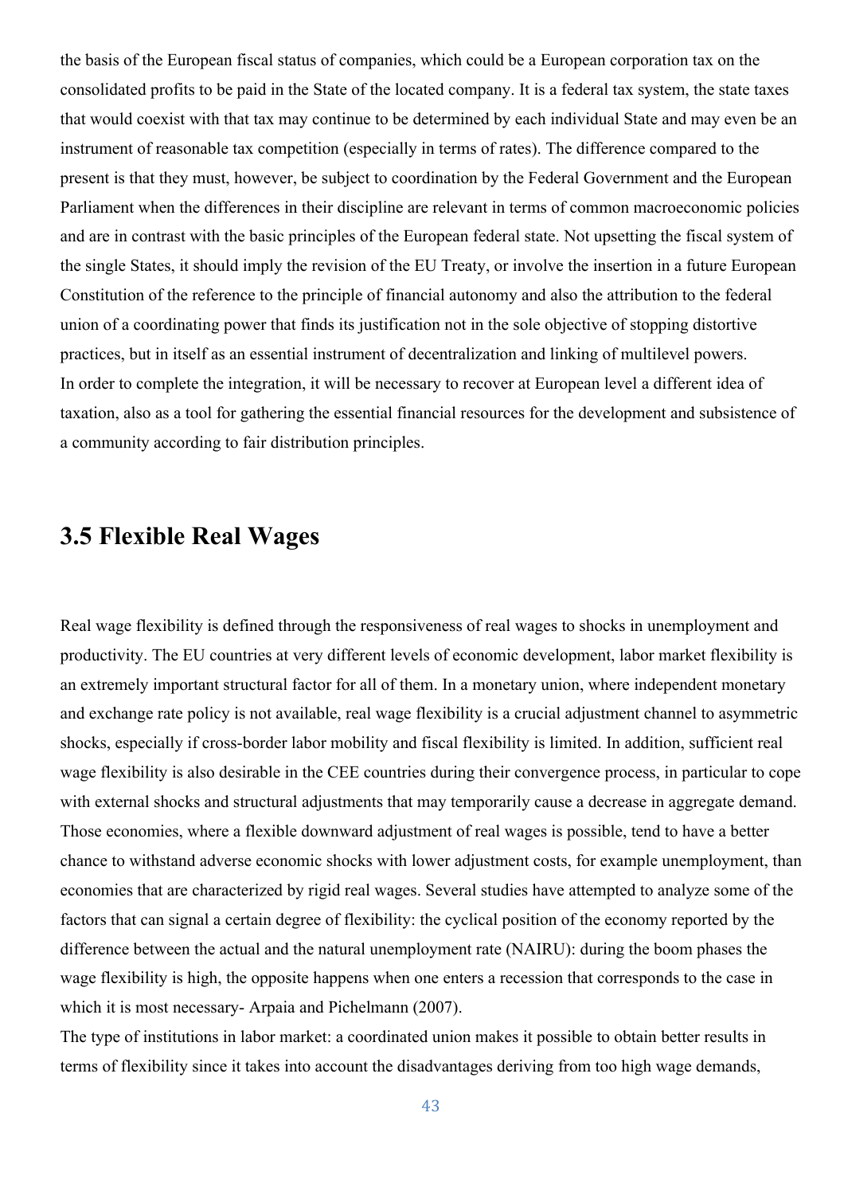the basis of the European fiscal status of companies, which could be a European corporation tax on the consolidated profits to be paid in the State of the located company. It is a federal tax system, the state taxes that would coexist with that tax may continue to be determined by each individual State and may even be an instrument of reasonable tax competition (especially in terms of rates). The difference compared to the present is that they must, however, be subject to coordination by the Federal Government and the European Parliament when the differences in their discipline are relevant in terms of common macroeconomic policies and are in contrast with the basic principles of the European federal state. Not upsetting the fiscal system of the single States, it should imply the revision of the EU Treaty, or involve the insertion in a future European Constitution of the reference to the principle of financial autonomy and also the attribution to the federal union of a coordinating power that finds its justification not in the sole objective of stopping distortive practices, but in itself as an essential instrument of decentralization and linking of multilevel powers.
In order to complete the integration, it will be necessary to recover at European level a different idea of taxation, also as a tool for gathering the essential financial resources for the development and subsistence of a community according to fair distribution principles.

## 3.5 Flexible Real Wages

Real wage flexibility is defined through the responsiveness of real wages to shocks in unemployment and productivity. The EU countries at very different levels of economic development, labor market flexibility is an extremely important structural factor for all of them. In a monetary union, where independent monetary and exchange rate policy is not available, real wage flexibility is a crucial adjustment channel to asymmetric shocks, especially if cross-border labor mobility and fiscal flexibility is limited. In addition, sufficient real wage flexibility is also desirable in the CEE countries during their convergence process, in particular to cope with external shocks and structural adjustments that may temporarily cause a decrease in aggregate demand. Those economies, where a flexible downward adjustment of real wages is possible, tend to have a better chance to withstand adverse economic shocks with lower adjustment costs, for example unemployment, than economies that are characterized by rigid real wages. Several studies have attempted to analyze some of the factors that can signal a certain degree of flexibility: the cyclical position of the economy reported by the difference between the actual and the natural unemployment rate (NAIRU): during the boom phases the wage flexibility is high, the opposite happens when one enters a recession that corresponds to the case in which it is most necessary- Arpaia and Pichelmann (2007).
The type of institutions in labor market: a coordinated union makes it possible to obtain better results in terms of flexibility since it takes into account the disadvantages deriving from too high wage demands,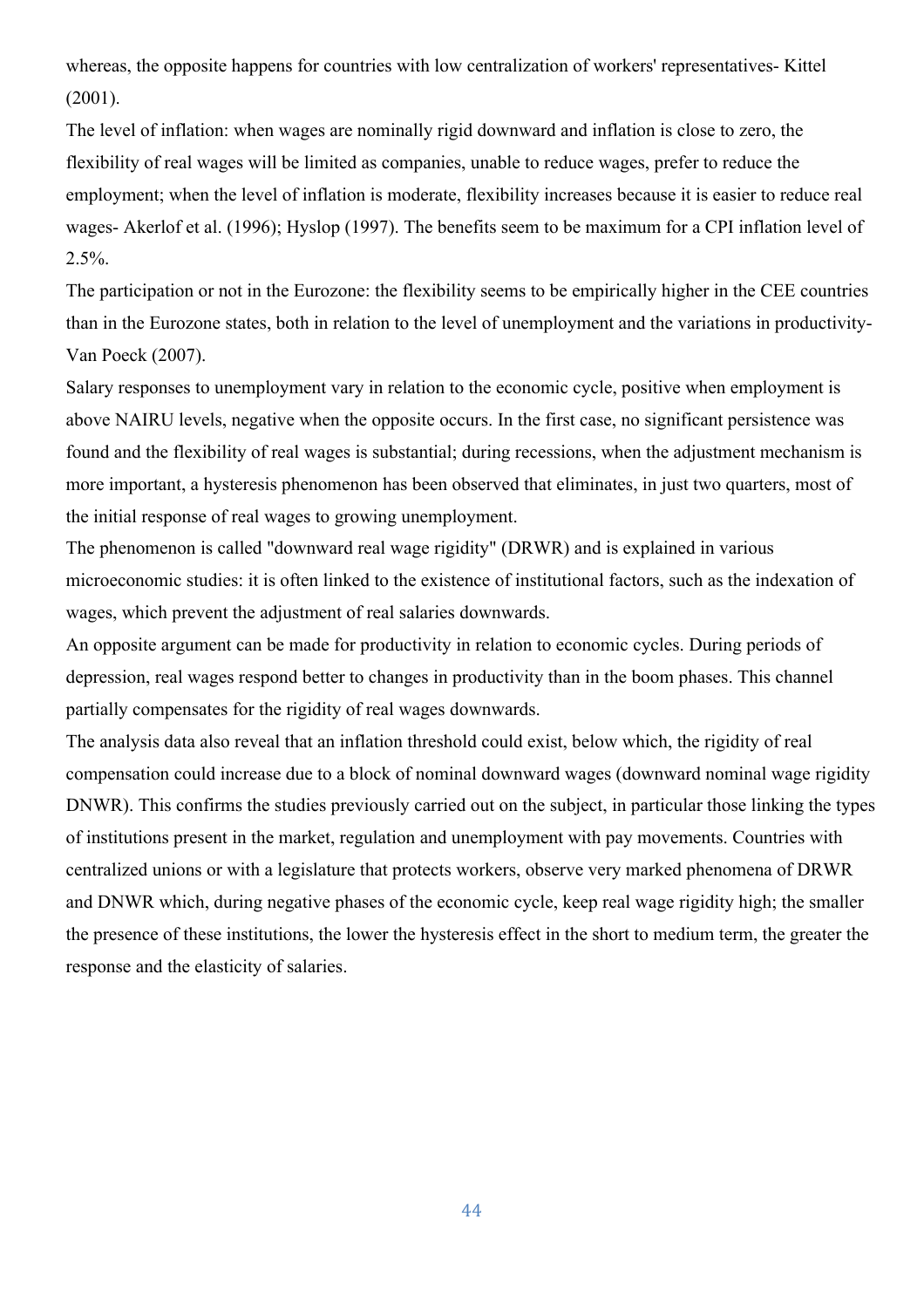whereas, the opposite happens for countries with low centralization of workers' representatives- Kittel (2001).

The level of inflation: when wages are nominally rigid downward and inflation is close to zero, the flexibility of real wages will be limited as companies, unable to reduce wages, prefer to reduce the employment; when the level of inflation is moderate, flexibility increases because it is easier to reduce real wages- Akerlof et al. (1996); Hyslop (1997). The benefits seem to be maximum for a CPI inflation level of 2.5%.

The participation or not in the Eurozone: the flexibility seems to be empirically higher in the CEE countries than in the Eurozone states, both in relation to the level of unemployment and the variations in productivity- Van Poeck (2007).

Salary responses to unemployment vary in relation to the economic cycle, positive when employment is above NAIRU levels, negative when the opposite occurs. In the first case, no significant persistence was found and the flexibility of real wages is substantial; during recessions, when the adjustment mechanism is more important, a hysteresis phenomenon has been observed that eliminates, in just two quarters, most of the initial response of real wages to growing unemployment.

The phenomenon is called "downward real wage rigidity" (DRWR) and is explained in various microeconomic studies: it is often linked to the existence of institutional factors, such as the indexation of wages, which prevent the adjustment of real salaries downwards.

An opposite argument can be made for productivity in relation to economic cycles. During periods of depression, real wages respond better to changes in productivity than in the boom phases. This channel partially compensates for the rigidity of real wages downwards.

The analysis data also reveal that an inflation threshold could exist, below which, the rigidity of real compensation could increase due to a block of nominal downward wages (downward nominal wage rigidity DNWR). This confirms the studies previously carried out on the subject, in particular those linking the types of institutions present in the market, regulation and unemployment with pay movements. Countries with centralized unions or with a legislature that protects workers, observe very marked phenomena of DRWR and DNWR which, during negative phases of the economic cycle, keep real wage rigidity high; the smaller the presence of these institutions, the lower the hysteresis effect in the short to medium term, the greater the response and the elasticity of salaries.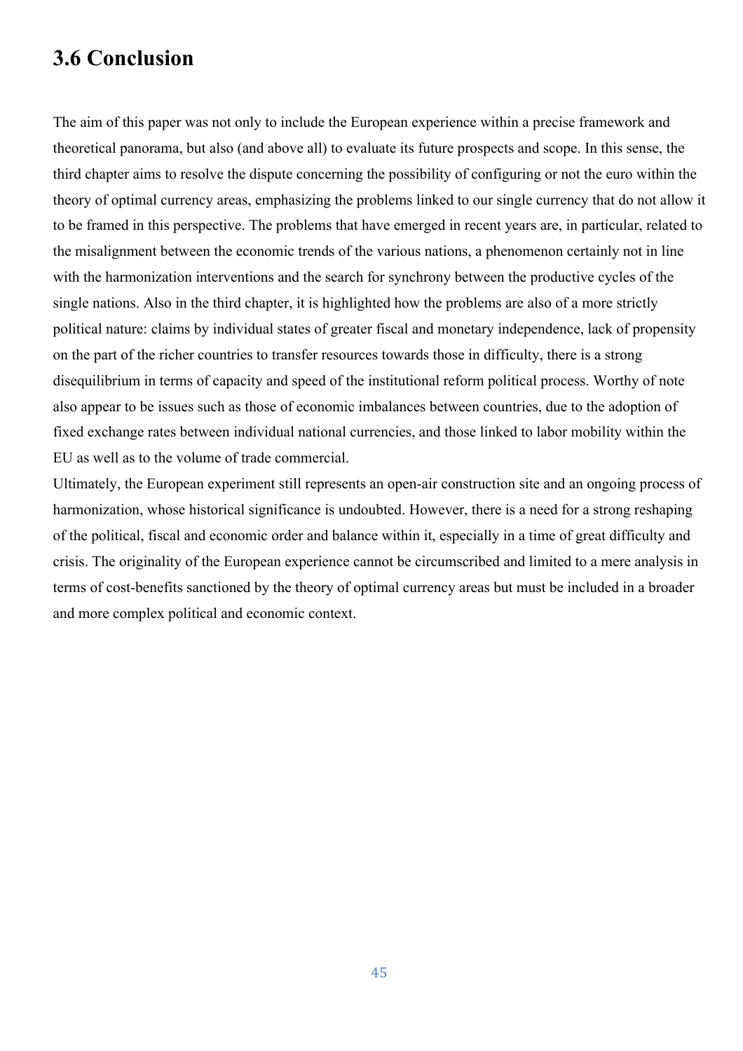## 3.6 Conclusion

The aim of this paper was not only to include the European experience within a precise framework and theoretical panorama, but also (and above all) to evaluate its future prospects and scope. In this sense, the third chapter aims to resolve the dispute concerning the possibility of configuring or not the euro within the theory of optimal currency areas, emphasizing the problems linked to our single currency that do not allow it to be framed in this perspective. The problems that have emerged in recent years are, in particular, related to the misalignment between the economic trends of the various nations, a phenomenon certainly not in line with the harmonization interventions and the search for synchrony between the productive cycles of the single nations. Also in the third chapter, it is highlighted how the problems are also of a more strictly political nature: claims by individual states of greater fiscal and monetary independence, lack of propensity on the part of the richer countries to transfer resources towards those in difficulty, there is a strong disequilibrium in terms of capacity and speed of the institutional reform political process. Worthy of note also appear to be issues such as those of economic imbalances between countries, due to the adoption of fixed exchange rates between individual national currencies, and those linked to labor mobility within the EU as well as to the volume of trade commercial.

Ultimately, the European experiment still represents an open-air construction site and an ongoing process of harmonization, whose historical significance is undoubted. However, there is a need for a strong reshaping of the political, fiscal and economic order and balance within it, especially in a time of great difficulty and crisis. The originality of the European experience cannot be circumscribed and limited to a mere analysis in terms of cost-benefits sanctioned by the theory of optimal currency areas but must be included in a broader and more complex political and economic context.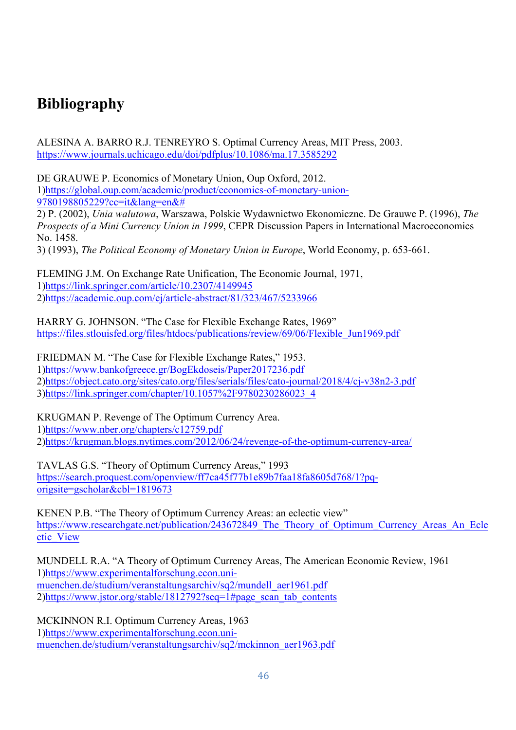# Bibliography

ALESINA A. BARRO R.J. TENREYRO S. Optimal Currency Areas, MIT Press, 2003. https://www.journals.uchicago.edu/doi/pdfplus/10.1086/ma.17.3585292

DE GRAUWE P. Economics of Monetary Union, Oup Oxford, 2012.
1)https://global.oup.com/academic/product/economics-of-monetary-union-9780198805229?cc=it&lang=en&#
2) P. (2002), *Unia walutowa*, Warszawa, Polskie Wydawnictwo Ekonomiczne. De Grauwe P. (1996), *The Prospects of a Mini Currency Union in 1999*, CEPR Discussion Papers in International Macroeconomics No. 1458.
3) (1993), *The Political Economy of Monetary Union in Europe*, World Economy, p. 653-661.

FLEMING J.M. On Exchange Rate Unification, The Economic Journal, 1971,
1)https://link.springer.com/article/10.2307/4149945
2)https://academic.oup.com/ej/article-abstract/81/323/467/5233966

HARRY G. JOHNSON. "The Case for Flexible Exchange Rates, 1969"
https://files.stlouisfed.org/files/htdocs/publications/review/69/06/Flexible_Jun1969.pdf

FRIEDMAN M. "The Case for Flexible Exchange Rates," 1953.
1)https://www.bankofgreece.gr/BogEkdoseis/Paper2017236.pdf
2)https://object.cato.org/sites/cato.org/files/serials/files/cato-journal/2018/4/cj-v38n2-3.pdf
3)https://link.springer.com/chapter/10.1057%2F9780230286023_4

KRUGMAN P. Revenge of The Optimum Currency Area.
1)https://www.nber.org/chapters/c12759.pdf
2)https://krugman.blogs.nytimes.com/2012/06/24/revenge-of-the-optimum-currency-area/

TAVLAS G.S. "Theory of Optimum Currency Areas," 1993
https://search.proquest.com/openview/ff7ca45f77b1e89b7faa18fa8605d768/1?pq-origsite=gscholar&cbl=1819673

KENEN P.B. "The Theory of Optimum Currency Areas: an eclectic view"
https://www.researchgate.net/publication/243672849_The_Theory_of_Optimum_Currency_Areas_An_Eclectic_View

MUNDELL R.A. "A Theory of Optimum Currency Areas, The American Economic Review, 1961
1)https://www.experimentalforschung.econ.uni-muenchen.de/studium/veranstaltungsarchiv/sq2/mundell_aer1961.pdf
2)https://www.jstor.org/stable/1812792?seq=1#page_scan_tab_contents

MCKINNON R.I. Optimum Currency Areas, 1963
1)https://www.experimentalforschung.econ.uni-muenchen.de/studium/veranstaltungsarchiv/sq2/mckinnon_aer1963.pdf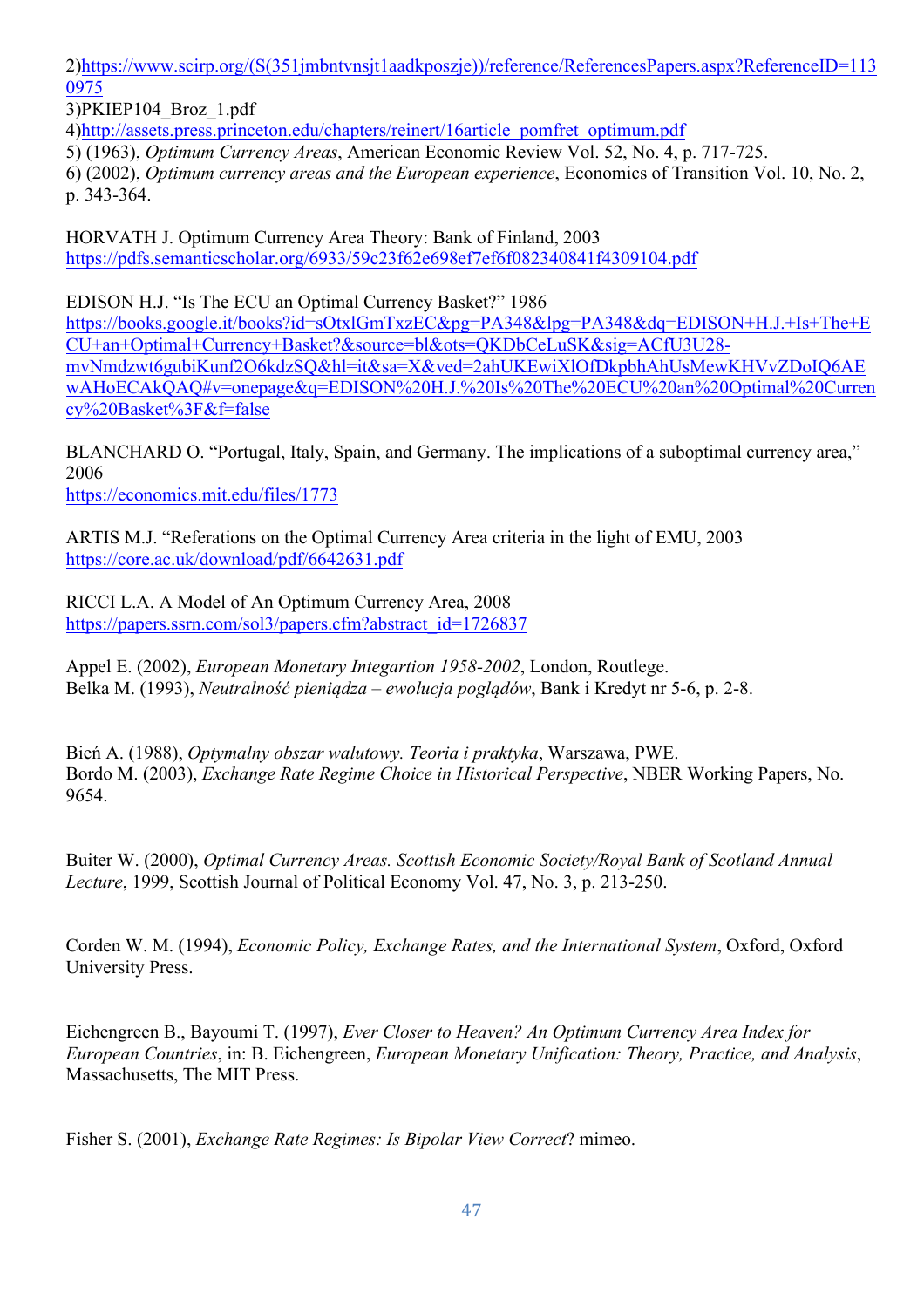2)https://www.scirp.org/(S(351jmbntvnsjt1aadkposzje))/reference/ReferencesPapers.aspx?ReferenceID=1130975

3)PKIEP104_Broz_1.pdf

4)http://assets.press.princeton.edu/chapters/reinert/16article_pomfret_optimum.pdf

5) (1963), *Optimum Currency Areas*, American Economic Review Vol. 52, No. 4, p. 717-725.

6) (2002), *Optimum currency areas and the European experience*, Economics of Transition Vol. 10, No. 2, p. 343-364.

HORVATH J. Optimum Currency Area Theory: Bank of Finland, 2003
https://pdfs.semanticscholar.org/6933/59c23f62e698ef7ef6f082340841f4309104.pdf

EDISON H.J. "Is The ECU an Optimal Currency Basket?" 1986
https://books.google.it/books?id=sOtxlGmTxzEC&pg=PA348&lpg=PA348&dq=EDISON+H.J.+Is+The+ECU+an+Optimal+Currency+Basket?&source=bl&ots=QKDbCeLuSK&sig=ACfU3U28-mvNmdzwt6gubiKunf2O6kdzSQ&hl=it&sa=X&ved=2ahUKEwiXlOfDkpbhAhUsMewKHVvZDoIQ6AEwAHoECAkQAQ#v=onepage&q=EDISON%20H.J.%20Is%20The%20ECU%20an%20Optimal%20Currency%20Basket%3F&f=false

BLANCHARD O. "Portugal, Italy, Spain, and Germany. The implications of a suboptimal currency area," 2006
https://economics.mit.edu/files/1773

ARTIS M.J. "Referations on the Optimal Currency Area criteria in the light of EMU, 2003
https://core.ac.uk/download/pdf/6642631.pdf

RICCI L.A. A Model of An Optimum Currency Area, 2008
https://papers.ssrn.com/sol3/papers.cfm?abstract_id=1726837

Appel E. (2002), *European Monetary Integartion 1958-2002*, London, Routlege.

Belka M. (1993), *Neutralność pieniądza – ewolucja poglądów*, Bank i Kredyt nr 5-6, p. 2-8.

Bień A. (1988), *Optymalny obszar walutowy. Teoria i praktyka*, Warszawa, PWE.

Bordo M. (2003), *Exchange Rate Regime Choice in Historical Perspective*, NBER Working Papers, No. 9654.

Buiter W. (2000), *Optimal Currency Areas. Scottish Economic Society/Royal Bank of Scotland Annual Lecture*, 1999, Scottish Journal of Political Economy Vol. 47, No. 3, p. 213-250.

Corden W. M. (1994), *Economic Policy, Exchange Rates, and the International System*, Oxford, Oxford University Press.

Eichengreen B., Bayoumi T. (1997), *Ever Closer to Heaven? An Optimum Currency Area Index for European Countries*, in: B. Eichengreen, *European Monetary Unification: Theory, Practice, and Analysis*, Massachusetts, The MIT Press.

Fisher S. (2001), *Exchange Rate Regimes: Is Bipolar View Correct*? mimeo.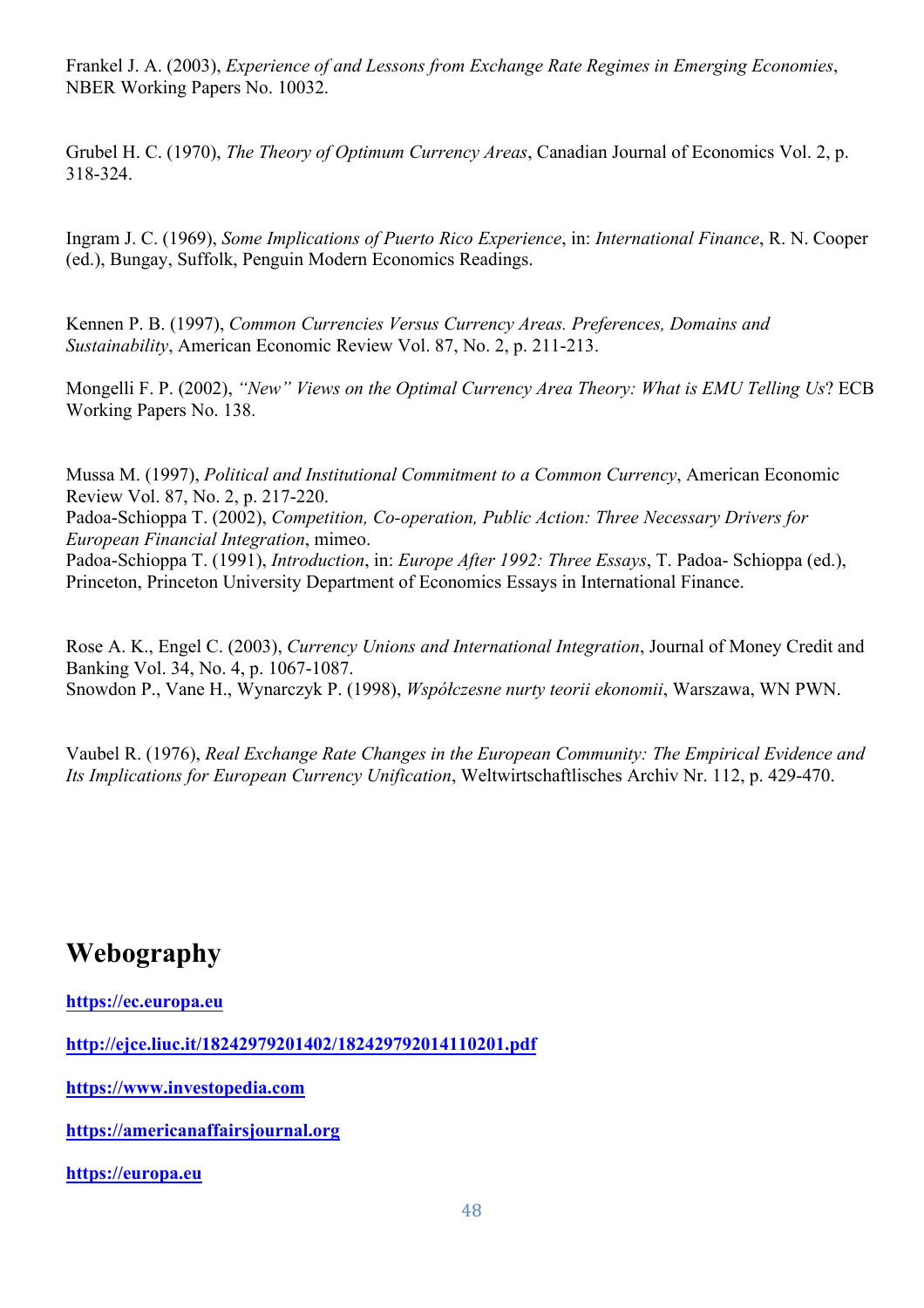Frankel J. A. (2003), *Experience of and Lessons from Exchange Rate Regimes in Emerging Economies*, NBER Working Papers No. 10032.

Grubel H. C. (1970), *The Theory of Optimum Currency Areas*, Canadian Journal of Economics Vol. 2, p. 318-324.

Ingram J. C. (1969), *Some Implications of Puerto Rico Experience*, in: *International Finance*, R. N. Cooper (ed.), Bungay, Suffolk, Penguin Modern Economics Readings.

Kennen P. B. (1997), *Common Currencies Versus Currency Areas. Preferences, Domains and Sustainability*, American Economic Review Vol. 87, No. 2, p. 211-213.

Mongelli F. P. (2002), *"New" Views on the Optimal Currency Area Theory: What is EMU Telling Us*? ECB Working Papers No. 138.

Mussa M. (1997), *Political and Institutional Commitment to a Common Currency*, American Economic Review Vol. 87, No. 2, p. 217-220.

Padoa-Schioppa T. (2002), *Competition, Co-operation, Public Action: Three Necessary Drivers for European Financial Integration*, mimeo.

Padoa-Schioppa T. (1991), *Introduction*, in: *Europe After 1992: Three Essays*, T. Padoa- Schioppa (ed.), Princeton, Princeton University Department of Economics Essays in International Finance.

Rose A. K., Engel C. (2003), *Currency Unions and International Integration*, Journal of Money Credit and Banking Vol. 34, No. 4, p. 1067-1087.

Snowdon P., Vane H., Wynarczyk P. (1998), *Współczesne nurty teorii ekonomii*, Warszawa, WN PWN.

Vaubel R. (1976), *Real Exchange Rate Changes in the European Community: The Empirical Evidence and Its Implications for European Currency Unification*, Weltwirtschaftliches Archiv Nr. 112, p. 429-470.

# Webography

**https://ec.europa.eu**

**http://ejce.liuc.it/18242979201402/182429792014110201.pdf**

**https://www.investopedia.com**

**https://americanaffairsjournal.org**

**https://europa.eu**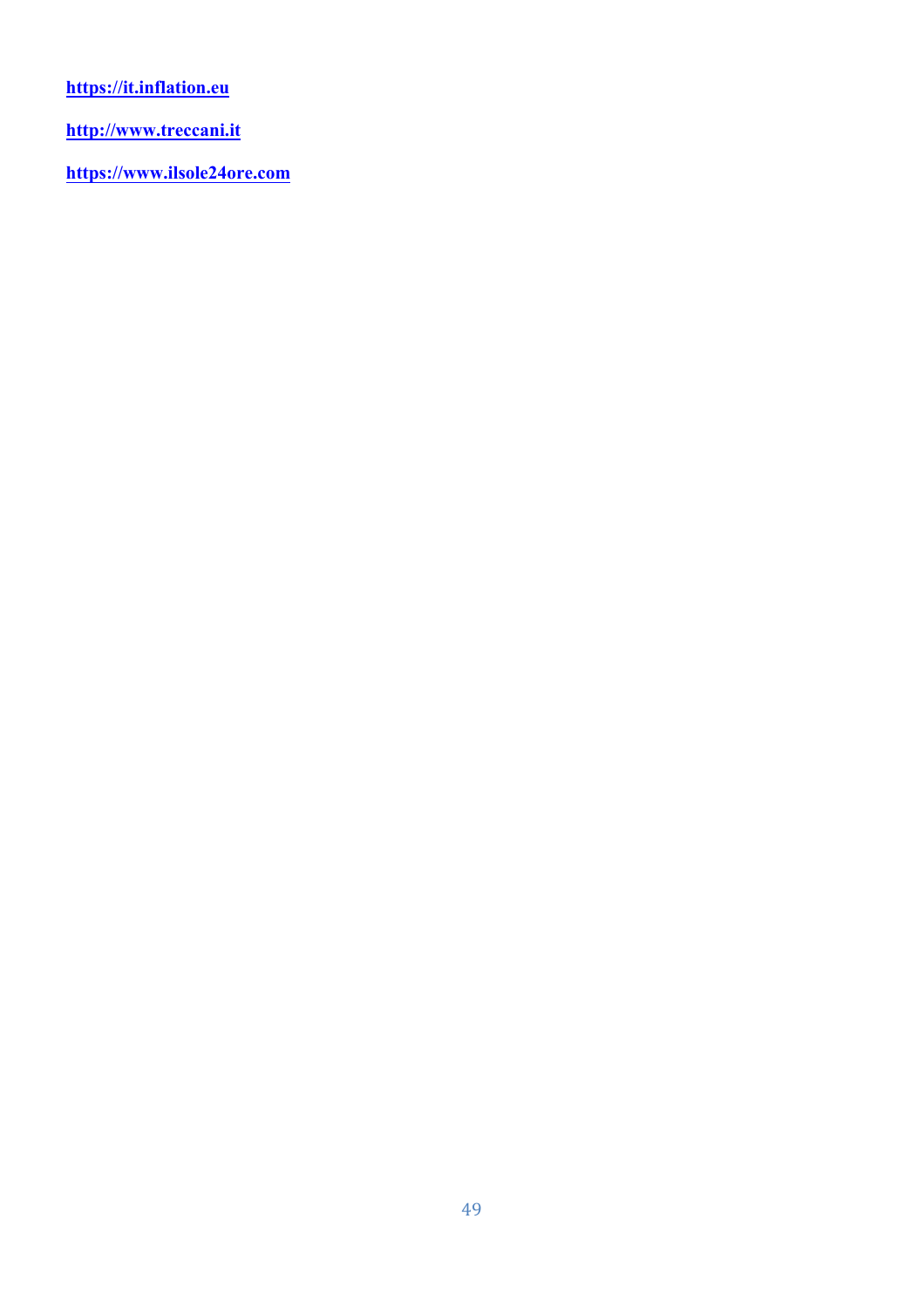**https://it.inflation.eu**

**http://www.treccani.it**

**https://www.ilsole24ore.com**